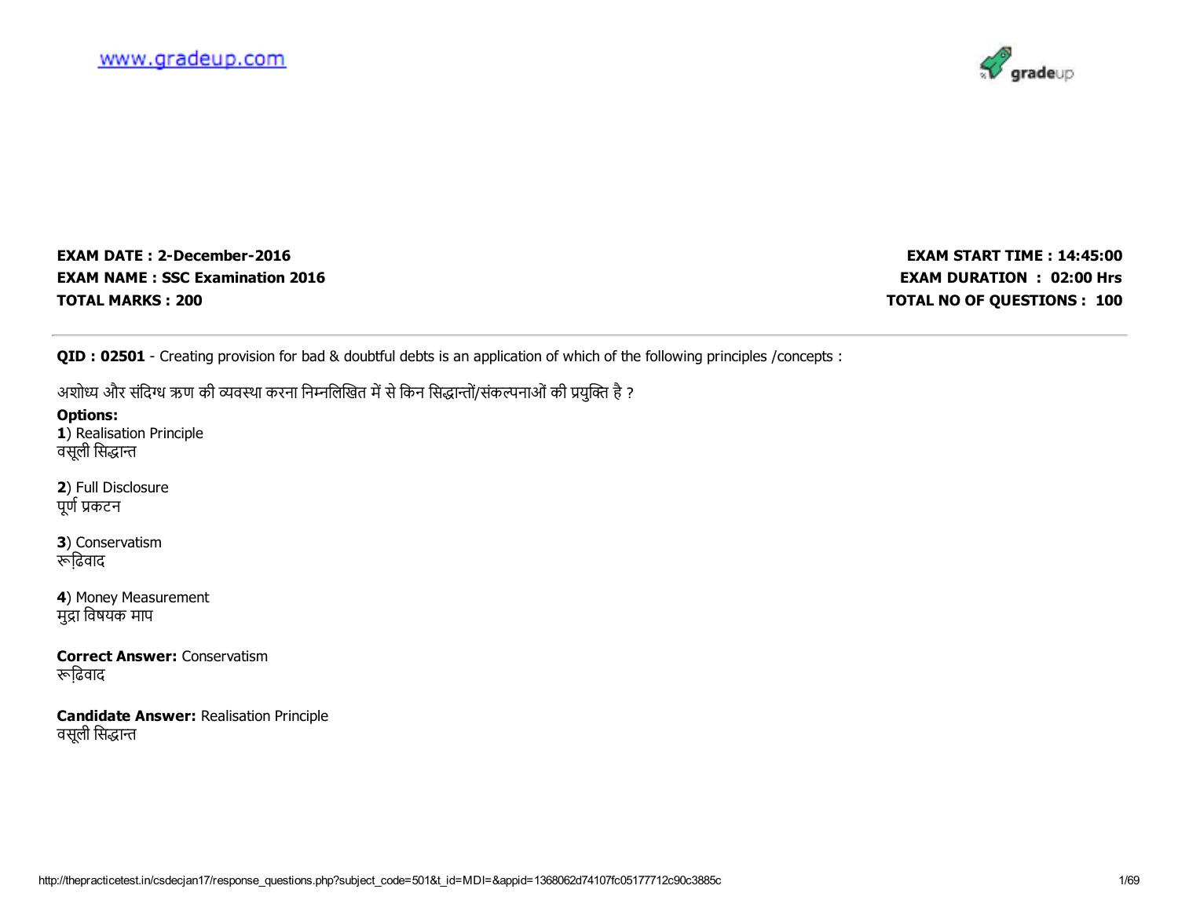www.gradeup.com

**EXAM DATE : 2-December-2016**
**EXAM NAME : SSC Examination 2016**
**TOTAL MARKS : 200**

**EXAM START TIME : 14:45:00**
**EXAM DURATION : 02:00 Hrs**
**TOTAL NO OF QUESTIONS : 100**

---

**QID : 02501** - Creating provision for bad & doubtful debts is an application of which of the following principles /concepts :

अशोध्य और संदिग्ध ऋण की व्यवस्था करना निम्नलिखित में से किन सिद्धान्तों/संकल्पनाओं की प्रयुक्ति है ?

**Options:**

**1**) Realisation Principle
वसूली सिद्धान्त

**2**) Full Disclosure
पूर्ण प्रकटन

**3**) Conservatism
रूढ़िवाद

**4**) Money Measurement
मुद्रा विषयक माप

**Correct Answer:** Conservatism
रूढ़िवाद

**Candidate Answer:** Realisation Principle
वसूली सिद्धान्त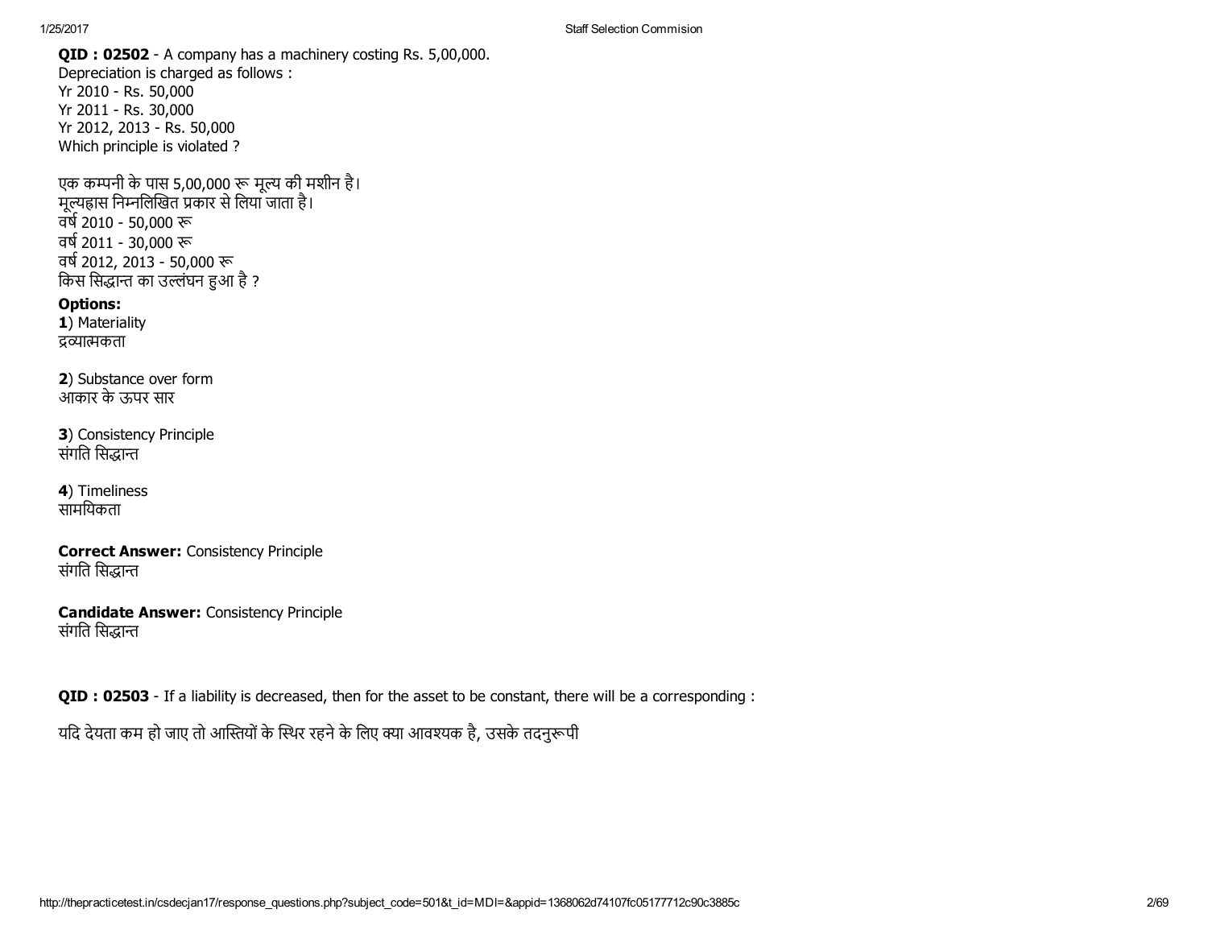**QID : 02502** - A company has a machinery costing Rs. 5,00,000.
Depreciation is charged as follows :
Yr 2010 - Rs. 50,000
Yr 2011 - Rs. 30,000
Yr 2012, 2013 - Rs. 50,000
Which principle is violated ?

एक कम्पनी के पास 5,00,000 रू मूल्य की मशीन है।
मूल्यह्रास निम्नलिखित प्रकार से लिया जाता है।
वर्ष 2010 - 50,000 रू
वर्ष 2011 - 30,000 रू
वर्ष 2012, 2013 - 50,000 रू
किस सिद्धान्त का उल्लंघन हुआ है ?

**Options:**

**1**) Materiality
द्रव्यात्मकता

**2**) Substance over form
आकार के ऊपर सार

**3**) Consistency Principle
संगति सिद्धान्त

**4**) Timeliness
सामयिकता

**Correct Answer:** Consistency Principle
संगति सिद्धान्त

**Candidate Answer:** Consistency Principle
संगति सिद्धान्त

**QID : 02503** - If a liability is decreased, then for the asset to be constant, there will be a corresponding :

यदि देयता कम हो जाए तो आस्तियों के स्थिर रहने के लिए क्या आवश्यक है, उसके तदनुरूपी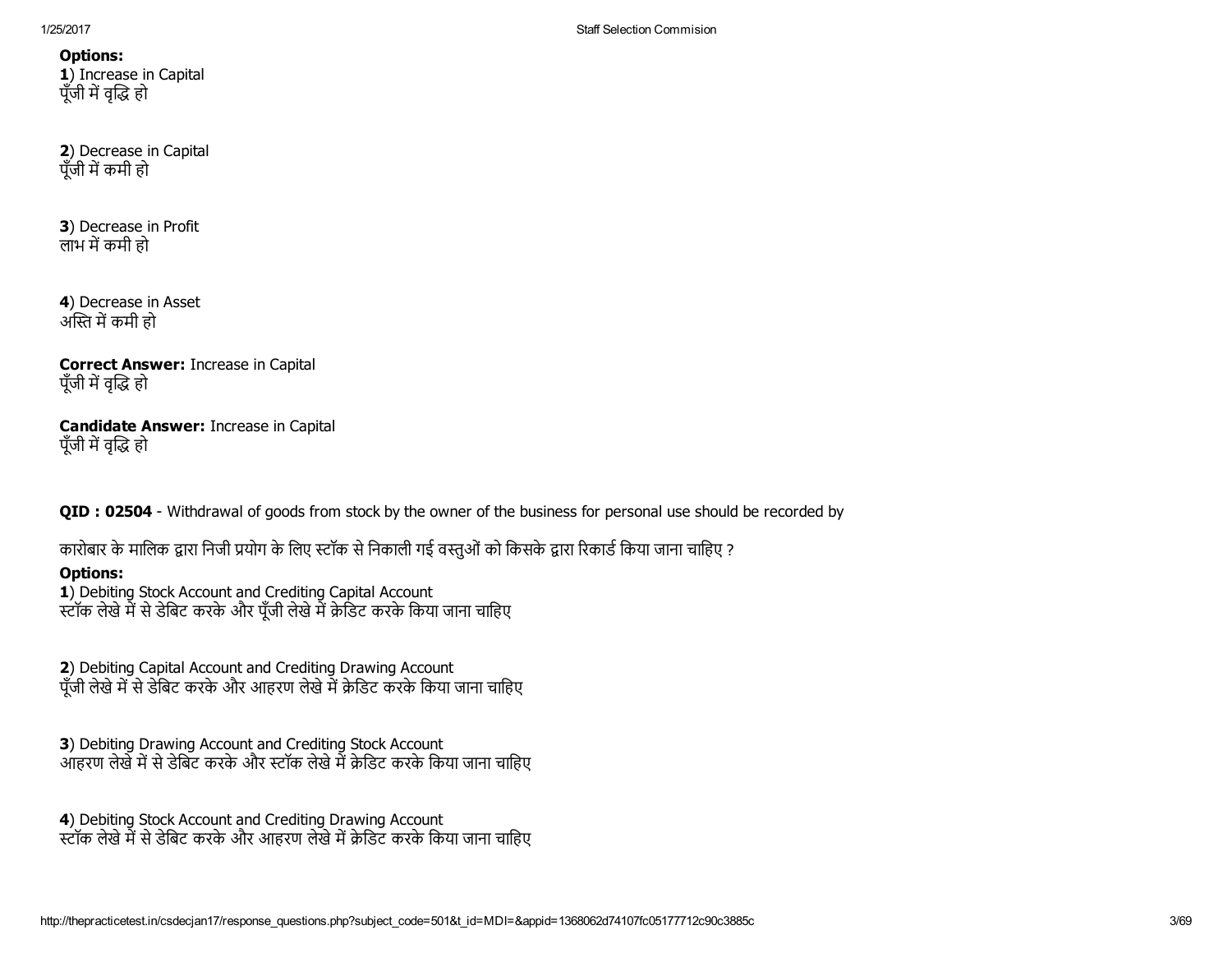**Options:**
**1**) Increase in Capital
पूँजी में वृद्धि हो

**2**) Decrease in Capital
पूँजी में कमी हो

**3**) Decrease in Profit
लाभ में कमी हो

**4**) Decrease in Asset
अस्ति में कमी हो

**Correct Answer:** Increase in Capital
पूँजी में वृद्धि हो

**Candidate Answer:** Increase in Capital
पूँजी में वृद्धि हो

**QID : 02504** - Withdrawal of goods from stock by the owner of the business for personal use should be recorded by

कारोबार के मालिक द्वारा निजी प्रयोग के लिए स्टॉक से निकाली गई वस्तुओं को किसके द्वारा रिकार्ड किया जाना चाहिए ?

**Options:**
**1**) Debiting Stock Account and Crediting Capital Account
स्टॉक लेखे में से डेबिट करके और पूँजी लेखे में क्रेडिट करके किया जाना चाहिए

**2**) Debiting Capital Account and Crediting Drawing Account
पूँजी लेखे में से डेबिट करके और आहरण लेखे में क्रेडिट करके किया जाना चाहिए

**3**) Debiting Drawing Account and Crediting Stock Account
आहरण लेखे में से डेबिट करके और स्टॉक लेखे में क्रेडिट करके किया जाना चाहिए

**4**) Debiting Stock Account and Crediting Drawing Account
स्टॉक लेखे में से डेबिट करके और आहरण लेखे में क्रेडिट करके किया जाना चाहिए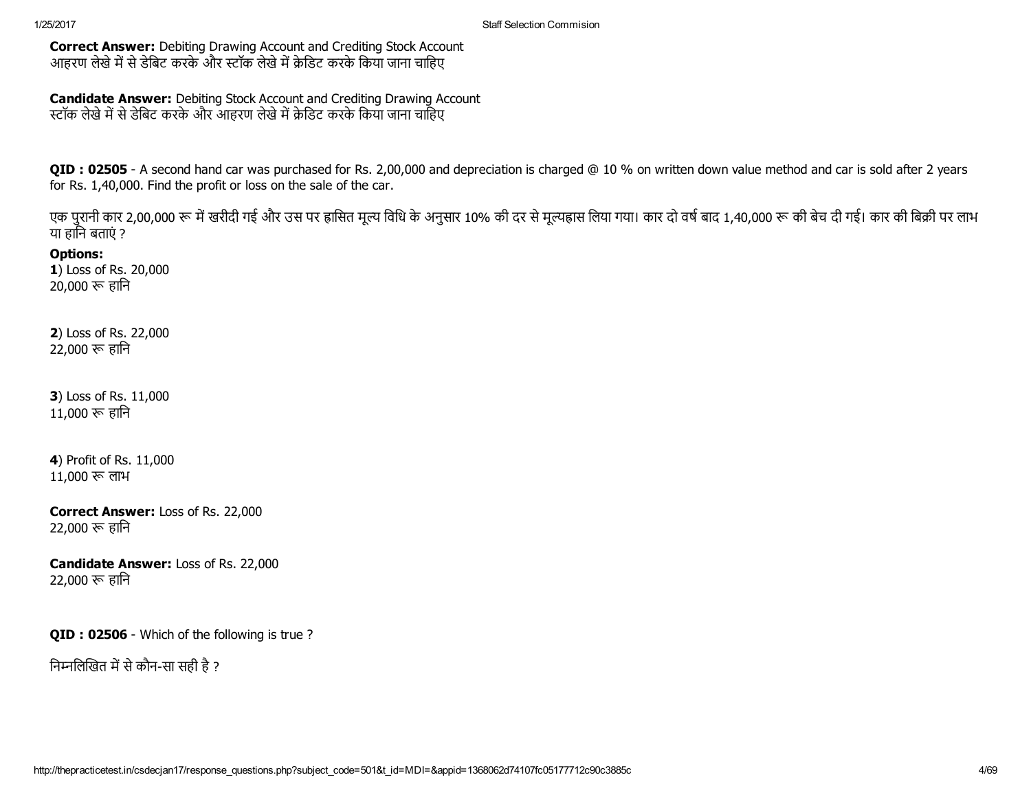**Correct Answer:** Debiting Drawing Account and Crediting Stock Account
आहरण लेखे में से डेबिट करके और स्टॉक लेखे में क्रेडिट करके किया जाना चाहिए

**Candidate Answer:** Debiting Stock Account and Crediting Drawing Account
स्टॉक लेखे में से डेबिट करके और आहरण लेखे में क्रेडिट करके किया जाना चाहिए

**QID : 02505** - A second hand car was purchased for Rs. 2,00,000 and depreciation is charged @ 10 % on written down value method and car is sold after 2 years for Rs. 1,40,000. Find the profit or loss on the sale of the car.

एक पुरानी कार 2,00,000 रू में खरीदी गई और उस पर ह्रासित मूल्य विधि के अनुसार 10% की दर से मूल्यह्रास लिया गया। कार दो वर्ष बाद 1,40,000 रू की बेच दी गई। कार की बिक्री पर लाभ या हानि बताएं ?

**Options:**

**1**) Loss of Rs. 20,000
20,000 रू हानि

**2**) Loss of Rs. 22,000
22,000 रू हानि

**3**) Loss of Rs. 11,000
11,000 रू हानि

**4**) Profit of Rs. 11,000
11,000 रू लाभ

**Correct Answer:** Loss of Rs. 22,000
22,000 रू हानि

**Candidate Answer:** Loss of Rs. 22,000
22,000 रू हानि

**QID : 02506** - Which of the following is true ?

निम्नलिखित में से कौन-सा सही है ?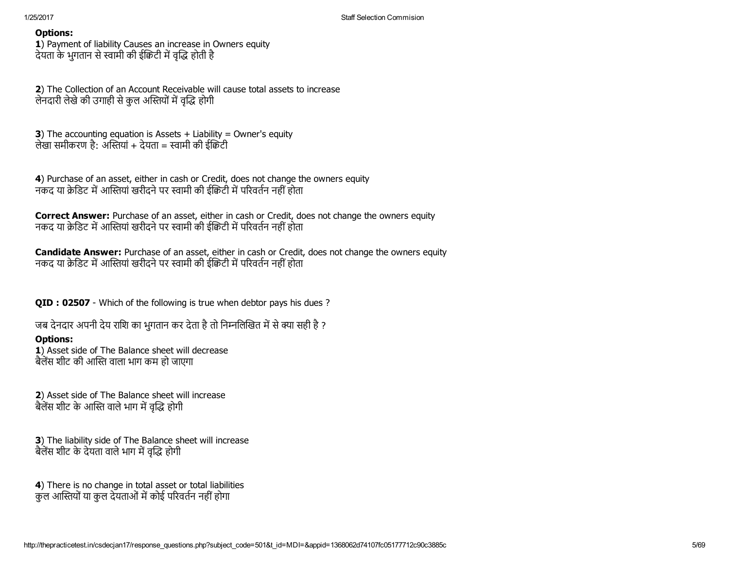**Options:**

**1**) Payment of liability Causes an increase in Owners equity
देयता के भुगतान से स्वामी की ईक्विटी में वृद्धि होती है

**2**) The Collection of an Account Receivable will cause total assets to increase
लेनदारी लेखे की उगाही से कुल अस्तियों में वृद्धि होगी

**3**) The accounting equation is Assets + Liability = Owner's equity
लेखा समीकरण है: अस्तियां + देयता = स्वामी की ईक्विटी

**4**) Purchase of an asset, either in cash or Credit, does not change the owners equity
नकद या क्रेडिट में आस्तियां खरीदने पर स्वामी की ईक्विटी में परिवर्तन नहीं होता

**Correct Answer:** Purchase of an asset, either in cash or Credit, does not change the owners equity
नकद या क्रेडिट में आस्तियां खरीदने पर स्वामी की ईक्विटी में परिवर्तन नहीं होता

**Candidate Answer:** Purchase of an asset, either in cash or Credit, does not change the owners equity
नकद या क्रेडिट में आस्तियां खरीदने पर स्वामी की ईक्विटी में परिवर्तन नहीं होता

**QID : 02507** - Which of the following is true when debtor pays his dues ?

जब देनदार अपनी देय राशि का भुगतान कर देता है तो निम्नलिखित में से क्या सही है ?

**Options:**

**1**) Asset side of The Balance sheet will decrease
बैलेंस शीट की आस्ति वाला भाग कम हो जाएगा

**2**) Asset side of The Balance sheet will increase
बैलेंस शीट के आस्ति वाले भाग में वृद्धि होगी

**3**) The liability side of The Balance sheet will increase
बैलेंस शीट के देयता वाले भाग में वृद्धि होगी

**4**) There is no change in total asset or total liabilities
कुल आस्तियों या कुल देयताओं में कोई परिवर्तन नहीं होगा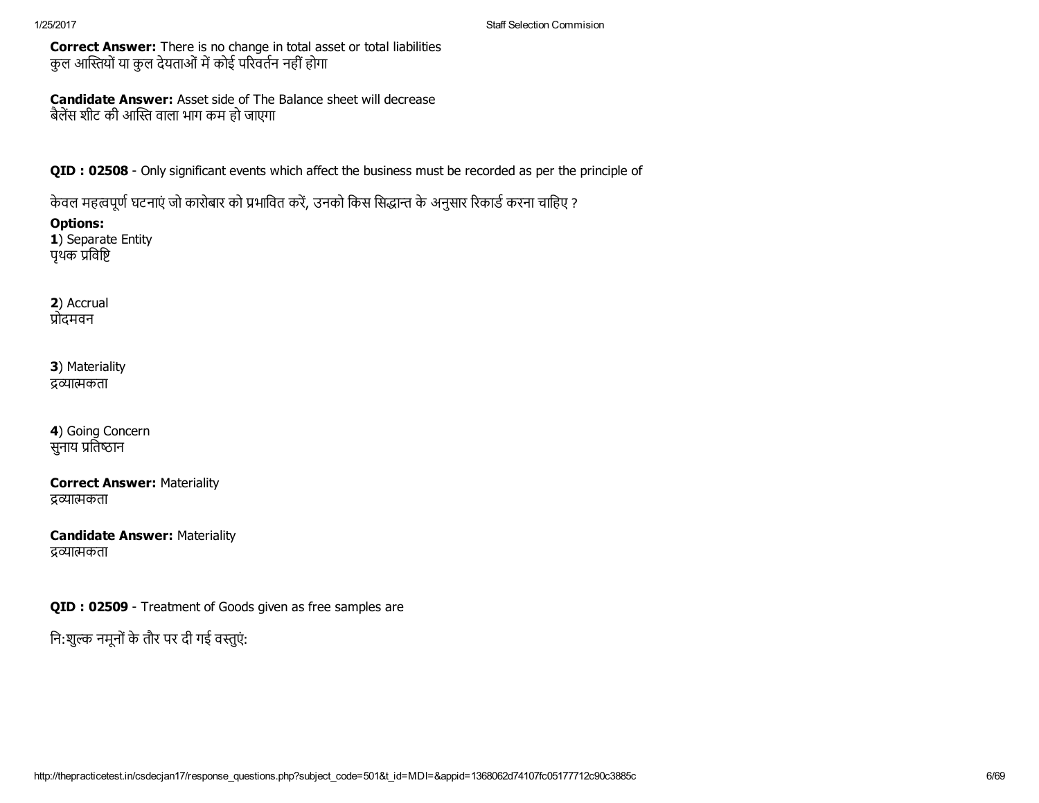**Correct Answer:** There is no change in total asset or total liabilities
कुल आस्तियों या कुल देयताओं में कोई परिवर्तन नहीं होगा

**Candidate Answer:** Asset side of The Balance sheet will decrease
बैलेंस शीट की आस्ति वाला भाग कम हो जाएगा

**QID : 02508** - Only significant events which affect the business must be recorded as per the principle of

केवल महत्वपूर्ण घटनाएं जो कारोबार को प्रभावित करें, उनको किस सिद्धान्त के अनुसार रिकार्ड करना चाहिए ?

**Options:**

**1**) Separate Entity
पृथक प्रविष्टि

**2**) Accrual
प्रोदमवन

**3**) Materiality
द्रव्यात्मकता

**4**) Going Concern
सुनाय प्रतिष्ठान

**Correct Answer:** Materiality
द्रव्यात्मकता

**Candidate Answer:** Materiality
द्रव्यात्मकता

**QID : 02509** - Treatment of Goods given as free samples are

नि:शुल्क नमूनों के तौर पर दी गई वस्तुएं: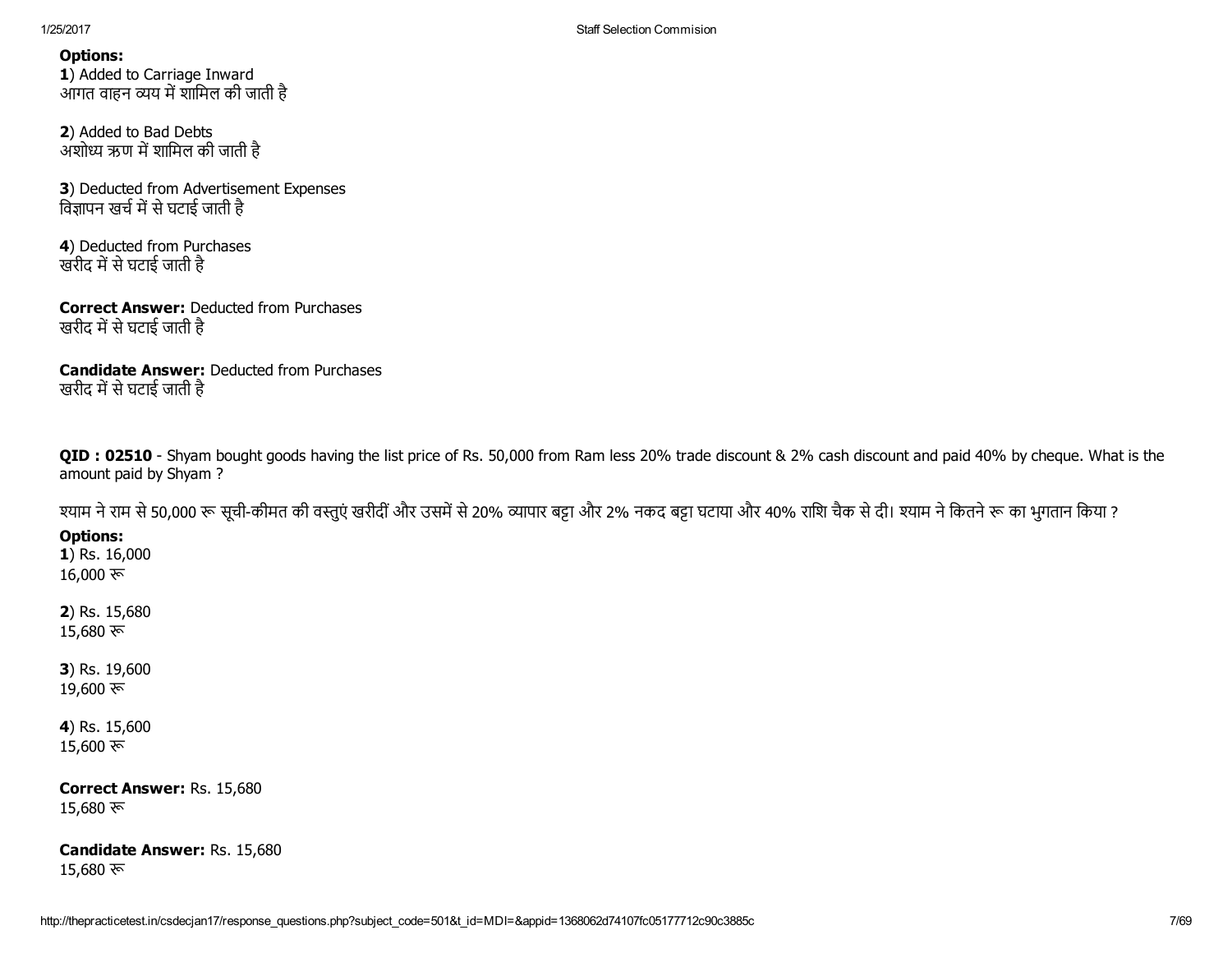**Options:**
**1**) Added to Carriage Inward
आगत वाहन व्यय में शामिल की जाती है

**2**) Added to Bad Debts
अशोध्य ऋण में शामिल की जाती है

**3**) Deducted from Advertisement Expenses
विज्ञापन खर्च में से घटाई जाती है

**4**) Deducted from Purchases
खरीद में से घटाई जाती है

**Correct Answer:** Deducted from Purchases
खरीद में से घटाई जाती है

**Candidate Answer:** Deducted from Purchases
खरीद में से घटाई जाती है

**QID : 02510** - Shyam bought goods having the list price of Rs. 50,000 from Ram less 20% trade discount & 2% cash discount and paid 40% by cheque. What is the amount paid by Shyam ?

श्याम ने राम से 50,000 रू सूची-कीमत की वस्तुएं खरीदीं और उसमें से 20% व्यापार बट्टा और 2% नकद बट्टा घटाया और 40% राशि चैक से दी। श्याम ने कितने रू का भुगतान किया ?

**Options:**
**1**) Rs. 16,000
16,000 रू

**2**) Rs. 15,680
15,680 रू

**3**) Rs. 19,600
19,600 रू

**4**) Rs. 15,600
15,600 रू

**Correct Answer:** Rs. 15,680
15,680 रू

**Candidate Answer:** Rs. 15,680
15,680 रू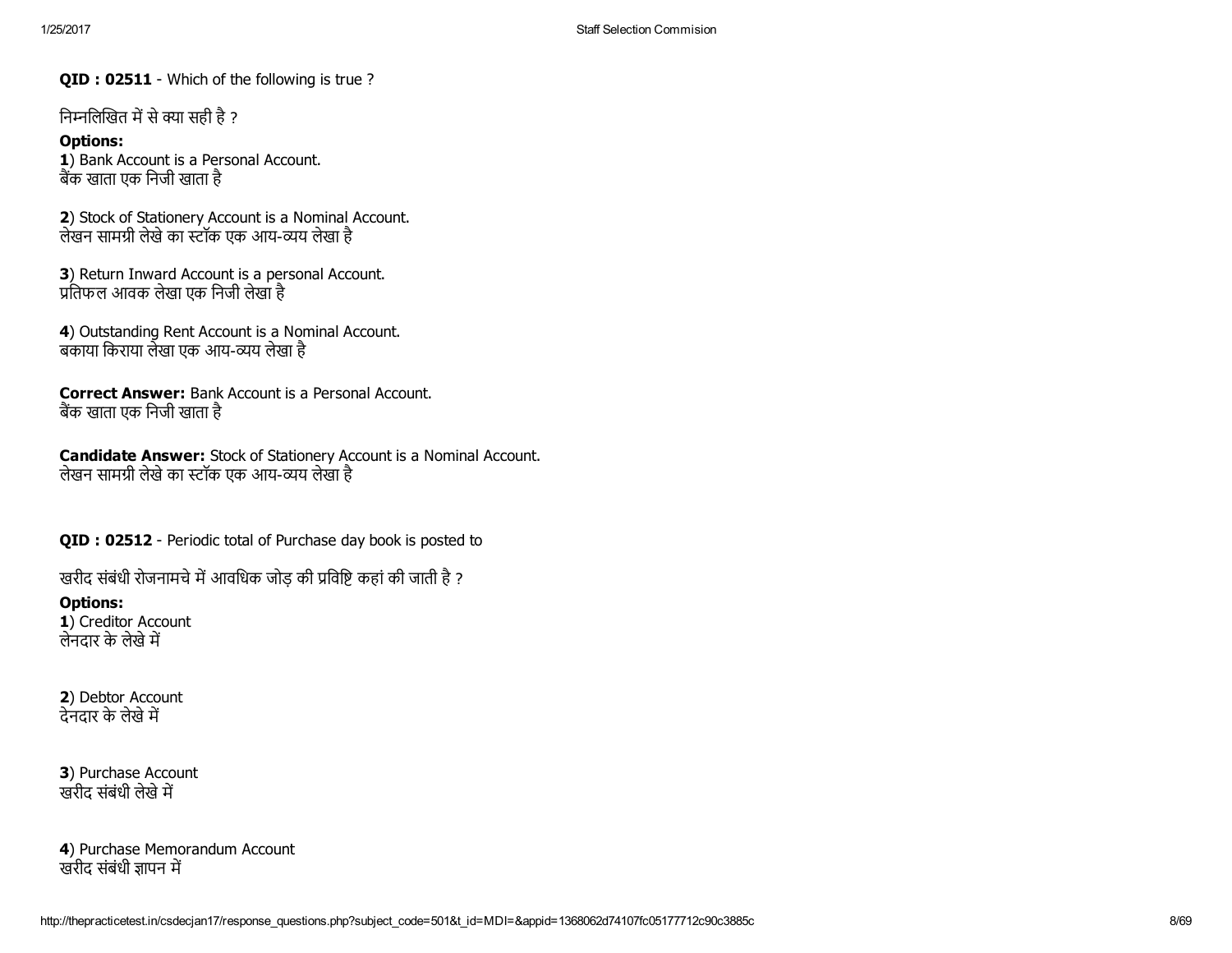**QID : 02511** - Which of the following is true ?

निम्नलिखित में से क्या सही है ?

**Options:**

**1**) Bank Account is a Personal Account.
बैंक खाता एक निजी खाता है

**2**) Stock of Stationery Account is a Nominal Account.
लेखन सामग्री लेखे का स्टॉक एक आय-व्यय लेखा है

**3**) Return Inward Account is a personal Account.
प्रतिफल आवक लेखा एक निजी लेखा है

**4**) Outstanding Rent Account is a Nominal Account.
बकाया किराया लेखा एक आय-व्यय लेखा है

**Correct Answer:** Bank Account is a Personal Account.
बैंक खाता एक निजी खाता है

**Candidate Answer:** Stock of Stationery Account is a Nominal Account.
लेखन सामग्री लेखे का स्टॉक एक आय-व्यय लेखा है

**QID : 02512** - Periodic total of Purchase day book is posted to

खरीद संबंधी रोजनामचे में आवधिक जोड़ की प्रविष्टि कहां की जाती है ?

**Options:**

**1**) Creditor Account
लेनदार के लेखे में

**2**) Debtor Account
देनदार के लेखे में

**3**) Purchase Account
खरीद संबंधी लेखे में

**4**) Purchase Memorandum Account
खरीद संबंधी ज्ञापन में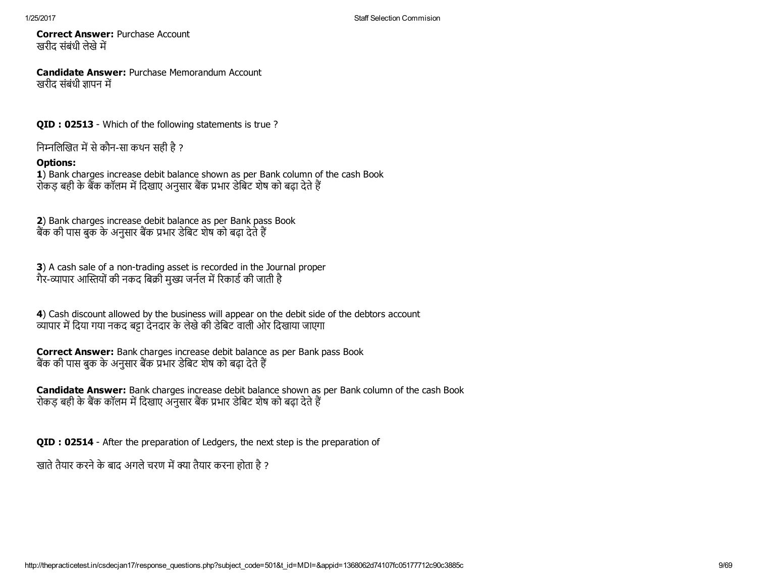**Correct Answer:** Purchase Account
खरीद संबंधी लेखे में

**Candidate Answer:** Purchase Memorandum Account
खरीद संबंधी ज्ञापन में

**QID : 02513** - Which of the following statements is true ?

निम्नलिखित में से कौन-सा कथन सही है ?

**Options:**

**1**) Bank charges increase debit balance shown as per Bank column of the cash Book
रोकड़ बही के बैंक कॉलम में दिखाए अनुसार बैंक प्रभार डेबिट शेष को बढ़ा देते हैं

**2**) Bank charges increase debit balance as per Bank pass Book
बैंक की पास बुक के अनुसार बैंक प्रभार डेबिट शेष को बढ़ा देते हैं

**3**) A cash sale of a non-trading asset is recorded in the Journal proper
गैर-व्यापार आस्तियों की नकद बिक्री मुख्य जर्नल में रिकार्ड की जाती है

**4**) Cash discount allowed by the business will appear on the debit side of the debtors account
व्यापार में दिया गया नकद बट्टा देनदार के लेखे की डेबिट वाली ओर दिखाया जाएगा

**Correct Answer:** Bank charges increase debit balance as per Bank pass Book
बैंक की पास बुक के अनुसार बैंक प्रभार डेबिट शेष को बढ़ा देते हैं

**Candidate Answer:** Bank charges increase debit balance shown as per Bank column of the cash Book
रोकड़ बही के बैंक कॉलम में दिखाए अनुसार बैंक प्रभार डेबिट शेष को बढ़ा देते हैं

**QID : 02514** - After the preparation of Ledgers, the next step is the preparation of

खाते तैयार करने के बाद अगले चरण में क्या तैयार करना होता है ?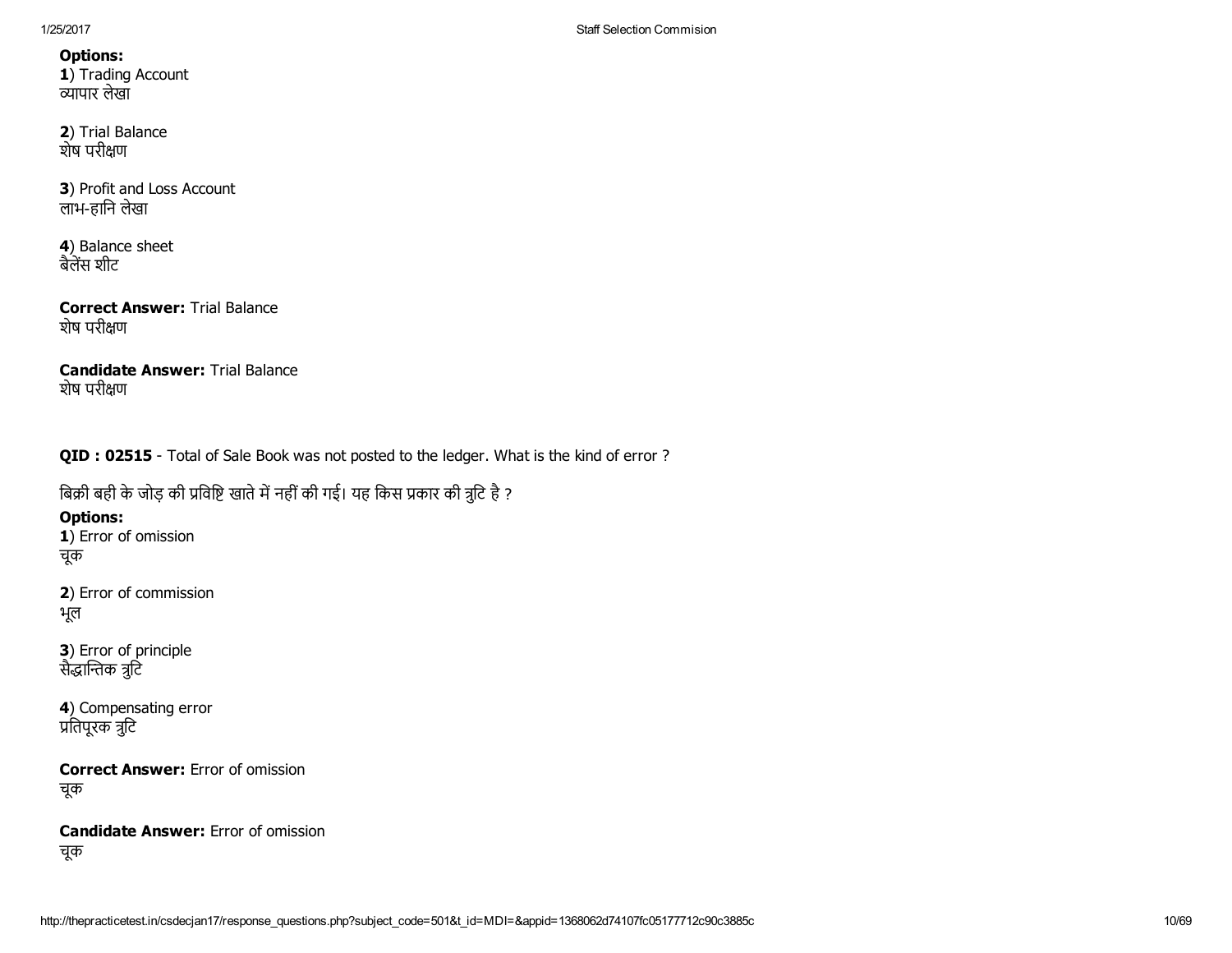**Options:**
**1**) Trading Account
व्यापार लेखा

**2**) Trial Balance
शेष परीक्षण

**3**) Profit and Loss Account
लाभ-हानि लेखा

**4**) Balance sheet
बैलेंस शीट

**Correct Answer:** Trial Balance
शेष परीक्षण

**Candidate Answer:** Trial Balance
शेष परीक्षण

**QID : 02515** - Total of Sale Book was not posted to the ledger. What is the kind of error ?

बिक्री बही के जोड़ की प्रविष्टि खाते में नहीं की गई। यह किस प्रकार की त्रुटि है ?

**Options:**
**1**) Error of omission
चूक

**2**) Error of commission
भूल

**3**) Error of principle
सैद्धान्तिक त्रुटि

**4**) Compensating error
प्रतिपूरक त्रुटि

**Correct Answer:** Error of omission
चूक

**Candidate Answer:** Error of omission
चूक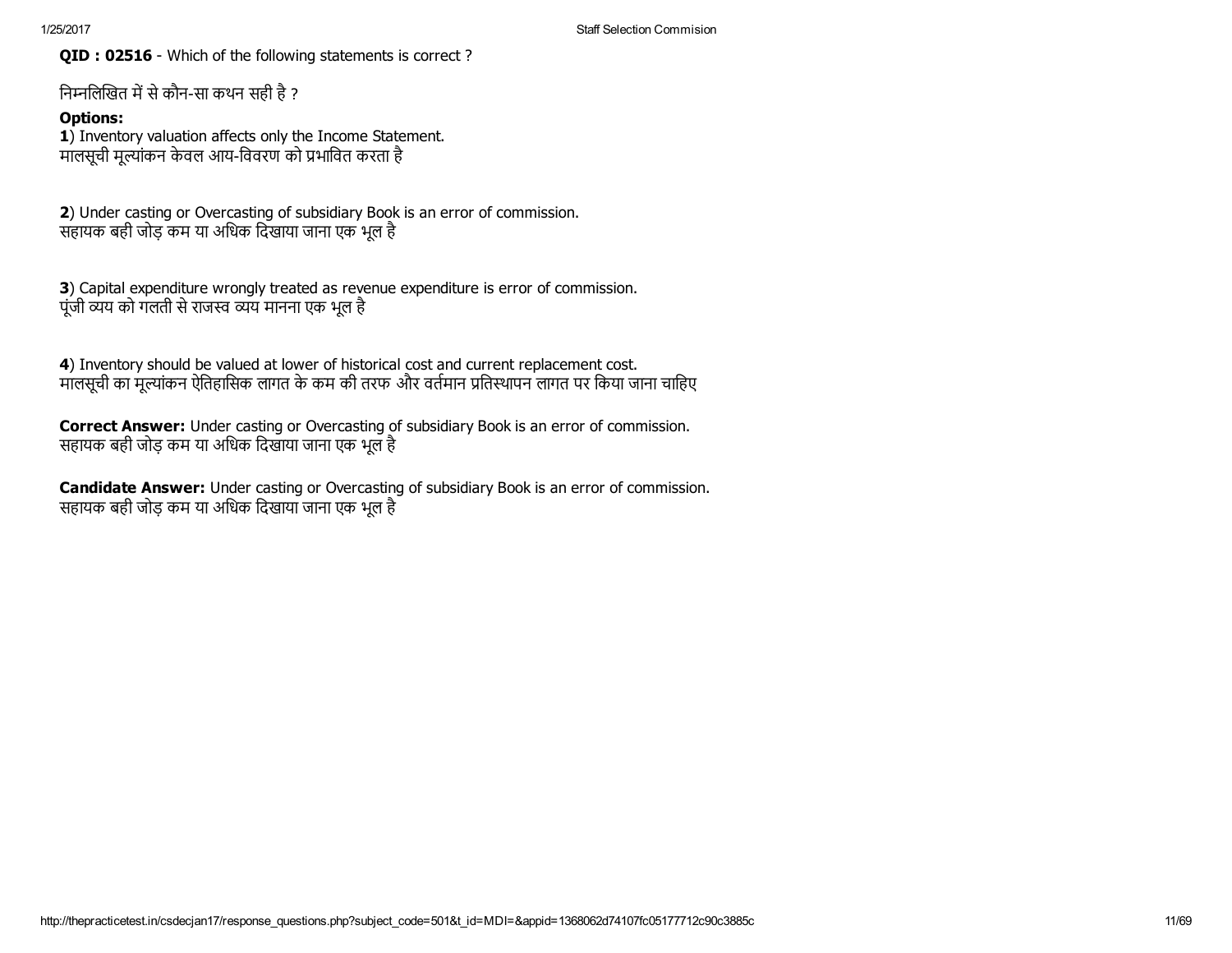**QID : 02516** - Which of the following statements is correct ?

निम्नलिखित में से कौन-सा कथन सही है ?

**Options:**

**1**) Inventory valuation affects only the Income Statement.
मालसूची मूल्यांकन केवल आय-विवरण को प्रभावित करता है

**2**) Under casting or Overcasting of subsidiary Book is an error of commission.
सहायक बही जोड़ कम या अधिक दिखाया जाना एक भूल है

**3**) Capital expenditure wrongly treated as revenue expenditure is error of commission.
पूंजी व्यय को गलती से राजस्व व्यय मानना एक भूल है

**4**) Inventory should be valued at lower of historical cost and current replacement cost.
मालसूची का मूल्यांकन ऐतिहासिक लागत के कम की तरफ और वर्तमान प्रतिस्थापन लागत पर किया जाना चाहिए

**Correct Answer:** Under casting or Overcasting of subsidiary Book is an error of commission.
सहायक बही जोड़ कम या अधिक दिखाया जाना एक भूल है

**Candidate Answer:** Under casting or Overcasting of subsidiary Book is an error of commission.
सहायक बही जोड़ कम या अधिक दिखाया जाना एक भूल है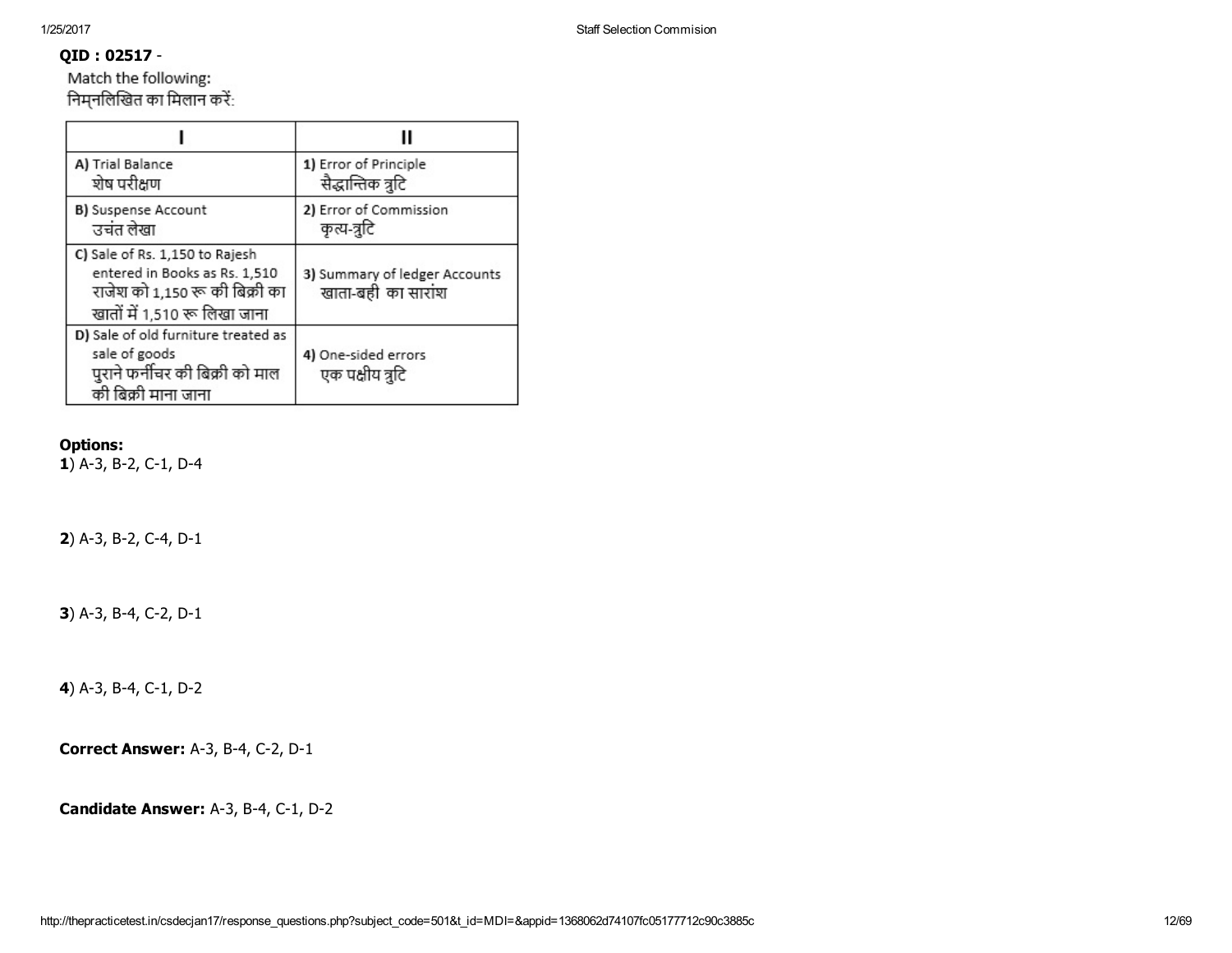**QID : 02517** -

Match the following:
निम्नलिखित का मिलान करें:

| I | II |
| --- | --- |
| **A)** Trial Balance शेष परीक्षण | **1)** Error of Principle सैद्धान्तिक त्रुटि |
| **B)** Suspense Account उचंत लेखा | **2)** Error of Commission कृत्य-त्रुटि |
| **C)** Sale of Rs. 1,150 to Rajesh entered in Books as Rs. 1,510 राजेश को 1,150 रू की बिक्री का खातों में 1,510 रू लिखा जाना | **3)** Summary of ledger Accounts खाता-बही का सारांश |
| **D)** Sale of old furniture treated as sale of goods पुराने फर्नीचर की बिक्री को माल की बिक्री माना जाना | **4)** One-sided errors एक पक्षीय त्रुटि |

**Options:**

**1**) A-3, B-2, C-1, D-4

**2**) A-3, B-2, C-4, D-1

**3**) A-3, B-4, C-2, D-1

**4**) A-3, B-4, C-1, D-2

**Correct Answer:** A-3, B-4, C-2, D-1

**Candidate Answer:** A-3, B-4, C-1, D-2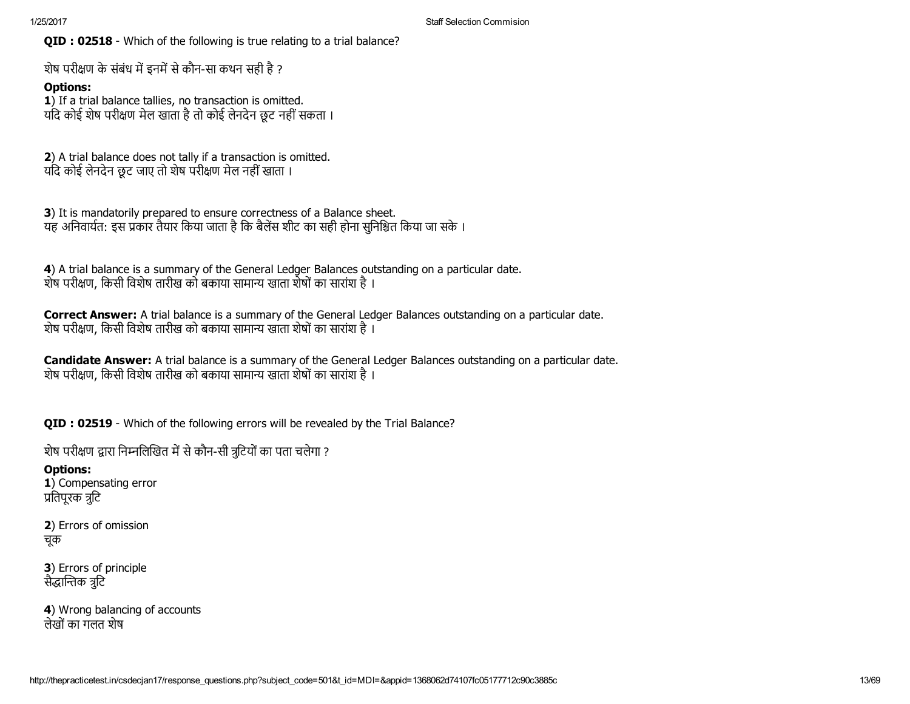**QID : 02518** - Which of the following is true relating to a trial balance?

शेष परीक्षण के संबंध में इनमें से कौन-सा कथन सही है ?

**Options:**

**1**) If a trial balance tallies, no transaction is omitted.
यदि कोई शेष परीक्षण मेल खाता है तो कोई लेनदेन छूट नहीं सकता ।

**2**) A trial balance does not tally if a transaction is omitted.
यदि कोई लेनदेन छूट जाए तो शेष परीक्षण मेल नहीं खाता ।

**3**) It is mandatorily prepared to ensure correctness of a Balance sheet.
यह अनिवार्यत: इस प्रकार तैयार किया जाता है कि बैलेंस शीट का सही होना सुनिश्चित किया जा सके ।

**4**) A trial balance is a summary of the General Ledger Balances outstanding on a particular date.
शेष परीक्षण, किसी विशेष तारीख को बकाया सामान्य खाता शेषों का सारांश है ।

**Correct Answer:** A trial balance is a summary of the General Ledger Balances outstanding on a particular date.
शेष परीक्षण, किसी विशेष तारीख को बकाया सामान्य खाता शेषों का सारांश है ।

**Candidate Answer:** A trial balance is a summary of the General Ledger Balances outstanding on a particular date.
शेष परीक्षण, किसी विशेष तारीख को बकाया सामान्य खाता शेषों का सारांश है ।

**QID : 02519** - Which of the following errors will be revealed by the Trial Balance?

शेष परीक्षण द्वारा निम्नलिखित में से कौन-सी त्रुटियों का पता चलेगा ?

**Options:**

**1**) Compensating error
प्रतिपूरक त्रुटि

**2**) Errors of omission
चूक

**3**) Errors of principle
सैद्धान्तिक त्रुटि

**4**) Wrong balancing of accounts
लेखों का गलत शेष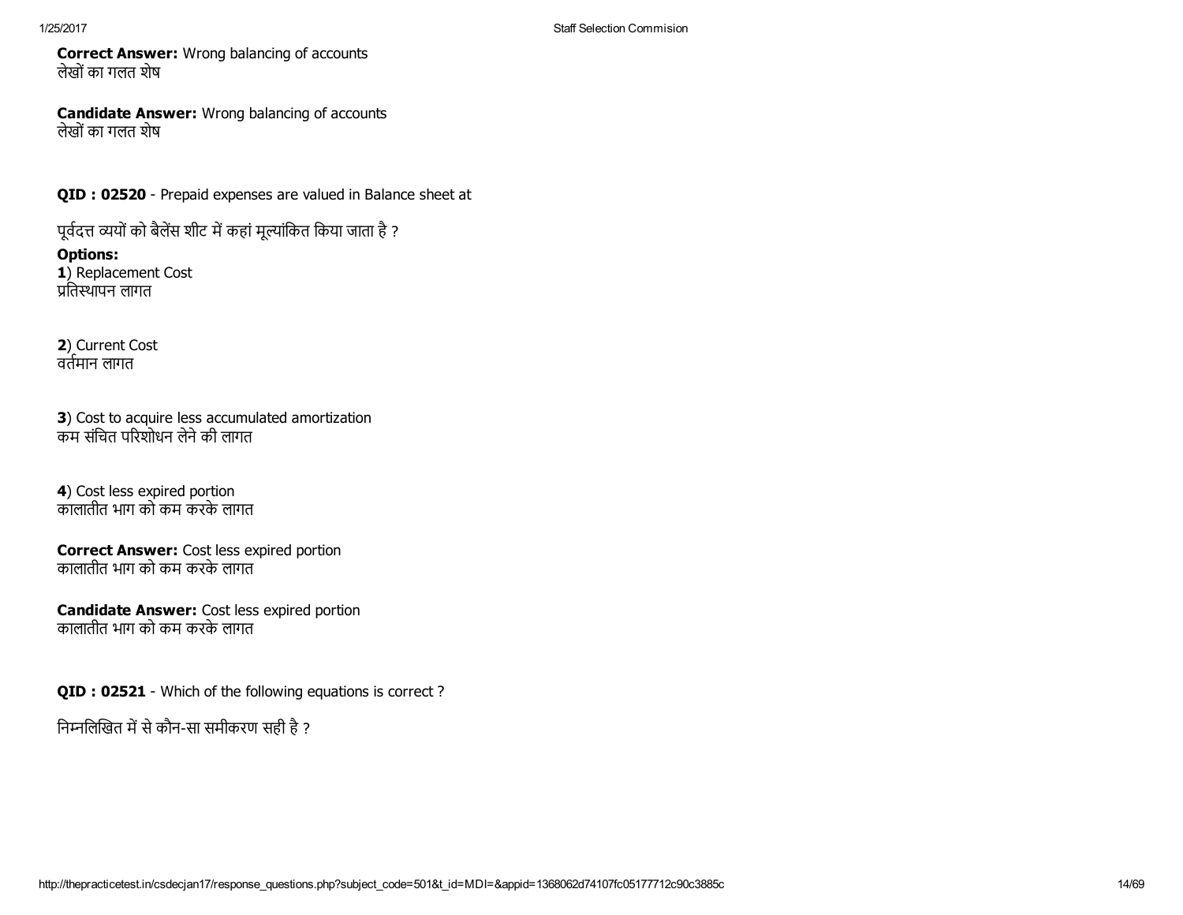**Correct Answer:** Wrong balancing of accounts
लेखों का गलत शेष

**Candidate Answer:** Wrong balancing of accounts
लेखों का गलत शेष

**QID : 02520** - Prepaid expenses are valued in Balance sheet at

पूर्वदत्त व्ययों को बैलेंस शीट में कहां मूल्यांकित किया जाता है ?

**Options:**

**1**) Replacement Cost
प्रतिस्थापन लागत

**2**) Current Cost
वर्तमान लागत

**3**) Cost to acquire less accumulated amortization
कम संचित परिशोधन लेने की लागत

**4**) Cost less expired portion
कालातीत भाग को कम करके लागत

**Correct Answer:** Cost less expired portion
कालातीत भाग को कम करके लागत

**Candidate Answer:** Cost less expired portion
कालातीत भाग को कम करके लागत

**QID : 02521** - Which of the following equations is correct ?

निम्नलिखित में से कौन-सा समीकरण सही है ?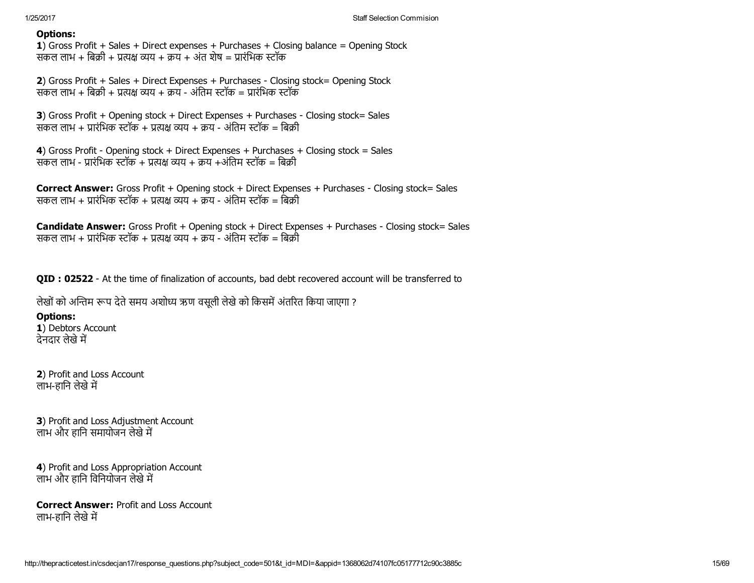**Options:**

**1**) Gross Profit + Sales + Direct expenses + Purchases + Closing balance = Opening Stock
सकल लाभ + बिक्री + प्रत्यक्ष व्यय + क्रय + अंत शेष = प्रारंभिक स्टॉक

**2**) Gross Profit + Sales + Direct Expenses + Purchases - Closing stock= Opening Stock
सकल लाभ + बिक्री + प्रत्यक्ष व्यय + क्रय - अंतिम स्टॉक = प्रारंभिक स्टॉक

**3**) Gross Profit + Opening stock + Direct Expenses + Purchases - Closing stock= Sales
सकल लाभ + प्रारंभिक स्टॉक + प्रत्यक्ष व्यय + क्रय - अंतिम स्टॉक = बिक्री

**4**) Gross Profit - Opening stock + Direct Expenses + Purchases + Closing stock = Sales
सकल लाभ - प्रारंभिक स्टॉक + प्रत्यक्ष व्यय + क्रय +अंतिम स्टॉक = बिक्री

**Correct Answer:** Gross Profit + Opening stock + Direct Expenses + Purchases - Closing stock= Sales
सकल लाभ + प्रारंभिक स्टॉक + प्रत्यक्ष व्यय + क्रय - अंतिम स्टॉक = बिक्री

**Candidate Answer:** Gross Profit + Opening stock + Direct Expenses + Purchases - Closing stock= Sales
सकल लाभ + प्रारंभिक स्टॉक + प्रत्यक्ष व्यय + क्रय - अंतिम स्टॉक = बिक्री

**QID : 02522** - At the time of finalization of accounts, bad debt recovered account will be transferred to

लेखों को अन्तिम रूप देते समय अशोध्य ऋण वसूली लेखे को किसमें अंतरित किया जाएगा ?

**Options:**

**1**) Debtors Account
देनदार लेखे में

**2**) Profit and Loss Account
लाभ-हानि लेखे में

**3**) Profit and Loss Adjustment Account
लाभ और हानि समायोजन लेखे में

**4**) Profit and Loss Appropriation Account
लाभ और हानि विनियोजन लेखे में

**Correct Answer:** Profit and Loss Account
लाभ-हानि लेखे में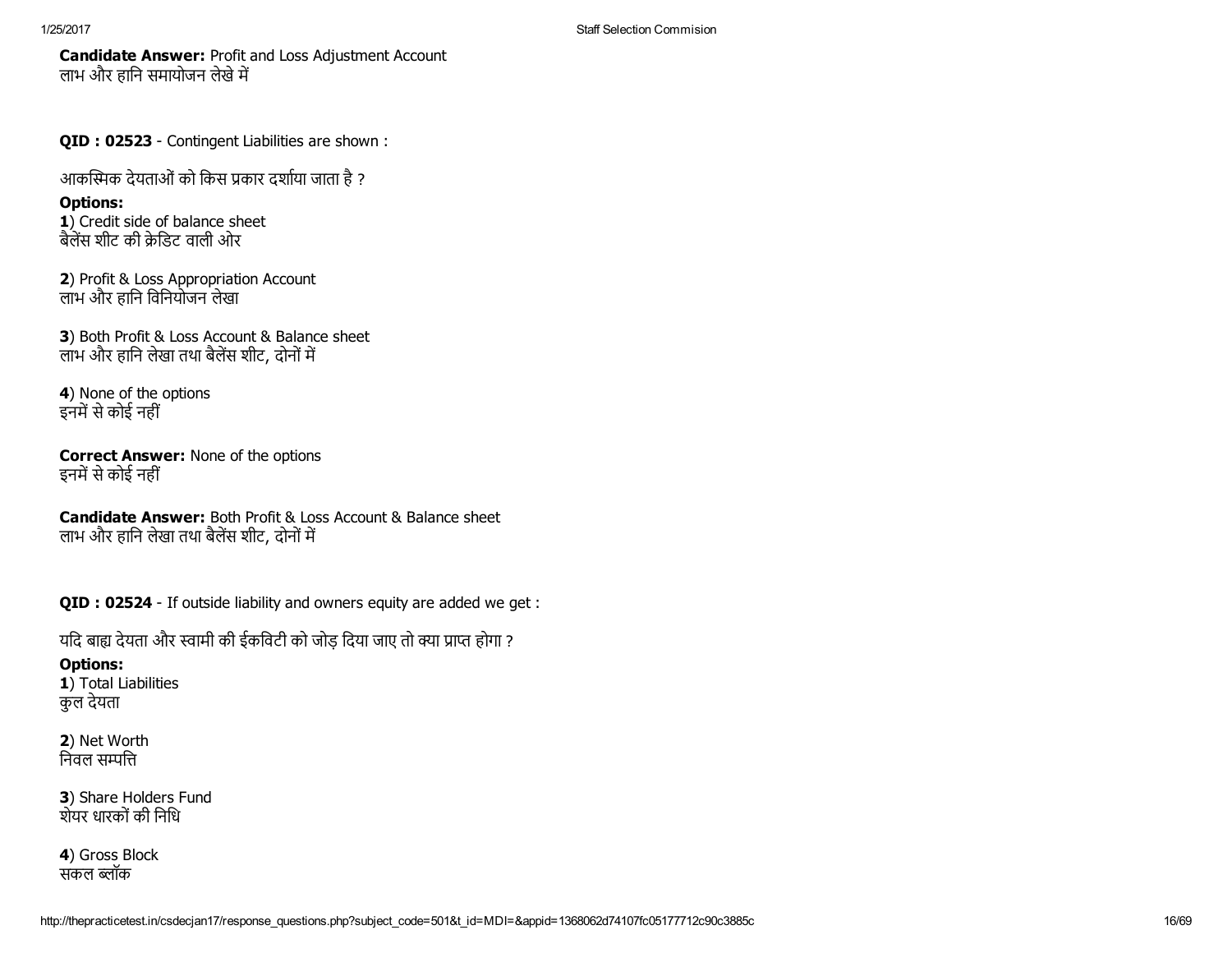**Candidate Answer:** Profit and Loss Adjustment Account
लाभ और हानि समायोजन लेखे में

**QID : 02523** - Contingent Liabilities are shown :

आकस्मिक देयताओं को किस प्रकार दर्शाया जाता है ?

**Options:**

**1**) Credit side of balance sheet
बैलेंस शीट की क्रेडिट वाली ओर

**2**) Profit & Loss Appropriation Account
लाभ और हानि विनियोजन लेखा

**3**) Both Profit & Loss Account & Balance sheet
लाभ और हानि लेखा तथा बैलेंस शीट, दोनों में

**4**) None of the options
इनमें से कोई नहीं

**Correct Answer:** None of the options
इनमें से कोई नहीं

**Candidate Answer:** Both Profit & Loss Account & Balance sheet
लाभ और हानि लेखा तथा बैलेंस शीट, दोनों में

**QID : 02524** - If outside liability and owners equity are added we get :

यदि बाह्य देयता और स्वामी की ईकविटी को जोड़ दिया जाए तो क्या प्राप्त होगा ?

**Options:**

**1**) Total Liabilities
कुल देयता

**2**) Net Worth
निवल सम्पत्ति

**3**) Share Holders Fund
शेयर धारकों की निधि

**4**) Gross Block
सकल ब्लॉक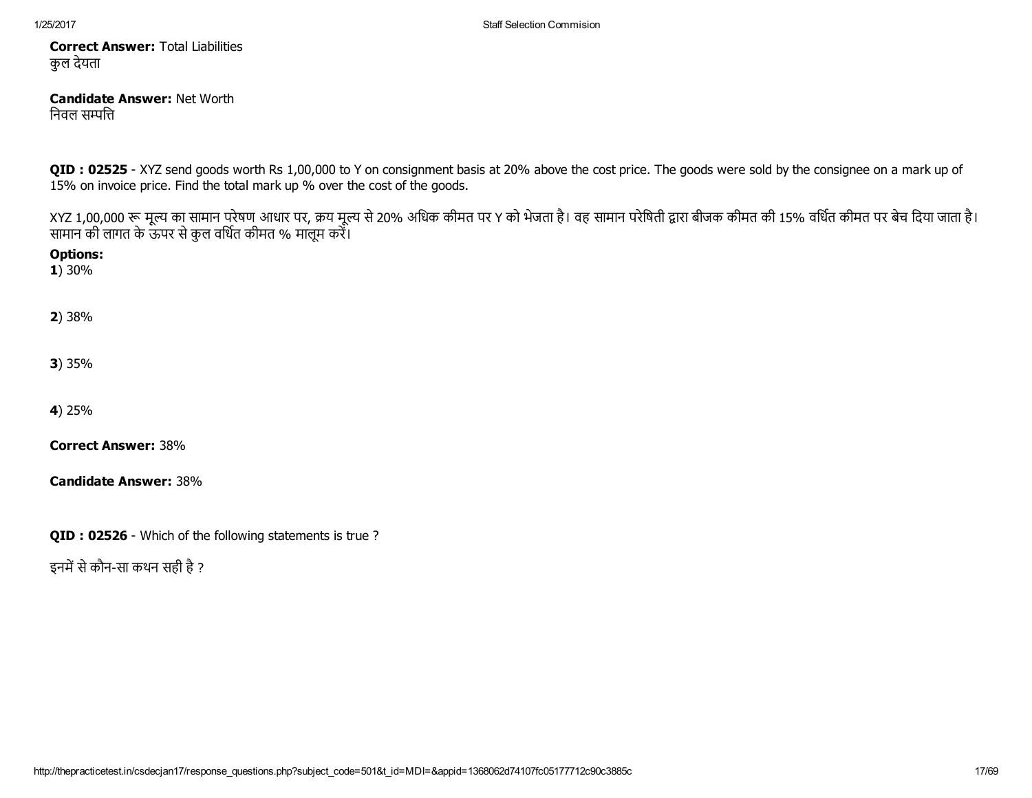**Correct Answer:** Total Liabilities
कुल देयता

**Candidate Answer:** Net Worth
निवल सम्पत्ति

**QID : 02525** - XYZ send goods worth Rs 1,00,000 to Y on consignment basis at 20% above the cost price. The goods were sold by the consignee on a mark up of 15% on invoice price. Find the total mark up % over the cost of the goods.

XYZ 1,00,000 रू मूल्य का सामान परेषण आधार पर, क्रय मूल्य से 20% अधिक कीमत पर Y को भेजता है। वह सामान परेषिती द्वारा बीजक कीमत की 15% वर्धित कीमत पर बेच दिया जाता है। सामान की लागत के ऊपर से कुल वर्धित कीमत % मालूम करें।

**Options:**

**1**) 30%

**2**) 38%

**3**) 35%

**4**) 25%

**Correct Answer:** 38%

**Candidate Answer:** 38%

**QID : 02526** - Which of the following statements is true ?

इनमें से कौन-सा कथन सही है ?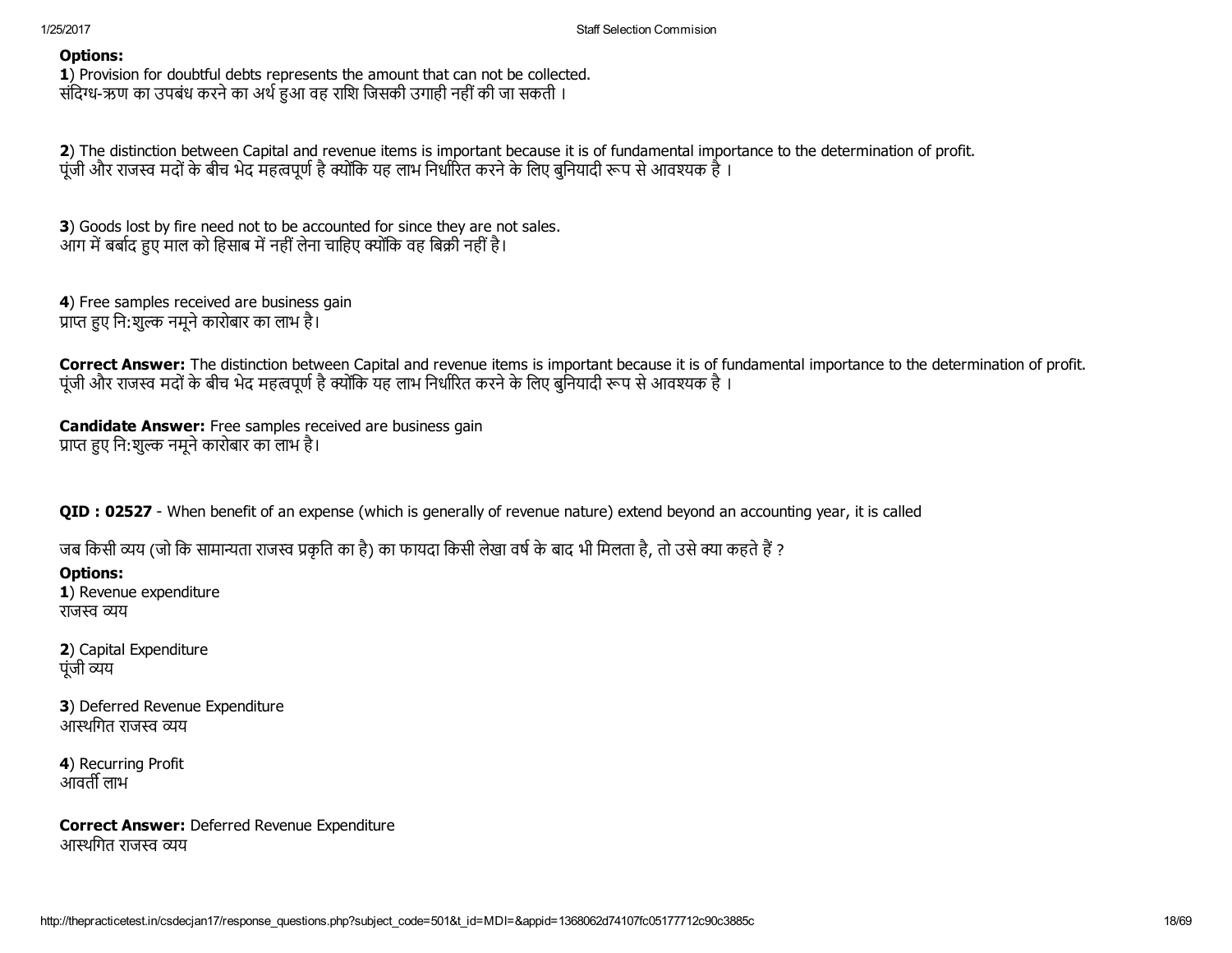**Options:**

**1**) Provision for doubtful debts represents the amount that can not be collected.
संदिग्ध-ऋण का उपबंध करने का अर्थ हुआ वह राशि जिसकी उगाही नहीं की जा सकती ।

**2**) The distinction between Capital and revenue items is important because it is of fundamental importance to the determination of profit.
पूंजी और राजस्व मदों के बीच भेद महत्वपूर्ण है क्योंकि यह लाभ निर्धारित करने के लिए बुनियादी रूप से आवश्यक है ।

**3**) Goods lost by fire need not to be accounted for since they are not sales.
आग में बर्बाद हुए माल को हिसाब में नहीं लेना चाहिए क्योंकि वह बिक्री नहीं है।

**4**) Free samples received are business gain
प्राप्त हुए नि:शुल्क नमूने कारोबार का लाभ है।

**Correct Answer:** The distinction between Capital and revenue items is important because it is of fundamental importance to the determination of profit.
पूंजी और राजस्व मदों के बीच भेद महत्वपूर्ण है क्योंकि यह लाभ निर्धारित करने के लिए बुनियादी रूप से आवश्यक है ।

**Candidate Answer:** Free samples received are business gain
प्राप्त हुए नि:शुल्क नमूने कारोबार का लाभ है।

**QID : 02527** - When benefit of an expense (which is generally of revenue nature) extend beyond an accounting year, it is called

जब किसी व्यय (जो कि सामान्यता राजस्व प्रकृति का है) का फायदा किसी लेखा वर्ष के बाद भी मिलता है, तो उसे क्या कहते हैं ?

**Options:**

**1**) Revenue expenditure
राजस्व व्यय

**2**) Capital Expenditure
पूंजी व्यय

**3**) Deferred Revenue Expenditure
आस्थगित राजस्व व्यय

**4**) Recurring Profit
आवर्ती लाभ

**Correct Answer:** Deferred Revenue Expenditure
आस्थगित राजस्व व्यय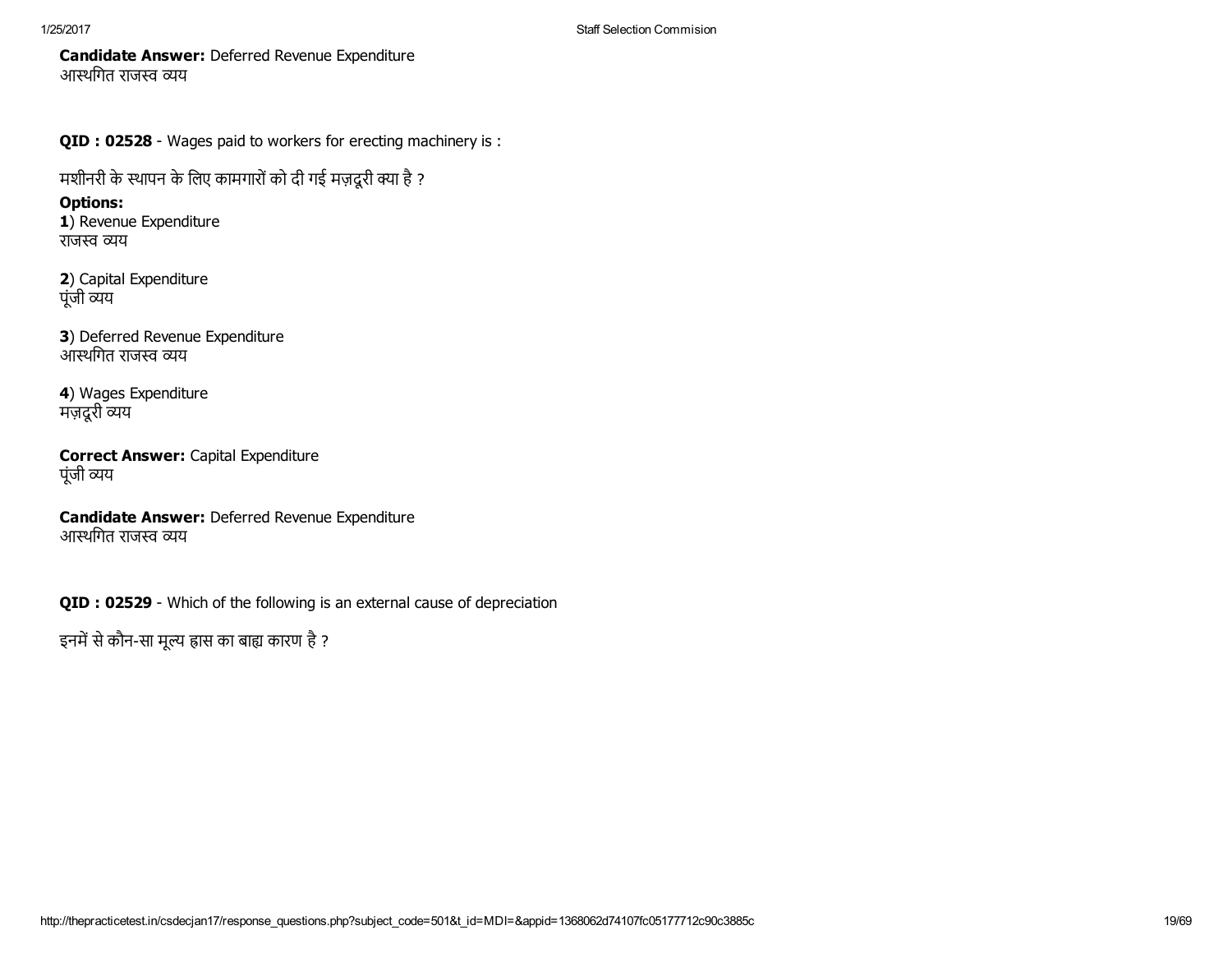**Candidate Answer:** Deferred Revenue Expenditure
आस्थगित राजस्व व्यय

**QID : 02528** - Wages paid to workers for erecting machinery is :

मशीनरी के स्थापन के लिए कामगारों को दी गई मज़दूरी क्या है ?

**Options:**

**1**) Revenue Expenditure
राजस्व व्यय

**2**) Capital Expenditure
पूंजी व्यय

**3**) Deferred Revenue Expenditure
आस्थगित राजस्व व्यय

**4**) Wages Expenditure
मज़दूरी व्यय

**Correct Answer:** Capital Expenditure
पूंजी व्यय

**Candidate Answer:** Deferred Revenue Expenditure
आस्थगित राजस्व व्यय

**QID : 02529** - Which of the following is an external cause of depreciation

इनमें से कौन-सा मूल्य ह्रास का बाह्य कारण है ?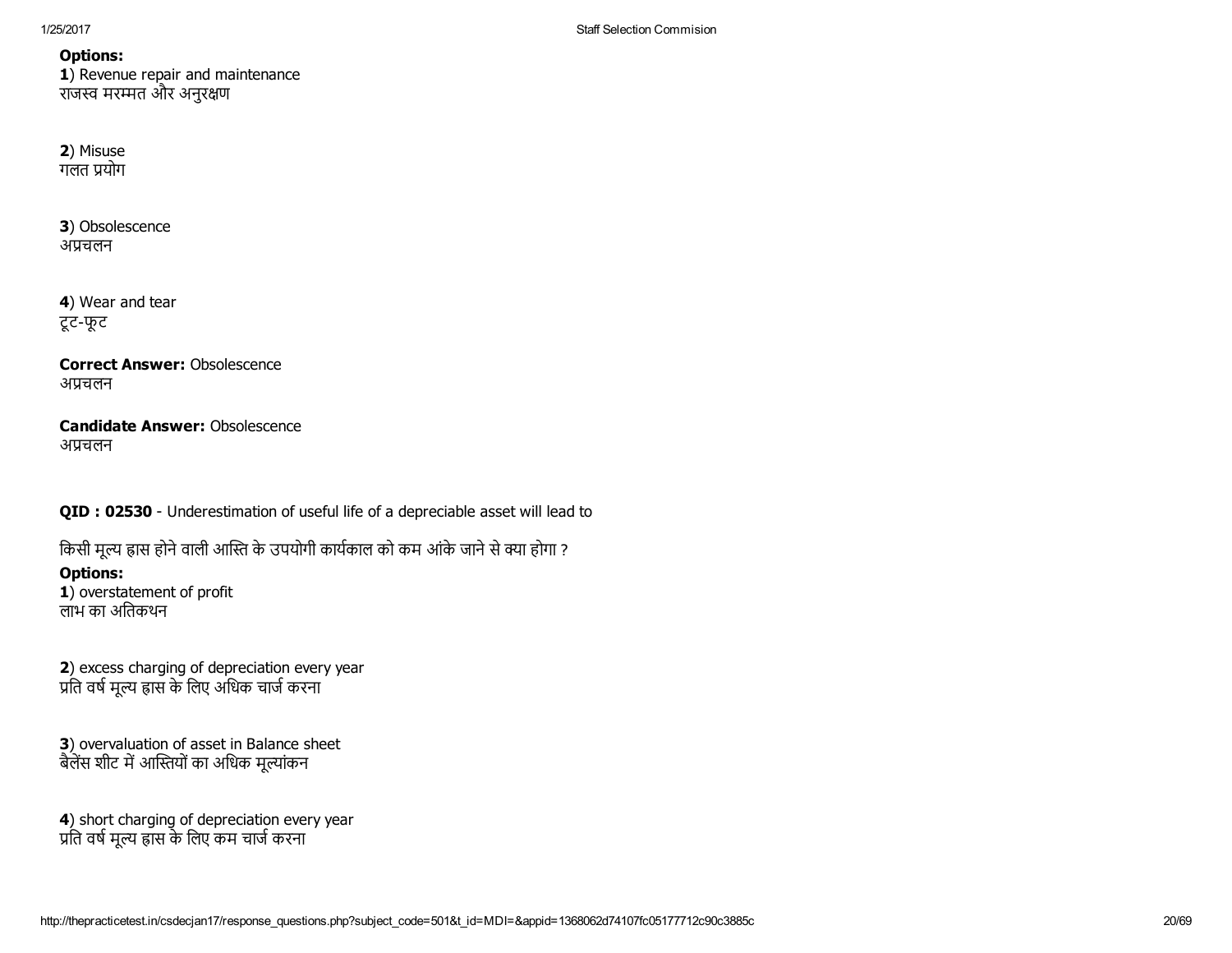**Options:**
**1**) Revenue repair and maintenance
राजस्व मरम्मत और अनुरक्षण

**2**) Misuse
गलत प्रयोग

**3**) Obsolescence
अप्रचलन

**4**) Wear and tear
टूट-फूट

**Correct Answer:** Obsolescence
अप्रचलन

**Candidate Answer:** Obsolescence
अप्रचलन

**QID : 02530** - Underestimation of useful life of a depreciable asset will lead to

किसी मूल्य ह्रास होने वाली आस्ति के उपयोगी कार्यकाल को कम आंके जाने से क्या होगा ?

**Options:**
**1**) overstatement of profit
लाभ का अतिकथन

**2**) excess charging of depreciation every year
प्रति वर्ष मूल्य ह्रास के लिए अधिक चार्ज करना

**3**) overvaluation of asset in Balance sheet
बैलेंस शीट में आस्तियों का अधिक मूल्यांकन

**4**) short charging of depreciation every year
प्रति वर्ष मूल्य ह्रास के लिए कम चार्ज करना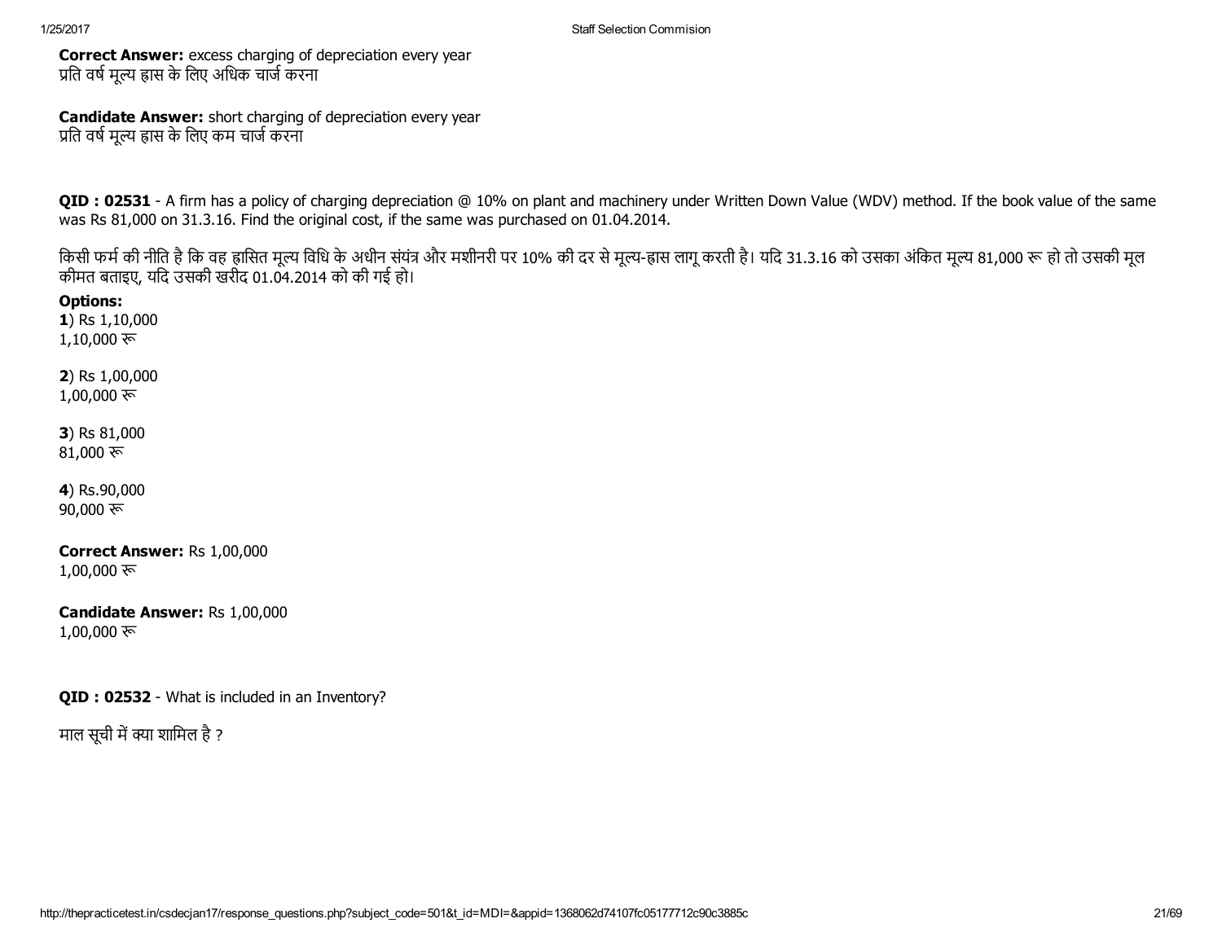**Correct Answer:** excess charging of depreciation every year
प्रति वर्ष मूल्य ह्रास के लिए अधिक चार्ज करना

**Candidate Answer:** short charging of depreciation every year
प्रति वर्ष मूल्य ह्रास के लिए कम चार्ज करना

**QID : 02531** - A firm has a policy of charging depreciation @ 10% on plant and machinery under Written Down Value (WDV) method. If the book value of the same was Rs 81,000 on 31.3.16. Find the original cost, if the same was purchased on 01.04.2014.

किसी फर्म की नीति है कि वह ह्रासित मूल्य विधि के अधीन संयंत्र और मशीनरी पर 10% की दर से मूल्य-ह्रास लागू करती है। यदि 31.3.16 को उसका अंकित मूल्य 81,000 रू हो तो उसकी मूल कीमत बताइए, यदि उसकी खरीद 01.04.2014 को की गई हो।

**Options:**

**1**) Rs 1,10,000
1,10,000 रू

**2**) Rs 1,00,000
1,00,000 रू

**3**) Rs 81,000
81,000 रू

**4**) Rs.90,000
90,000 रू

**Correct Answer:** Rs 1,00,000
1,00,000 रू

**Candidate Answer:** Rs 1,00,000
1,00,000 रू

**QID : 02532** - What is included in an Inventory?

माल सूची में क्या शामिल है ?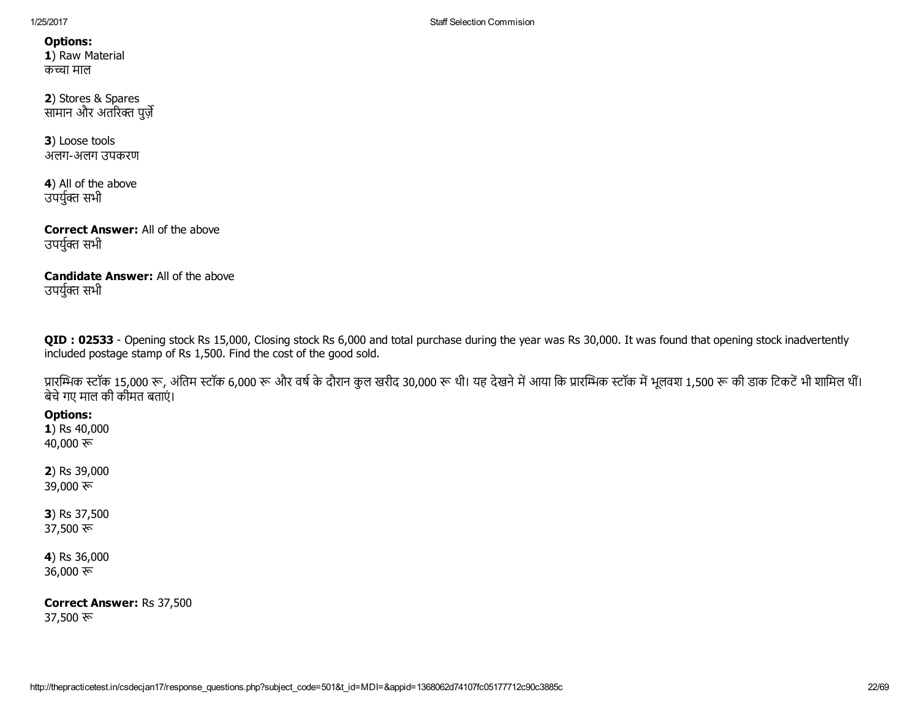**Options:**
**1**) Raw Material
कच्चा माल

**2**) Stores & Spares
सामान और अतरिक्त पुर्ज़े

**3**) Loose tools
अलग-अलग उपकरण

**4**) All of the above
उपर्युक्त सभी

**Correct Answer:** All of the above
उपर्युक्त सभी

**Candidate Answer:** All of the above
उपर्युक्त सभी

**QID : 02533** - Opening stock Rs 15,000, Closing stock Rs 6,000 and total purchase during the year was Rs 30,000. It was found that opening stock inadvertently included postage stamp of Rs 1,500. Find the cost of the good sold.

प्रारम्भिक स्टॉक 15,000 रू, अंतिम स्टॉक 6,000 रू और वर्ष के दौरान कुल खरीद 30,000 रू थी। यह देखने में आया कि प्रारम्भिक स्टॉक में भूलवश 1,500 रू की डाक टिकटें भी शामिल थीं। बेचे गए माल की कीमत बताएं।

**Options:**
**1**) Rs 40,000
40,000 रू

**2**) Rs 39,000
39,000 रू

**3**) Rs 37,500
37,500 रू

**4**) Rs 36,000
36,000 रू

**Correct Answer:** Rs 37,500
37,500 रू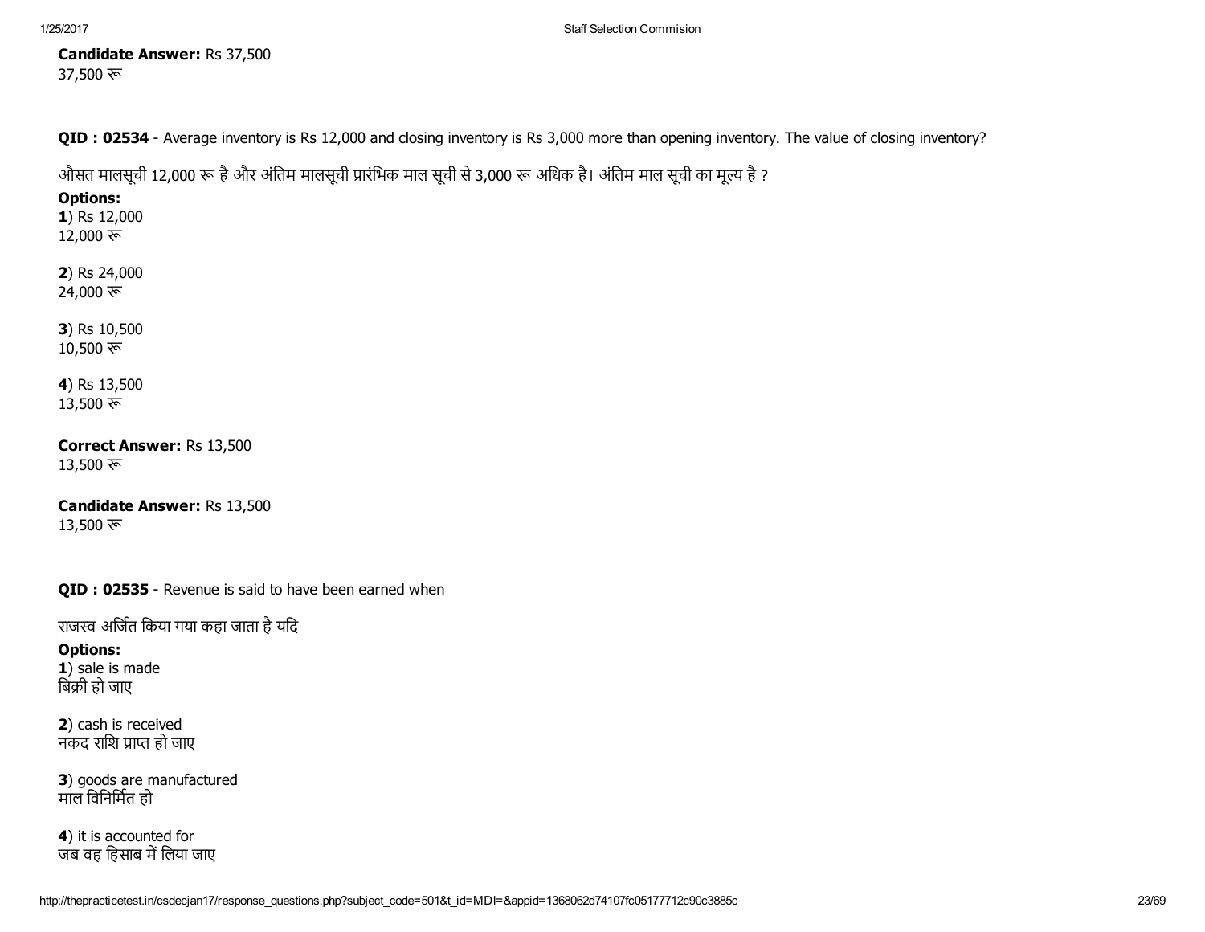**Candidate Answer:** Rs 37,500
37,500 रू

**QID : 02534** - Average inventory is Rs 12,000 and closing inventory is Rs 3,000 more than opening inventory. The value of closing inventory?

औसत मालसूची 12,000 रू है और अंतिम मालसूची प्रारंभिक माल सूची से 3,000 रू अधिक है। अंतिम माल सूची का मूल्य है ?

**Options:**

**1**) Rs 12,000
12,000 रू

**2**) Rs 24,000
24,000 रू

**3**) Rs 10,500
10,500 रू

**4**) Rs 13,500
13,500 रू

**Correct Answer:** Rs 13,500
13,500 रू

**Candidate Answer:** Rs 13,500
13,500 रू

**QID : 02535** - Revenue is said to have been earned when

राजस्व अर्जित किया गया कहा जाता है यदि

**Options:**

**1**) sale is made
बिक्री हो जाए

**2**) cash is received
नकद राशि प्राप्त हो जाए

**3**) goods are manufactured
माल विनिर्मित हो

**4**) it is accounted for
जब वह हिसाब में लिया जाए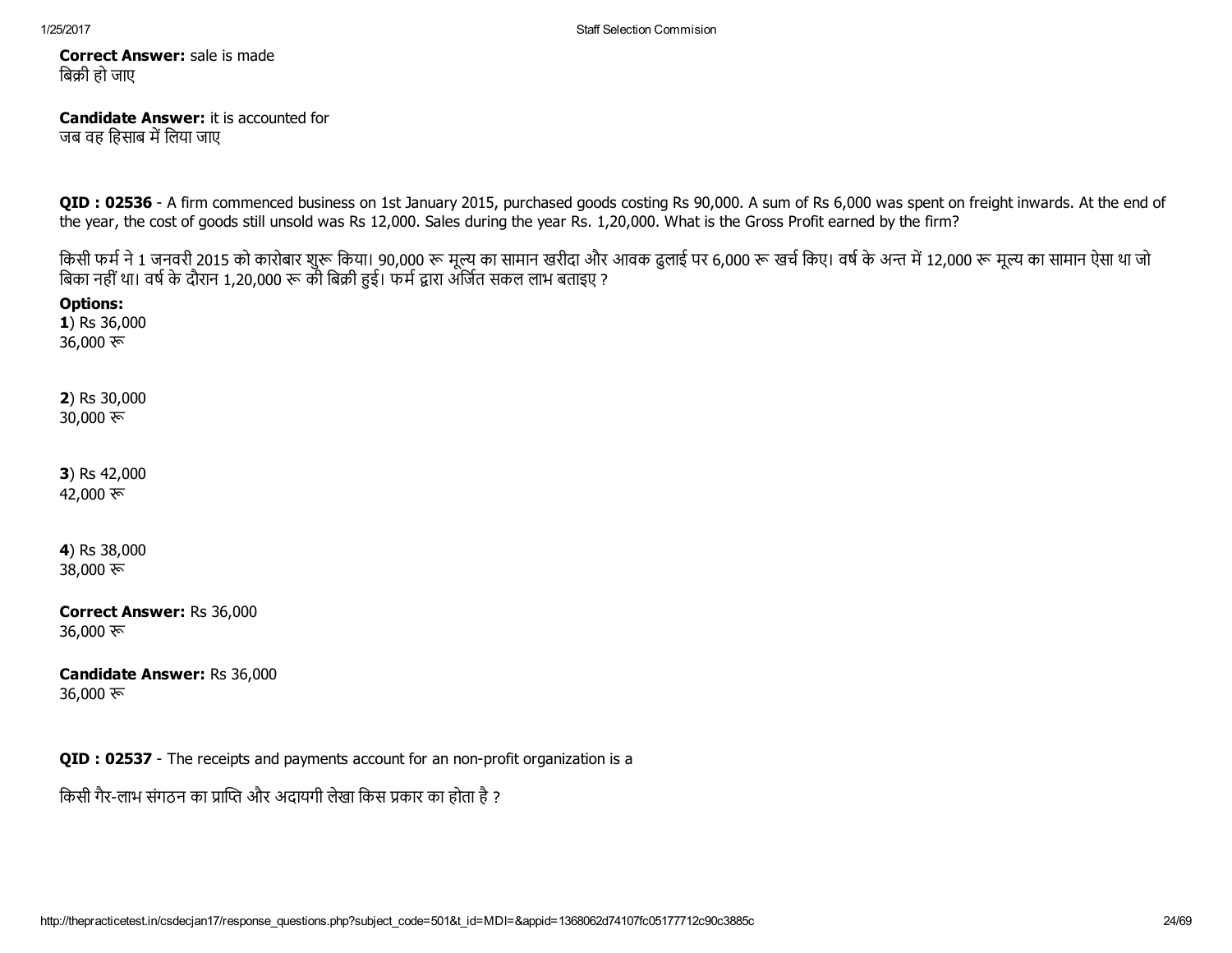**Correct Answer:** sale is made
बिक्री हो जाए

**Candidate Answer:** it is accounted for
जब वह हिसाब में लिया जाए

**QID : 02536** - A firm commenced business on 1st January 2015, purchased goods costing Rs 90,000. A sum of Rs 6,000 was spent on freight inwards. At the end of the year, the cost of goods still unsold was Rs 12,000. Sales during the year Rs. 1,20,000. What is the Gross Profit earned by the firm?

किसी फर्म ने 1 जनवरी 2015 को कारोबार शुरू किया। 90,000 रू मूल्य का सामान खरीदा और आवक ढुलाई पर 6,000 रू खर्च किए। वर्ष के अन्त में 12,000 रू मूल्य का सामान ऐसा था जो बिका नहीं था। वर्ष के दौरान 1,20,000 रू की बिक्री हुई। फर्म द्वारा अर्जित सकल लाभ बताइए ?

**Options:**

**1**) Rs 36,000
36,000 रू

**2**) Rs 30,000
30,000 रू

**3**) Rs 42,000
42,000 रू

**4**) Rs 38,000
38,000 रू

**Correct Answer:** Rs 36,000
36,000 रू

**Candidate Answer:** Rs 36,000
36,000 रू

**QID : 02537** - The receipts and payments account for an non-profit organization is a

किसी गैर-लाभ संगठन का प्राप्ति और अदायगी लेखा किस प्रकार का होता है ?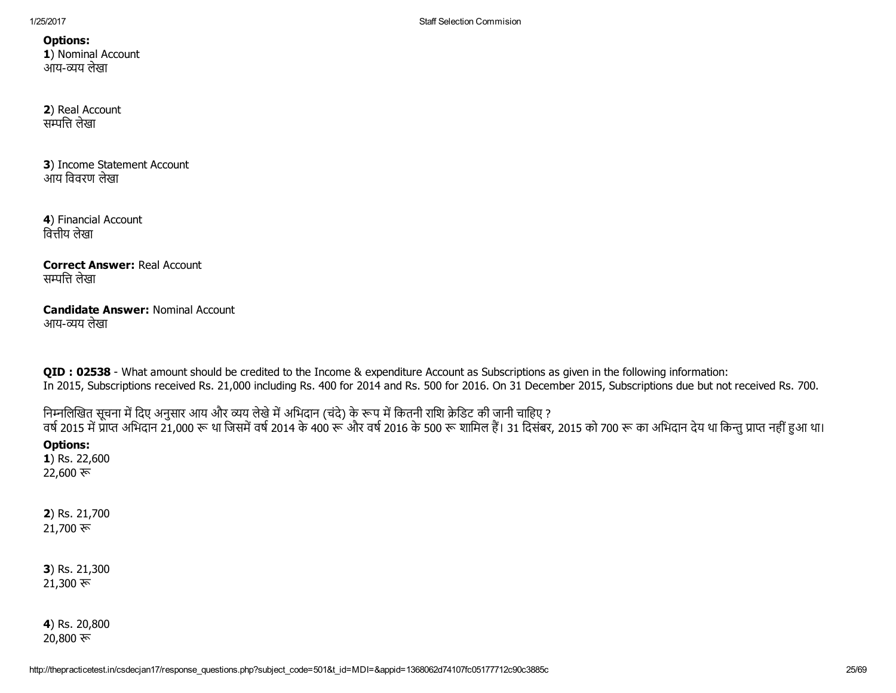**Options:**

**1**) Nominal Account
आय-व्यय लेखा

**2**) Real Account
सम्पत्ति लेखा

**3**) Income Statement Account
आय विवरण लेखा

**4**) Financial Account
वित्तीय लेखा

**Correct Answer:** Real Account
सम्पत्ति लेखा

**Candidate Answer:** Nominal Account
आय-व्यय लेखा

**QID : 02538** - What amount should be credited to the Income & expenditure Account as Subscriptions as given in the following information:
In 2015, Subscriptions received Rs. 21,000 including Rs. 400 for 2014 and Rs. 500 for 2016. On 31 December 2015, Subscriptions due but not received Rs. 700.

निम्नलिखित सूचना में दिए अनुसार आय और व्यय लेखे में अभिदान (चंदे) के रूप में कितनी राशि क्रेडिट की जानी चाहिए ?
वर्ष 2015 में प्राप्त अभिदान 21,000 रू था जिसमें वर्ष 2014 के 400 रू और वर्ष 2016 के 500 रू शामिल हैं। 31 दिसंबर, 2015 को 700 रू का अभिदान देय था किन्तु प्राप्त नहीं हुआ था।

**Options:**

**1**) Rs. 22,600
22,600 रू

**2**) Rs. 21,700
21,700 रू

**3**) Rs. 21,300
21,300 रू

**4**) Rs. 20,800
20,800 रू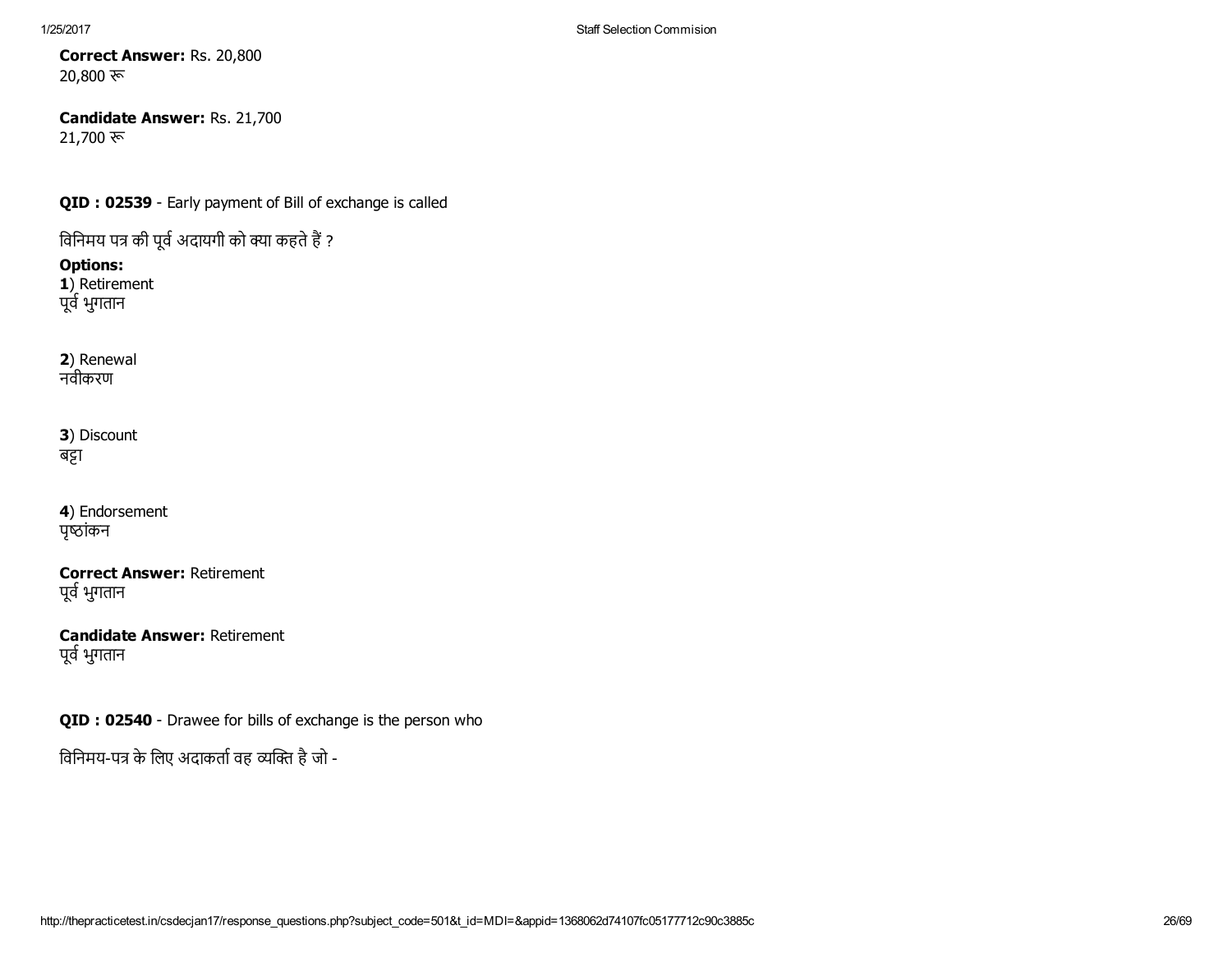**Correct Answer:** Rs. 20,800
20,800 रू

**Candidate Answer:** Rs. 21,700
21,700 रू

**QID : 02539** - Early payment of Bill of exchange is called

विनिमय पत्र की पूर्व अदायगी को क्या कहते हैं ?

**Options:**

**1**) Retirement
पूर्व भुगतान

**2**) Renewal
नवीकरण

**3**) Discount
बट्टा

**4**) Endorsement
पृष्ठांकन

**Correct Answer:** Retirement
पूर्व भुगतान

**Candidate Answer:** Retirement
पूर्व भुगतान

**QID : 02540** - Drawee for bills of exchange is the person who

विनिमय-पत्र के लिए अदाकर्ता वह व्यक्ति है जो -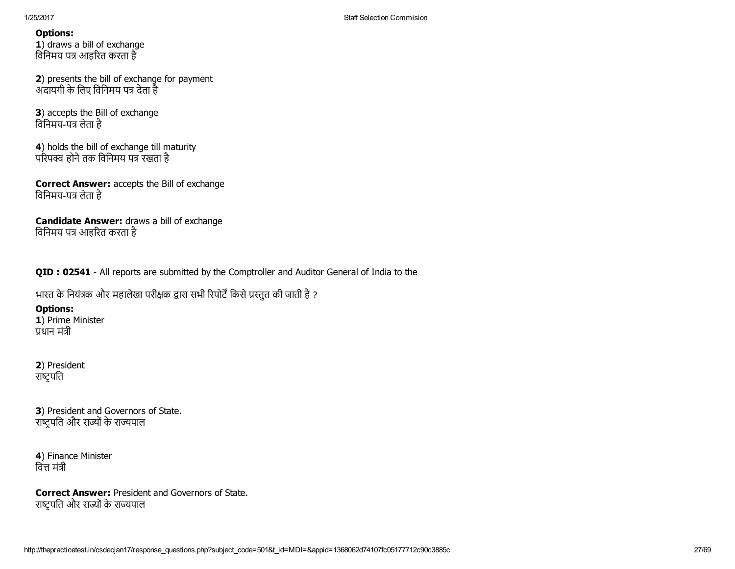**Options:**
**1**) draws a bill of exchange
विनिमय पत्र आहरित करता है

**2**) presents the bill of exchange for payment
अदायगी के लिए विनिमय पत्र देता है

**3**) accepts the Bill of exchange
विनिमय-पत्र लेता है

**4**) holds the bill of exchange till maturity
परिपक्व होने तक विनिमय पत्र रखता है

**Correct Answer:** accepts the Bill of exchange
विनिमय-पत्र लेता है

**Candidate Answer:** draws a bill of exchange
विनिमय पत्र आहरित करता है

**QID : 02541** - All reports are submitted by the Comptroller and Auditor General of India to the

भारत के नियंत्रक और महालेखा परीक्षक द्वारा सभी रिपोर्टें किसे प्रस्तुत की जाती है ?

**Options:**
**1**) Prime Minister
प्रधान मंत्री

**2**) President
राष्ट्रपति

**3**) President and Governors of State.
राष्ट्रपति और राज्यों के राज्यपाल

**4**) Finance Minister
वित्त मंत्री

**Correct Answer:** President and Governors of State.
राष्ट्रपति और राज्यों के राज्यपाल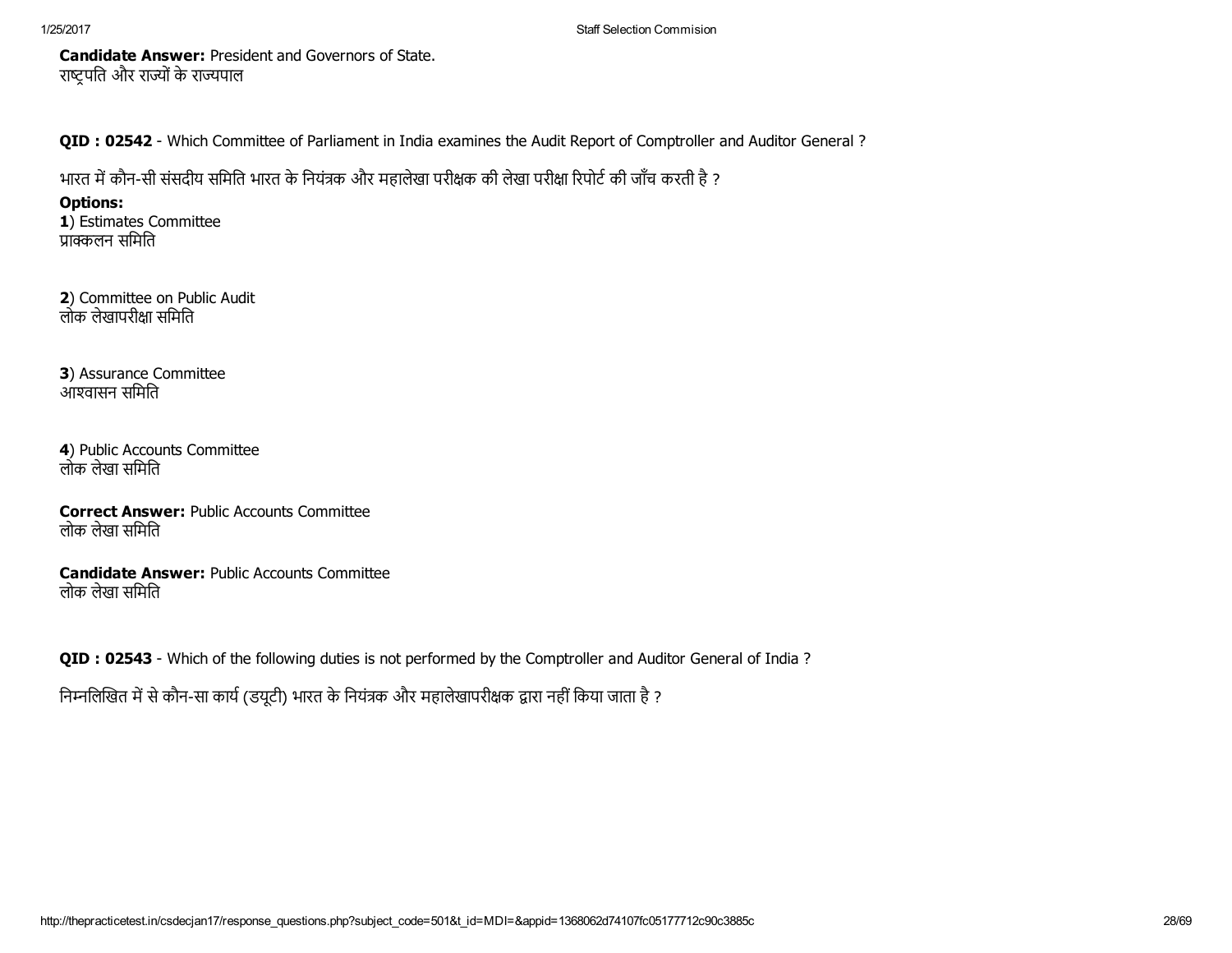**Candidate Answer:** President and Governors of State.
राष्ट्रपति और राज्यों के राज्यपाल

**QID : 02542** - Which Committee of Parliament in India examines the Audit Report of Comptroller and Auditor General ?

भारत में कौन-सी संसदीय समिति भारत के नियंत्रक और महालेखा परीक्षक की लेखा परीक्षा रिपोर्ट की जाँच करती है ?

**Options:**

**1**) Estimates Committee
प्राक्कलन समिति

**2**) Committee on Public Audit
लोक लेखापरीक्षा समिति

**3**) Assurance Committee
आश्वासन समिति

**4**) Public Accounts Committee
लोक लेखा समिति

**Correct Answer:** Public Accounts Committee
लोक लेखा समिति

**Candidate Answer:** Public Accounts Committee
लोक लेखा समिति

**QID : 02543** - Which of the following duties is not performed by the Comptroller and Auditor General of India ?

निम्नलिखित में से कौन-सा कार्य (डयूटी) भारत के नियंत्रक और महालेखापरीक्षक द्वारा नहीं किया जाता है ?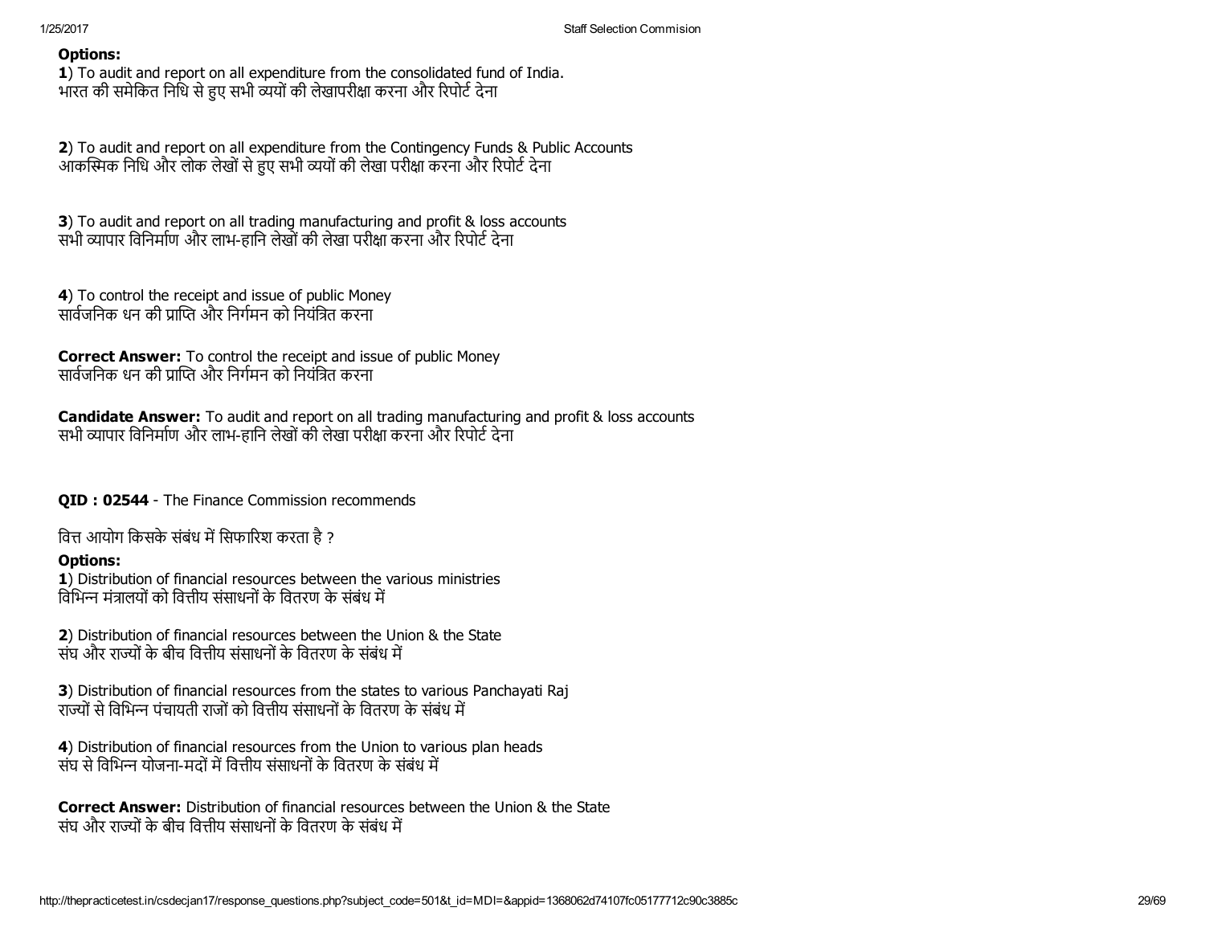**Options:**

**1**) To audit and report on all expenditure from the consolidated fund of India.
भारत की समेकित निधि से हुए सभी व्ययों की लेखापरीक्षा करना और रिपोर्ट देना

**2**) To audit and report on all expenditure from the Contingency Funds & Public Accounts
आकस्मिक निधि और लोक लेखों से हुए सभी व्ययों की लेखा परीक्षा करना और रिपोर्ट देना

**3**) To audit and report on all trading manufacturing and profit & loss accounts
सभी व्यापार विनिर्माण और लाभ-हानि लेखों की लेखा परीक्षा करना और रिपोर्ट देना

**4**) To control the receipt and issue of public Money
सार्वजनिक धन की प्राप्ति और निर्गमन को नियंत्रित करना

**Correct Answer:** To control the receipt and issue of public Money
सार्वजनिक धन की प्राप्ति और निर्गमन को नियंत्रित करना

**Candidate Answer:** To audit and report on all trading manufacturing and profit & loss accounts
सभी व्यापार विनिर्माण और लाभ-हानि लेखों की लेखा परीक्षा करना और रिपोर्ट देना

**QID : 02544** - The Finance Commission recommends

वित्त आयोग किसके संबंध में सिफारिश करता है ?

**Options:**

**1**) Distribution of financial resources between the various ministries
विभिन्न मंत्रालयों को वित्तीय संसाधनों के वितरण के संबंध में

**2**) Distribution of financial resources between the Union & the State
संघ और राज्यों के बीच वित्तीय संसाधनों के वितरण के संबंध में

**3**) Distribution of financial resources from the states to various Panchayati Raj
राज्यों से विभिन्न पंचायती राजों को वित्तीय संसाधनों के वितरण के संबंध में

**4**) Distribution of financial resources from the Union to various plan heads
संघ से विभिन्न योजना-मदों में वित्तीय संसाधनों के वितरण के संबंध में

**Correct Answer:** Distribution of financial resources between the Union & the State
संघ और राज्यों के बीच वित्तीय संसाधनों के वितरण के संबंध में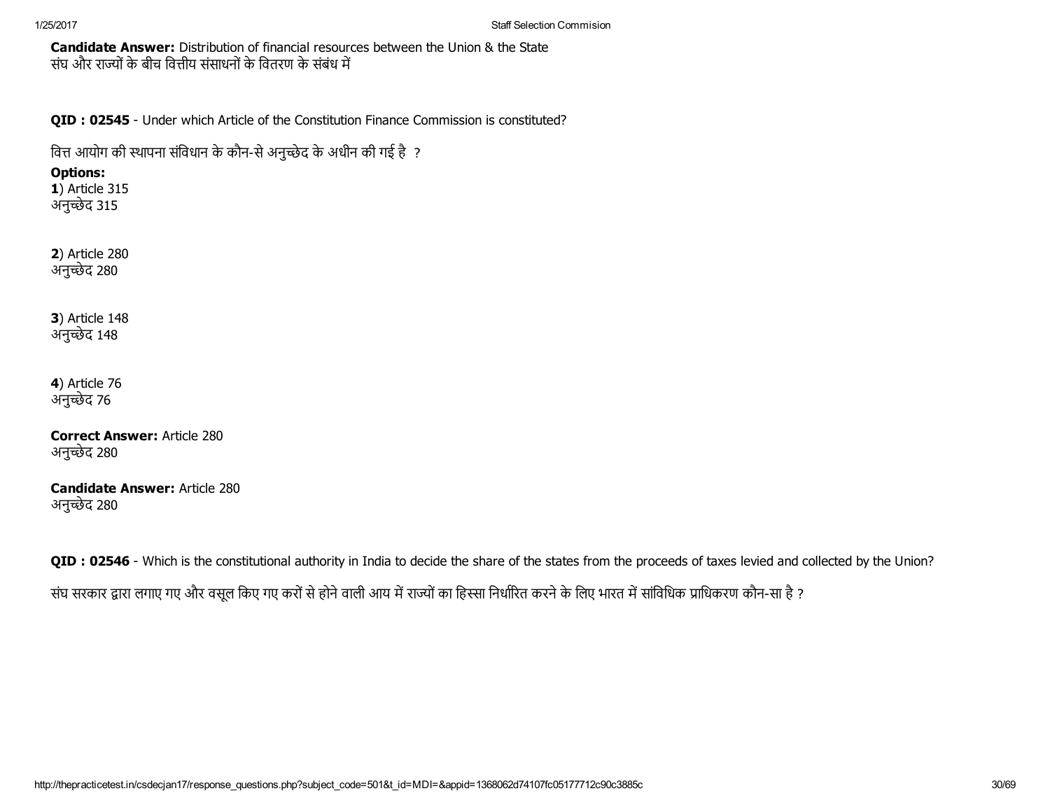**Candidate Answer:** Distribution of financial resources between the Union & the State
संघ और राज्यों के बीच वित्तीय संसाधनों के वितरण के संबंध में

**QID : 02545** - Under which Article of the Constitution Finance Commission is constituted?

वित्त आयोग की स्थापना संविधान के कौन-से अनुच्छेद के अधीन की गई है ?

**Options:**

**1**) Article 315
अनुच्छेद 315

**2**) Article 280
अनुच्छेद 280

**3**) Article 148
अनुच्छेद 148

**4**) Article 76
अनुच्छेद 76

**Correct Answer:** Article 280
अनुच्छेद 280

**Candidate Answer:** Article 280
अनुच्छेद 280

**QID : 02546** - Which is the constitutional authority in India to decide the share of the states from the proceeds of taxes levied and collected by the Union?

संघ सरकार द्वारा लगाए गए और वसूल किए गए करों से होने वाली आय में राज्यों का हिस्सा निर्धारित करने के लिए भारत में सांविधिक प्राधिकरण कौन-सा है ?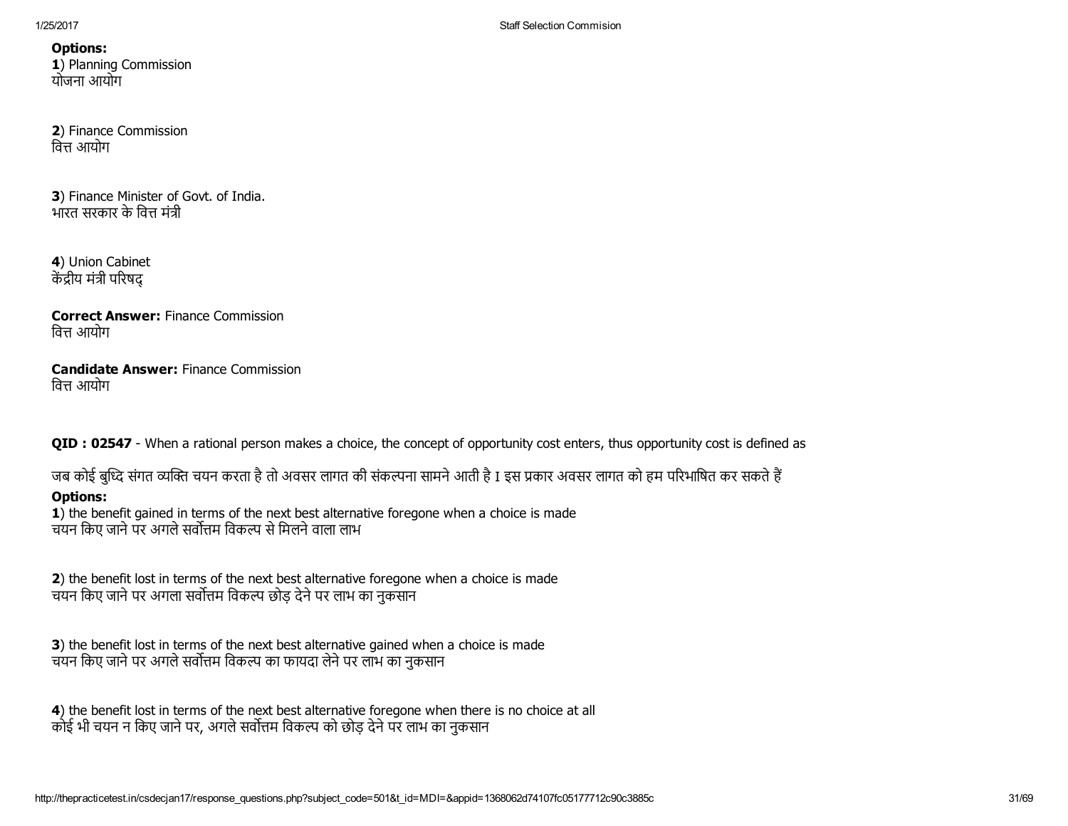**Options:**
**1**) Planning Commission
योजना आयोग

**2**) Finance Commission
वित्त आयोग

**3**) Finance Minister of Govt. of India.
भारत सरकार के वित्त मंत्री

**4**) Union Cabinet
केंद्रीय मंत्री परिषद्

**Correct Answer:** Finance Commission
वित्त आयोग

**Candidate Answer:** Finance Commission
वित्त आयोग

**QID : 02547** - When a rational person makes a choice, the concept of opportunity cost enters, thus opportunity cost is defined as

जब कोई बुध्दि संगत व्यक्ति चयन करता है तो अवसर लागत की संकल्पना सामने आती है I इस प्रकार अवसर लागत को हम परिभाषित कर सकते हैं

**Options:**
**1**) the benefit gained in terms of the next best alternative foregone when a choice is made
चयन किए जाने पर अगले सर्वोत्तम विकल्प से मिलने वाला लाभ

**2**) the benefit lost in terms of the next best alternative foregone when a choice is made
चयन किए जाने पर अगला सर्वोत्तम विकल्प छोड़ देने पर लाभ का नुकसान

**3**) the benefit lost in terms of the next best alternative gained when a choice is made
चयन किए जाने पर अगले सर्वोत्तम विकल्प का फायदा लेने पर लाभ का नुकसान

**4**) the benefit lost in terms of the next best alternative foregone when there is no choice at all
कोई भी चयन न किए जाने पर, अगले सर्वोत्तम विकल्प को छोड़ देने पर लाभ का नुकसान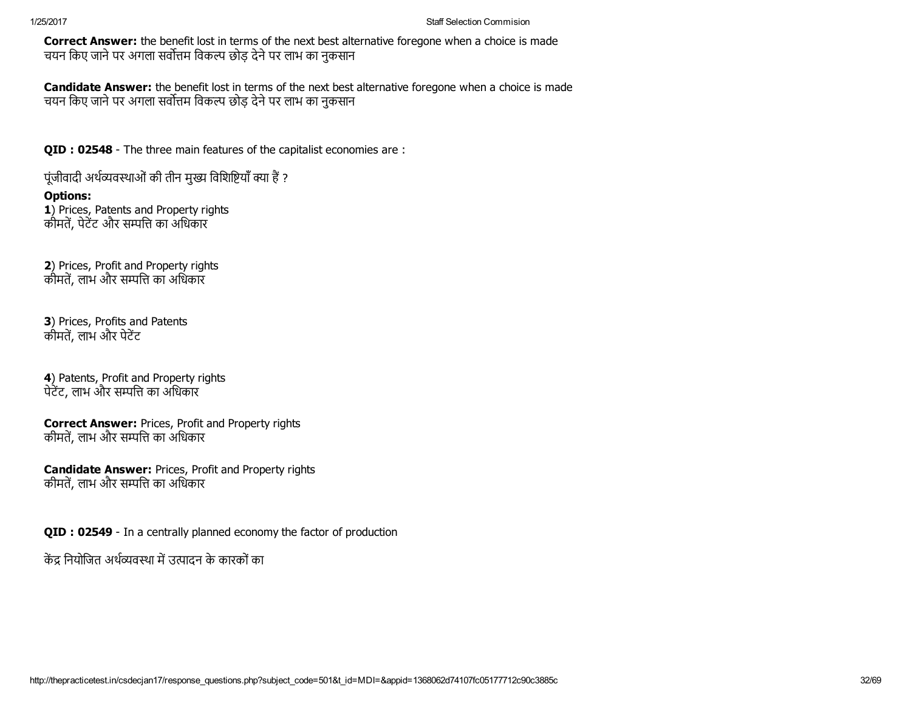**Correct Answer:** the benefit lost in terms of the next best alternative foregone when a choice is made
चयन किए जाने पर अगला सर्वोत्तम विकल्प छोड़ देने पर लाभ का नुकसान

**Candidate Answer:** the benefit lost in terms of the next best alternative foregone when a choice is made
चयन किए जाने पर अगला सर्वोत्तम विकल्प छोड़ देने पर लाभ का नुकसान

**QID : 02548** - The three main features of the capitalist economies are :

पूंजीवादी अर्थव्यवस्थाओं की तीन मुख्य विशिष्टियाँ क्या हैं ?

**Options:**

**1**) Prices, Patents and Property rights
कीमतें, पेटेंट और सम्पत्ति का अधिकार

**2**) Prices, Profit and Property rights
कीमतें, लाभ और सम्पत्ति का अधिकार

**3**) Prices, Profits and Patents
कीमतें, लाभ और पेटेंट

**4**) Patents, Profit and Property rights
पेटेंट, लाभ और सम्पत्ति का अधिकार

**Correct Answer:** Prices, Profit and Property rights
कीमतें, लाभ और सम्पत्ति का अधिकार

**Candidate Answer:** Prices, Profit and Property rights
कीमतें, लाभ और सम्पत्ति का अधिकार

**QID : 02549** - In a centrally planned economy the factor of production

केंद्र नियोजित अर्थव्यवस्था में उत्पादन के कारकों का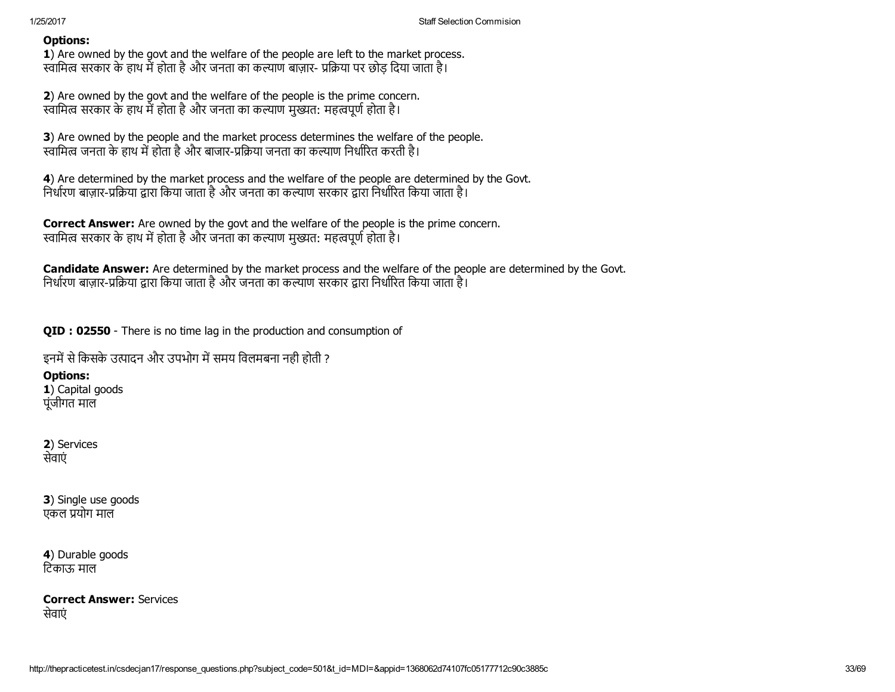**Options:**

**1**) Are owned by the govt and the welfare of the people are left to the market process.
स्वामित्व सरकार के हाथ में होता है और जनता का कल्याण बाज़ार- प्रक्रिया पर छोड़ दिया जाता है।

**2**) Are owned by the govt and the welfare of the people is the prime concern.
स्वामित्व सरकार के हाथ में होता है और जनता का कल्याण मुख्यत: महत्वपूर्ण होता है।

**3**) Are owned by the people and the market process determines the welfare of the people.
स्वामित्व जनता के हाथ में होता है और बाजार-प्रक्रिया जनता का कल्याण निर्धारित करती है।

**4**) Are determined by the market process and the welfare of the people are determined by the Govt.
निर्धारण बाज़ार-प्रक्रिया द्वारा किया जाता है और जनता का कल्याण सरकार द्वारा निर्धारित किया जाता है।

**Correct Answer:** Are owned by the govt and the welfare of the people is the prime concern.
स्वामित्व सरकार के हाथ में होता है और जनता का कल्याण मुख्यत: महत्वपूर्ण होता है।

**Candidate Answer:** Are determined by the market process and the welfare of the people are determined by the Govt.
निर्धारण बाज़ार-प्रक्रिया द्वारा किया जाता है और जनता का कल्याण सरकार द्वारा निर्धारित किया जाता है।

**QID : 02550** - There is no time lag in the production and consumption of

इनमें से किसके उत्पादन और उपभोग में समय विलमबना नही होती ?

**Options:**

**1**) Capital goods
पूंजीगत माल

**2**) Services
सेवाएं

**3**) Single use goods
एकल प्रयोग माल

**4**) Durable goods
टिकाऊ माल

**Correct Answer:** Services
सेवाएं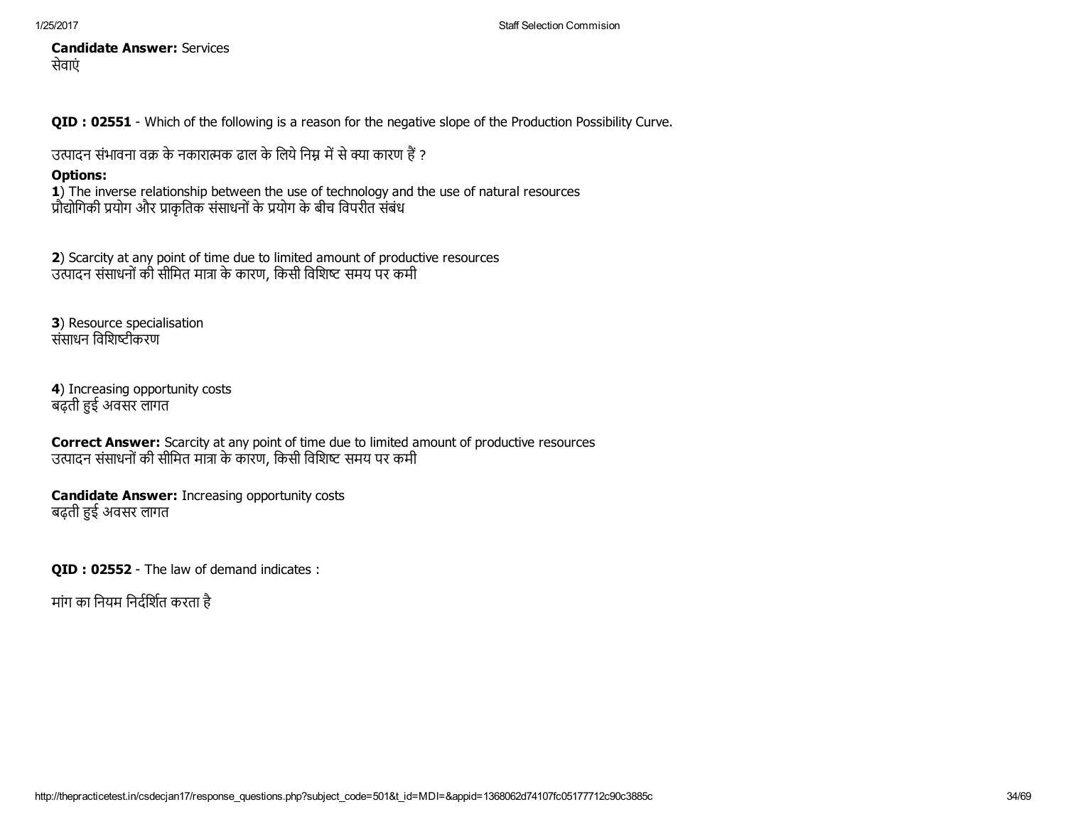**Candidate Answer:** Services
सेवाएं

**QID : 02551** - Which of the following is a reason for the negative slope of the Production Possibility Curve.

उत्पादन संभावना वक्र के नकारात्मक ढाल के लिये निम्न में से क्या कारण हैं ?

**Options:**

**1**) The inverse relationship between the use of technology and the use of natural resources
प्रौद्योगिकी प्रयोग और प्राकृतिक संसाधनों के प्रयोग के बीच विपरीत संबंध

**2**) Scarcity at any point of time due to limited amount of productive resources
उत्पादन संसाधनों की सीमित मात्रा के कारण, किसी विशिष्ट समय पर कमी

**3**) Resource specialisation
संसाधन विशिष्टीकरण

**4**) Increasing opportunity costs
बढ़ती हुई अवसर लागत

**Correct Answer:** Scarcity at any point of time due to limited amount of productive resources
उत्पादन संसाधनों की सीमित मात्रा के कारण, किसी विशिष्ट समय पर कमी

**Candidate Answer:** Increasing opportunity costs
बढ़ती हुई अवसर लागत

**QID : 02552** - The law of demand indicates :

मांग का नियम निर्दर्शित करता है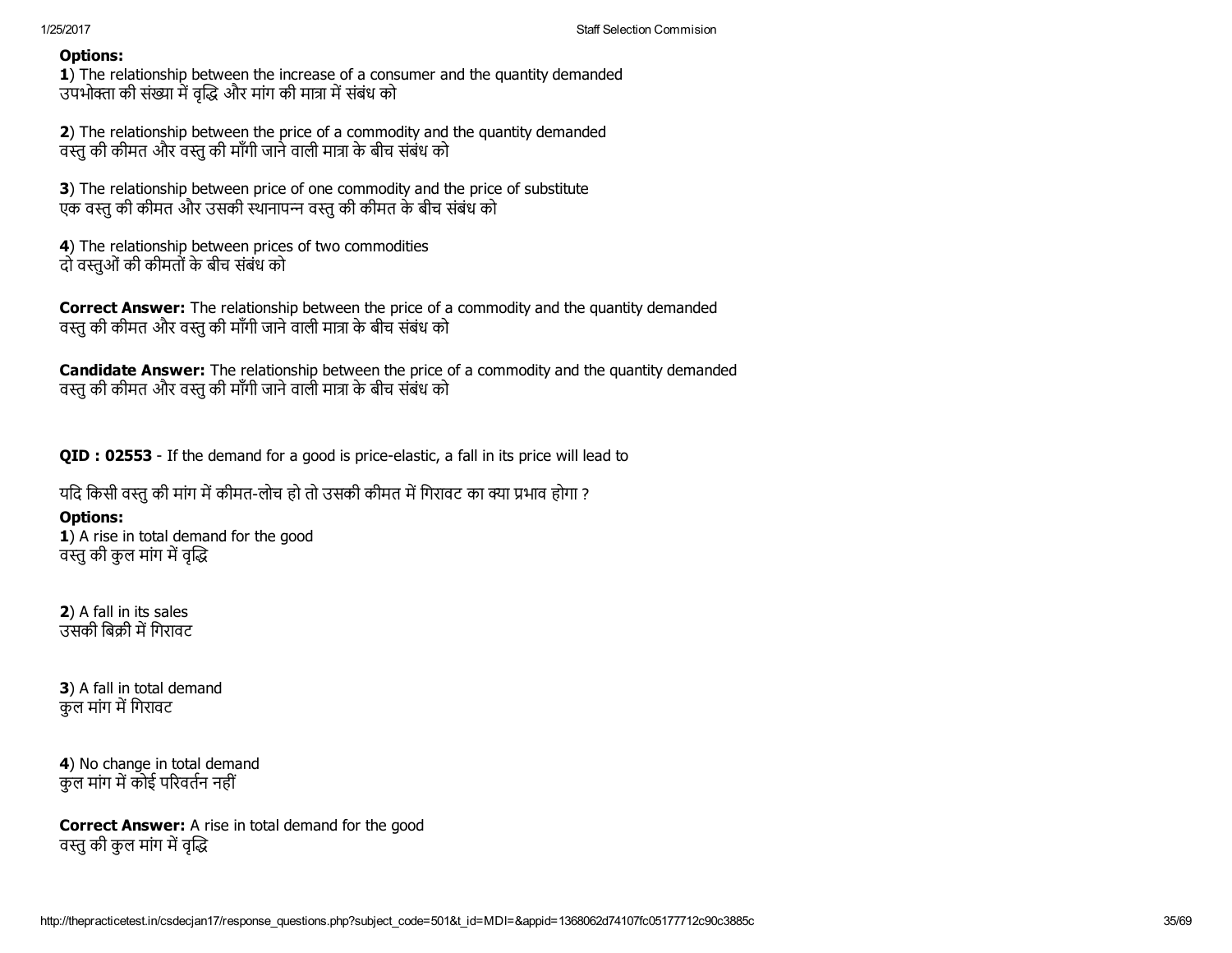**Options:**

**1**) The relationship between the increase of a consumer and the quantity demanded
उपभोक्ता की संख्या में वृद्धि और मांग की मात्रा में संबंध को

**2**) The relationship between the price of a commodity and the quantity demanded
वस्तु की कीमत और वस्तु की माँगी जाने वाली मात्रा के बीच संबंध को

**3**) The relationship between price of one commodity and the price of substitute
एक वस्तु की कीमत और उसकी स्थानापन्न वस्तु की कीमत के बीच संबंध को

**4**) The relationship between prices of two commodities
दो वस्तुओं की कीमतों के बीच संबंध को

**Correct Answer:** The relationship between the price of a commodity and the quantity demanded
वस्तु की कीमत और वस्तु की माँगी जाने वाली मात्रा के बीच संबंध को

**Candidate Answer:** The relationship between the price of a commodity and the quantity demanded
वस्तु की कीमत और वस्तु की माँगी जाने वाली मात्रा के बीच संबंध को

**QID : 02553** - If the demand for a good is price-elastic, a fall in its price will lead to

यदि किसी वस्तु की मांग में कीमत-लोच हो तो उसकी कीमत में गिरावट का क्या प्रभाव होगा ?

**Options:**

**1**) A rise in total demand for the good
वस्तु की कुल मांग में वृद्धि

**2**) A fall in its sales
उसकी बिक्री में गिरावट

**3**) A fall in total demand
कुल मांग में गिरावट

**4**) No change in total demand
कुल मांग में कोई परिवर्तन नहीं

**Correct Answer:** A rise in total demand for the good
वस्तु की कुल मांग में वृद्धि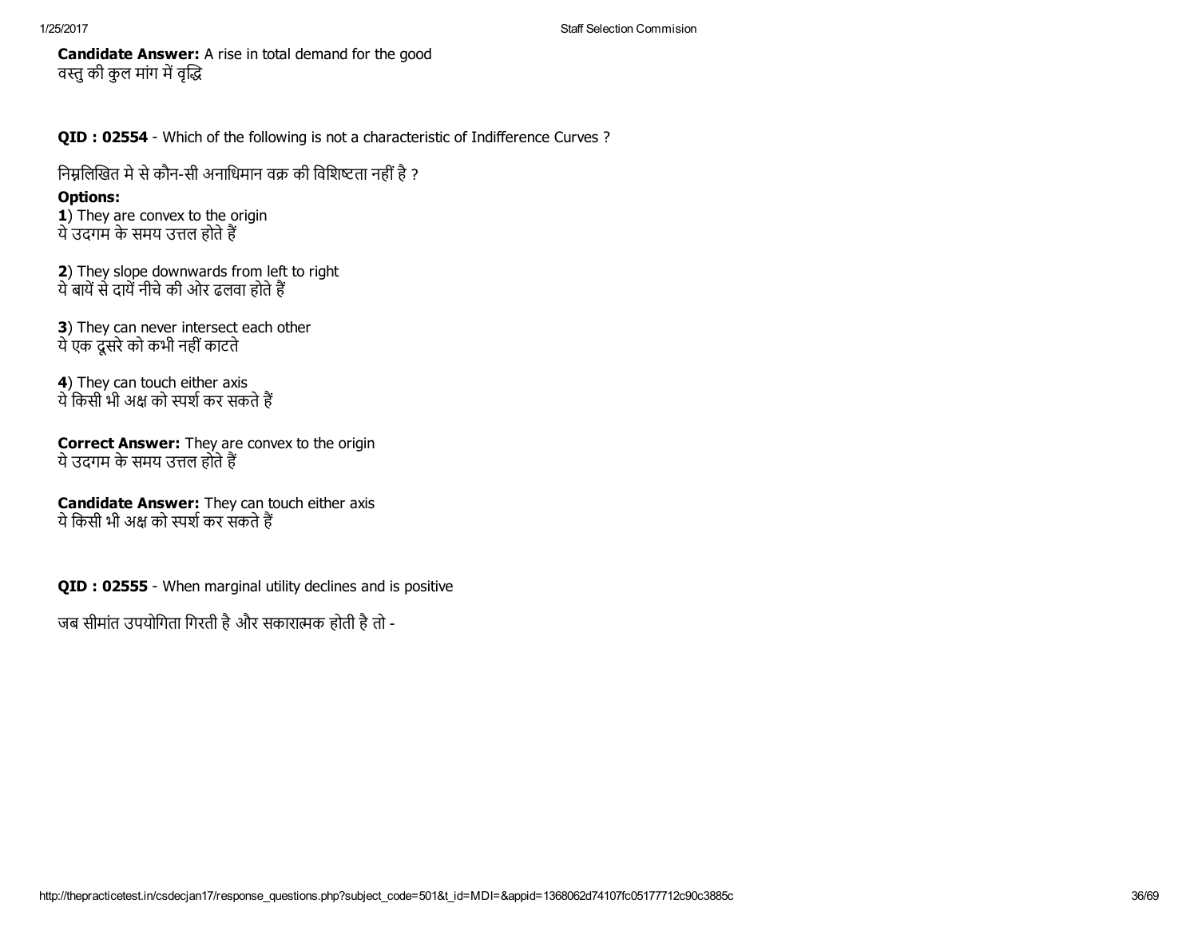**Candidate Answer:** A rise in total demand for the good
वस्तु की कुल मांग में वृद्धि

**QID : 02554** - Which of the following is not a characteristic of Indifference Curves ?

निम्नलिखित मे से कौन-सी अनाधिमान वक्र की विशिष्टता नहीं है ?

**Options:**

**1**) They are convex to the origin
ये उदगम के समय उत्तल होते हैं

**2**) They slope downwards from left to right
ये बायें से दायें नीचे की ओर ढलवा होते हैं

**3**) They can never intersect each other
ये एक दूसरे को कभी नहीं काटते

**4**) They can touch either axis
ये किसी भी अक्ष को स्पर्श कर सकते हैं

**Correct Answer:** They are convex to the origin
ये उदगम के समय उत्तल होते हैं

**Candidate Answer:** They can touch either axis
ये किसी भी अक्ष को स्पर्श कर सकते हैं

**QID : 02555** - When marginal utility declines and is positive

जब सीमांत उपयोगिता गिरती है और सकारात्मक होती है तो -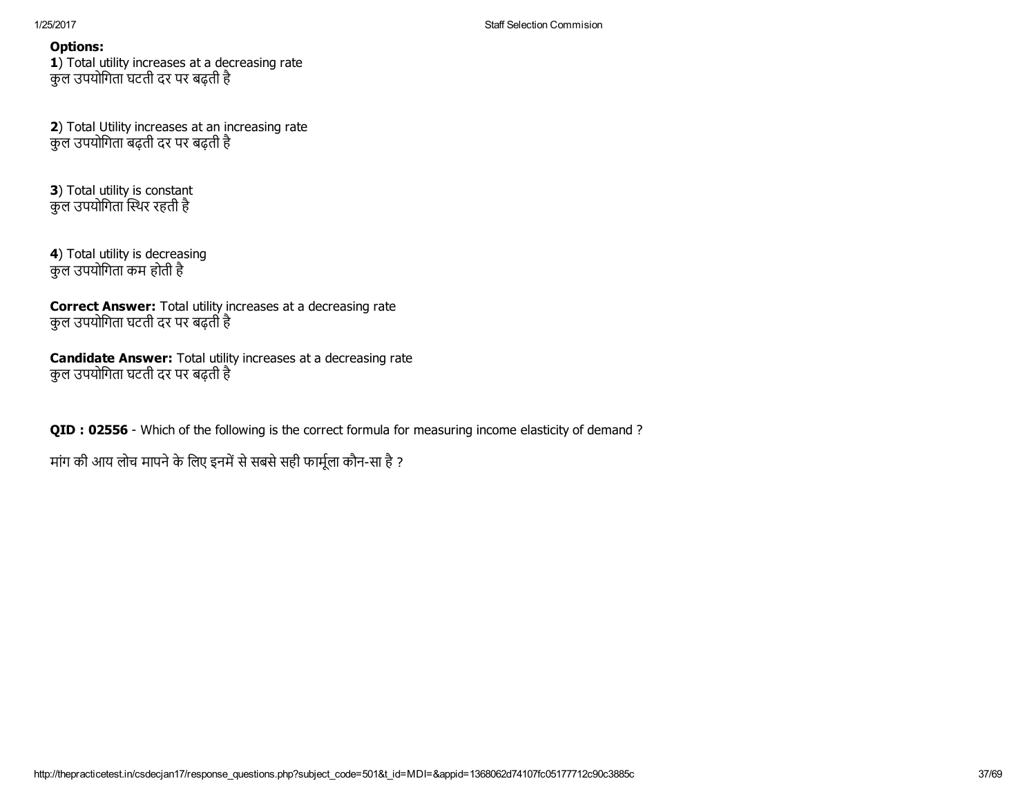**Options:**

**1**) Total utility increases at a decreasing rate
कुल उपयोगिता घटती दर पर बढ़ती है

**2**) Total Utility increases at an increasing rate
कुल उपयोगिता बढ़ती दर पर बढ़ती है

**3**) Total utility is constant
कुल उपयोगिता स्थिर रहती है

**4**) Total utility is decreasing
कुल उपयोगिता कम होती है

**Correct Answer:** Total utility increases at a decreasing rate
कुल उपयोगिता घटती दर पर बढ़ती है

**Candidate Answer:** Total utility increases at a decreasing rate
कुल उपयोगिता घटती दर पर बढ़ती है

**QID : 02556** - Which of the following is the correct formula for measuring income elasticity of demand ?

मांग की आय लोच मापने के लिए इनमें से सबसे सही फार्मूला कौन-सा है ?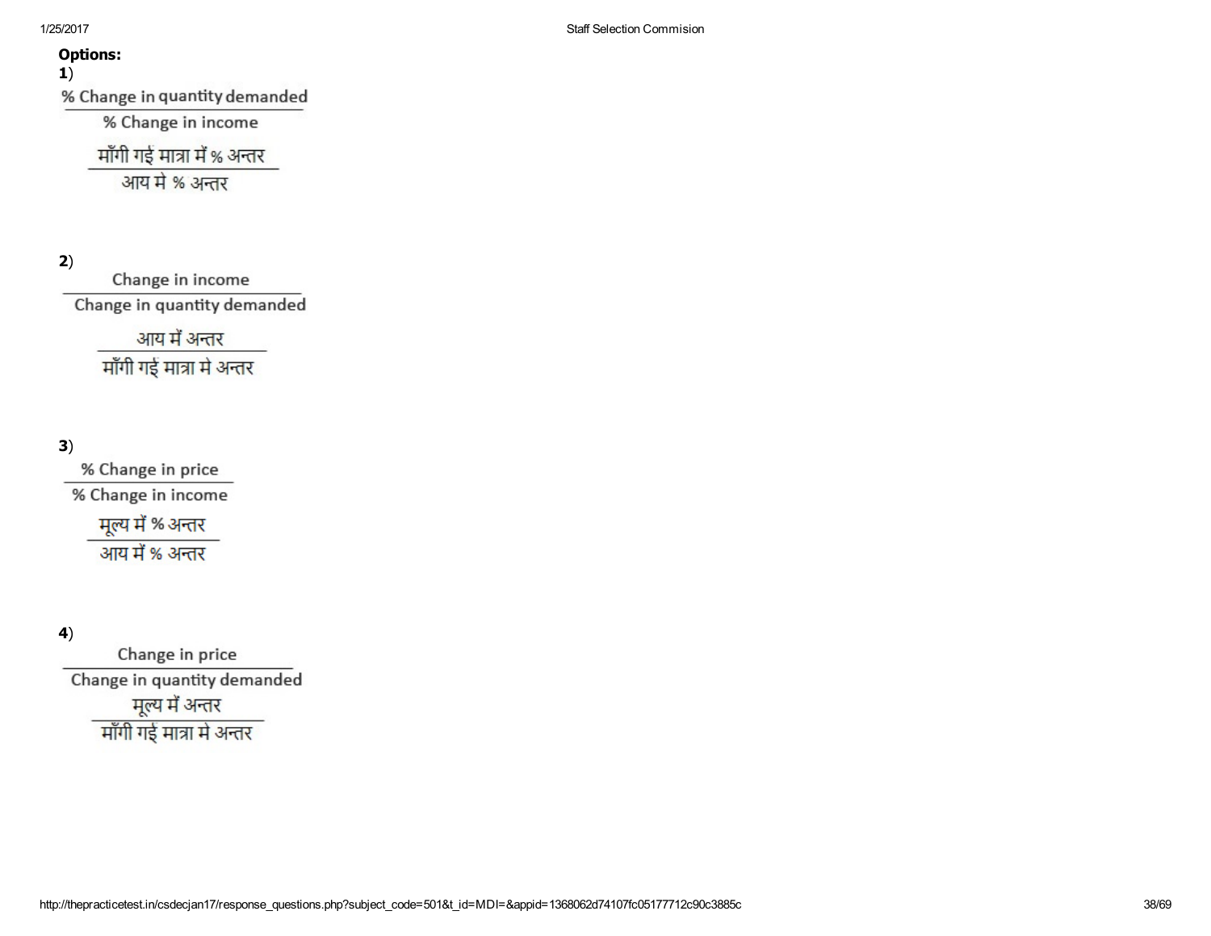**Options:**

**1**)

$$\frac{\text{\% Change in quantity demanded}}{\text{\% Change in income}}$$

$$\frac{\text{माँगी गई मात्रा में \% अन्तर}}{\text{आय मे \% अन्तर}}$$

**2**)

$$\frac{\text{Change in income}}{\text{Change in quantity demanded}}$$

$$\frac{\text{आय में अन्तर}}{\text{माँगी गई मात्रा मे अन्तर}}$$

**3**)

$$\frac{\text{\% Change in price}}{\text{\% Change in income}}$$

$$\frac{\text{मूल्य में \% अन्तर}}{\text{आय में \% अन्तर}}$$

**4**)

$$\frac{\text{Change in price}}{\text{Change in quantity demanded}}$$

$$\frac{\text{मूल्य में अन्तर}}{\text{माँगी गई मात्रा मे अन्तर}}$$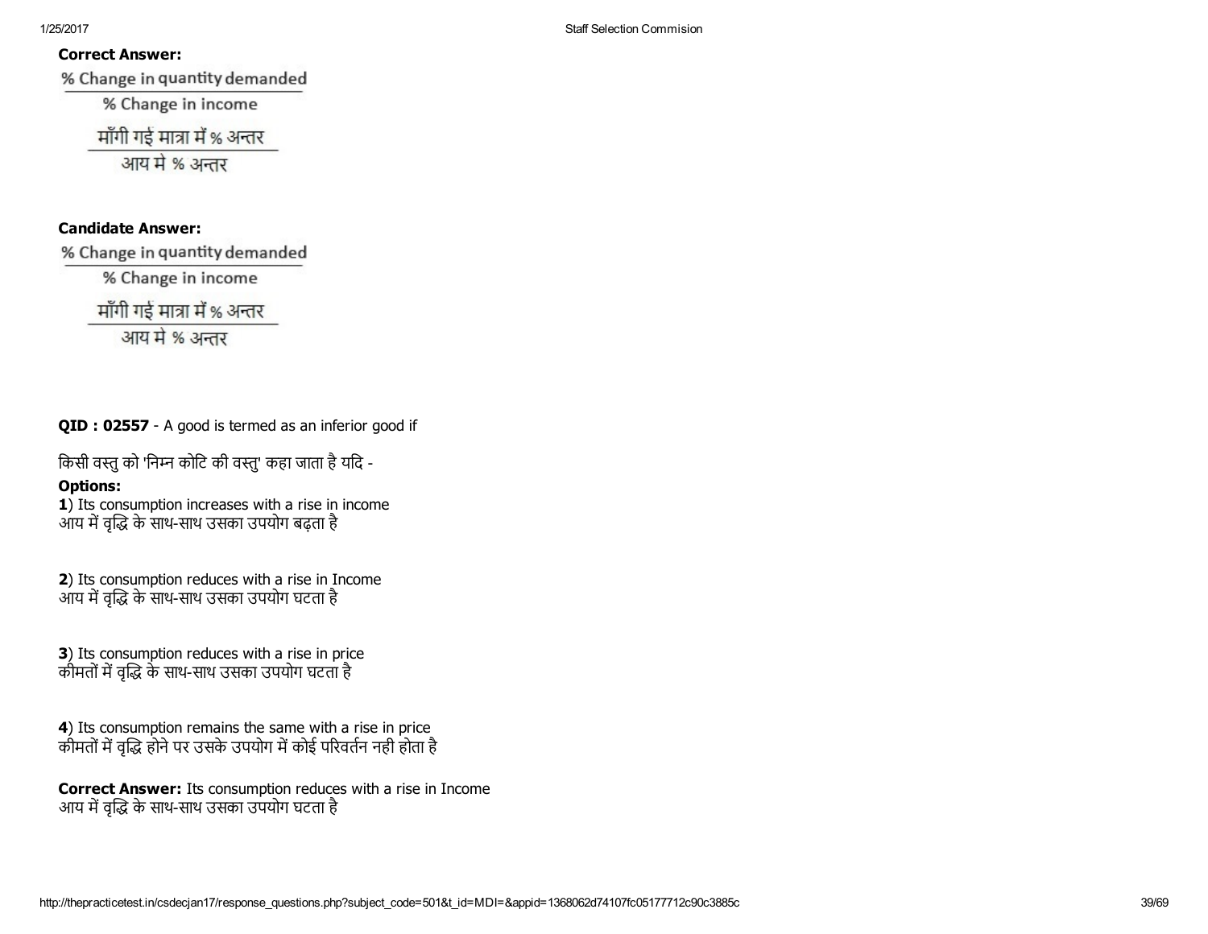**Correct Answer:**

$$\frac{\text{\% Change in quantity demanded}}{\text{\% Change in income}}$$

$$\frac{\text{माँगी गई मात्रा में \% अन्तर}}{\text{आय मे \% अन्तर}}$$

**Candidate Answer:**

$$\frac{\text{\% Change in quantity demanded}}{\text{\% Change in income}}$$

$$\frac{\text{माँगी गई मात्रा में \% अन्तर}}{\text{आय मे \% अन्तर}}$$

**QID : 02557** - A good is termed as an inferior good if

किसी वस्तु को 'निम्न कोटि की वस्तु' कहा जाता है यदि -

**Options:**

**1**) Its consumption increases with a rise in income
आय में वृद्धि के साथ-साथ उसका उपयोग बढ़ता है

**2**) Its consumption reduces with a rise in Income
आय में वृद्धि के साथ-साथ उसका उपयोग घटता है

**3**) Its consumption reduces with a rise in price
कीमतों में वृद्धि के साथ-साथ उसका उपयोग घटता है

**4**) Its consumption remains the same with a rise in price
कीमतों में वृद्धि होने पर उसके उपयोग में कोई परिवर्तन नही होता है

**Correct Answer:** Its consumption reduces with a rise in Income
आय में वृद्धि के साथ-साथ उसका उपयोग घटता है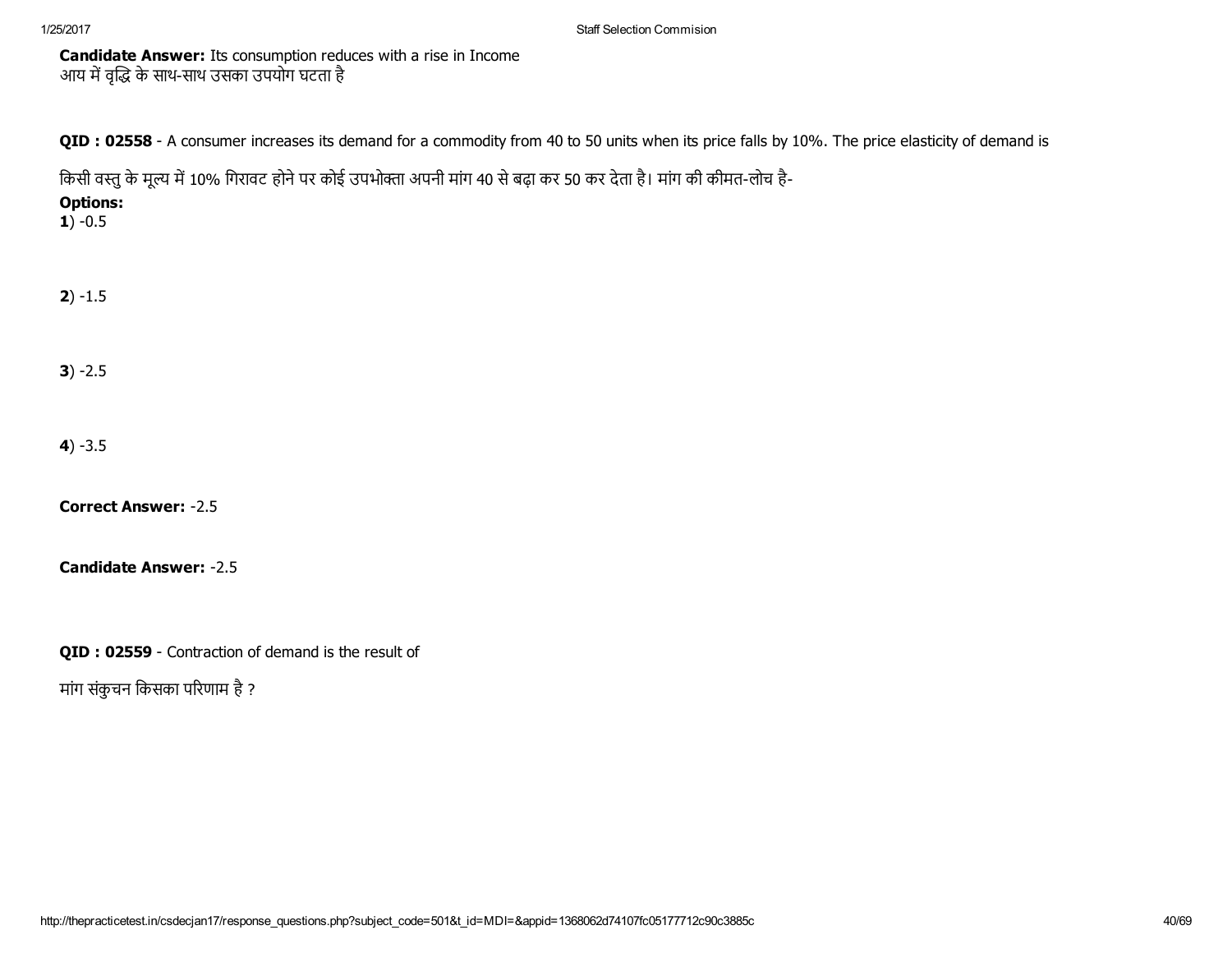**Candidate Answer:** Its consumption reduces with a rise in Income
आय में वृद्धि के साथ-साथ उसका उपयोग घटता है

**QID : 02558** - A consumer increases its demand for a commodity from 40 to 50 units when its price falls by 10%. The price elasticity of demand is

किसी वस्तु के मूल्य में 10% गिरावट होने पर कोई उपभोक्ता अपनी मांग 40 से बढ़ा कर 50 कर देता है। मांग की कीमत-लोच है-

**Options:**

**1**) -0.5

**2**) -1.5

**3**) -2.5

**4**) -3.5

**Correct Answer:** -2.5

**Candidate Answer:** -2.5

**QID : 02559** - Contraction of demand is the result of

मांग संकुचन किसका परिणाम है ?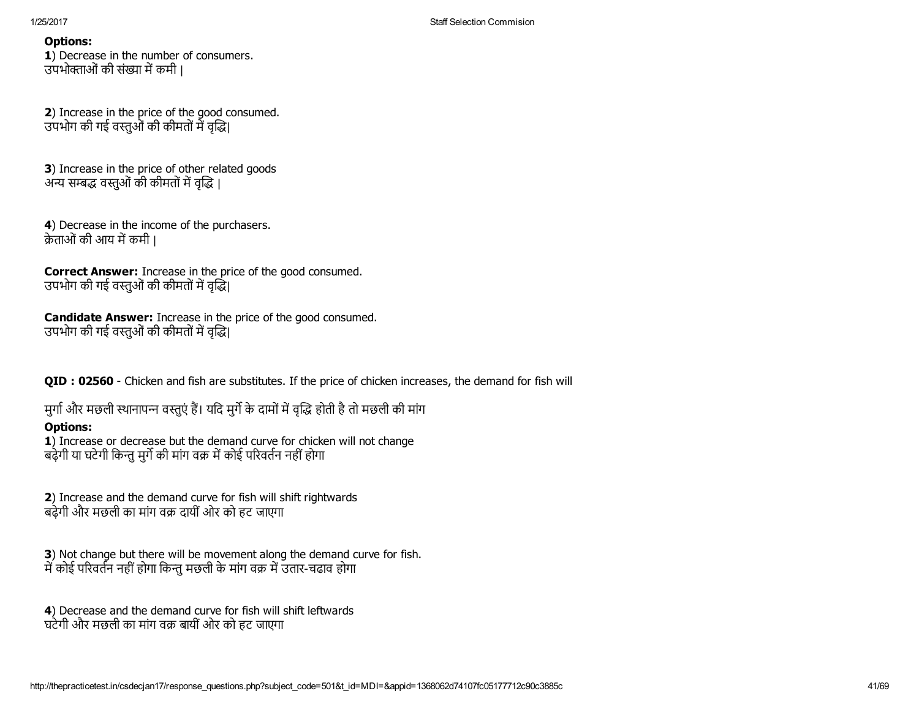**Options:**
**1**) Decrease in the number of consumers.
उपभोक्ताओं की संख्या में कमी |

**2**) Increase in the price of the good consumed.
उपभोग की गई वस्तुओं की कीमतों में वृद्धि|

**3**) Increase in the price of other related goods
अन्य सम्बद्ध वस्तुओं की कीमतों में वृद्धि |

**4**) Decrease in the income of the purchasers.
क्रेताओं की आय में कमी |

**Correct Answer:** Increase in the price of the good consumed.
उपभोग की गई वस्तुओं की कीमतों में वृद्धि|

**Candidate Answer:** Increase in the price of the good consumed.
उपभोग की गई वस्तुओं की कीमतों में वृद्धि|

**QID : 02560** - Chicken and fish are substitutes. If the price of chicken increases, the demand for fish will

मुर्गा और मछली स्थानापन्न वस्तुएं हैं। यदि मुर्गे के दामों में वृद्धि होती है तो मछली की मांग

**Options:**
**1**) Increase or decrease but the demand curve for chicken will not change
बढ़ेगी या घटेगी किन्तु मुर्गे की मांग वक्र में कोई परिवर्तन नहीं होगा

**2**) Increase and the demand curve for fish will shift rightwards
बढ़ेगी और मछली का मांग वक्र दायीं ओर को हट जाएगा

**3**) Not change but there will be movement along the demand curve for fish.
में कोई परिवर्तन नहीं होगा किन्तु मछली के मांग वक्र में उतार-चढाव होगा

**4**) Decrease and the demand curve for fish will shift leftwards
घटेगी और मछली का मांग वक्र बायीं ओर को हट जाएगा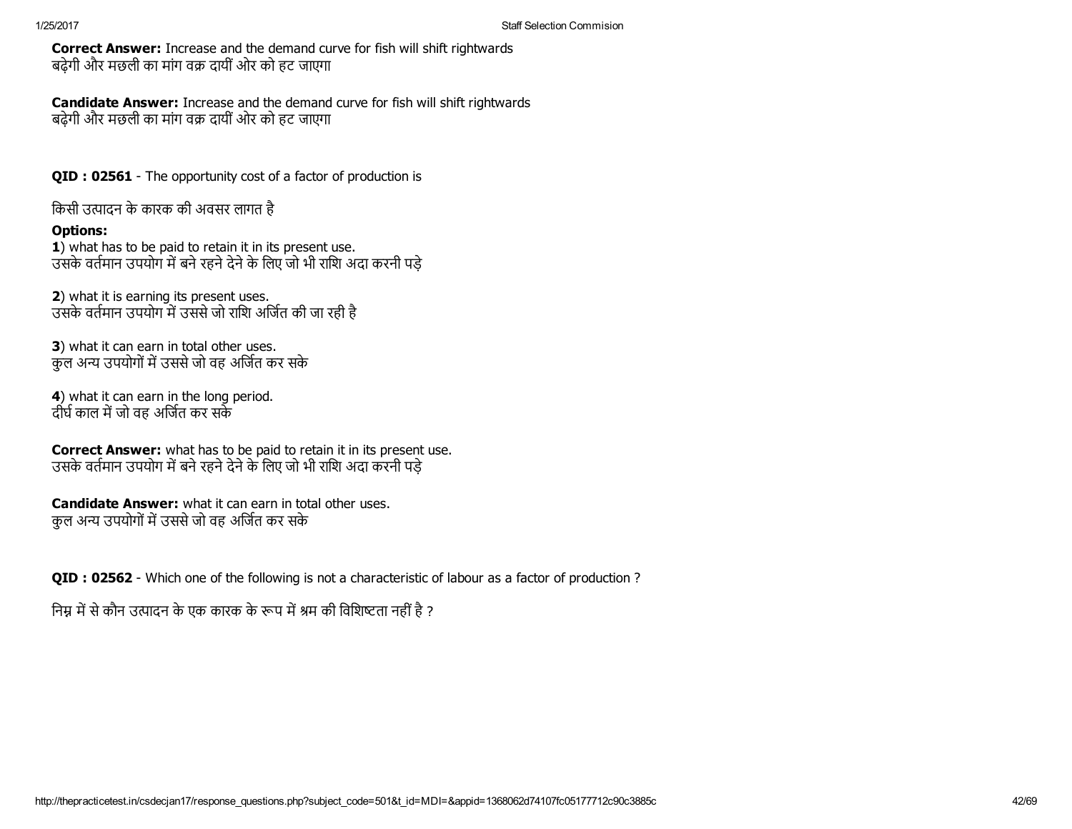**Correct Answer:** Increase and the demand curve for fish will shift rightwards
बढ़ेगी और मछली का मांग वक्र दायीं ओर को हट जाएगा

**Candidate Answer:** Increase and the demand curve for fish will shift rightwards
बढ़ेगी और मछली का मांग वक्र दायीं ओर को हट जाएगा

**QID : 02561** - The opportunity cost of a factor of production is

किसी उत्पादन के कारक की अवसर लागत है

**Options:**

**1**) what has to be paid to retain it in its present use.
उसके वर्तमान उपयोग में बने रहने देने के लिए जो भी राशि अदा करनी पड़े

**2**) what it is earning its present uses.
उसके वर्तमान उपयोग में उससे जो राशि अर्जित की जा रही है

**3**) what it can earn in total other uses.
कुल अन्य उपयोगों में उससे जो वह अर्जित कर सके

**4**) what it can earn in the long period.
दीर्घ काल में जो वह अर्जित कर सके

**Correct Answer:** what has to be paid to retain it in its present use.
उसके वर्तमान उपयोग में बने रहने देने के लिए जो भी राशि अदा करनी पड़े

**Candidate Answer:** what it can earn in total other uses.
कुल अन्य उपयोगों में उससे जो वह अर्जित कर सके

**QID : 02562** - Which one of the following is not a characteristic of labour as a factor of production ?

निम्न में से कौन उत्पादन के एक कारक के रूप में श्रम की विशिष्टता नहीं है ?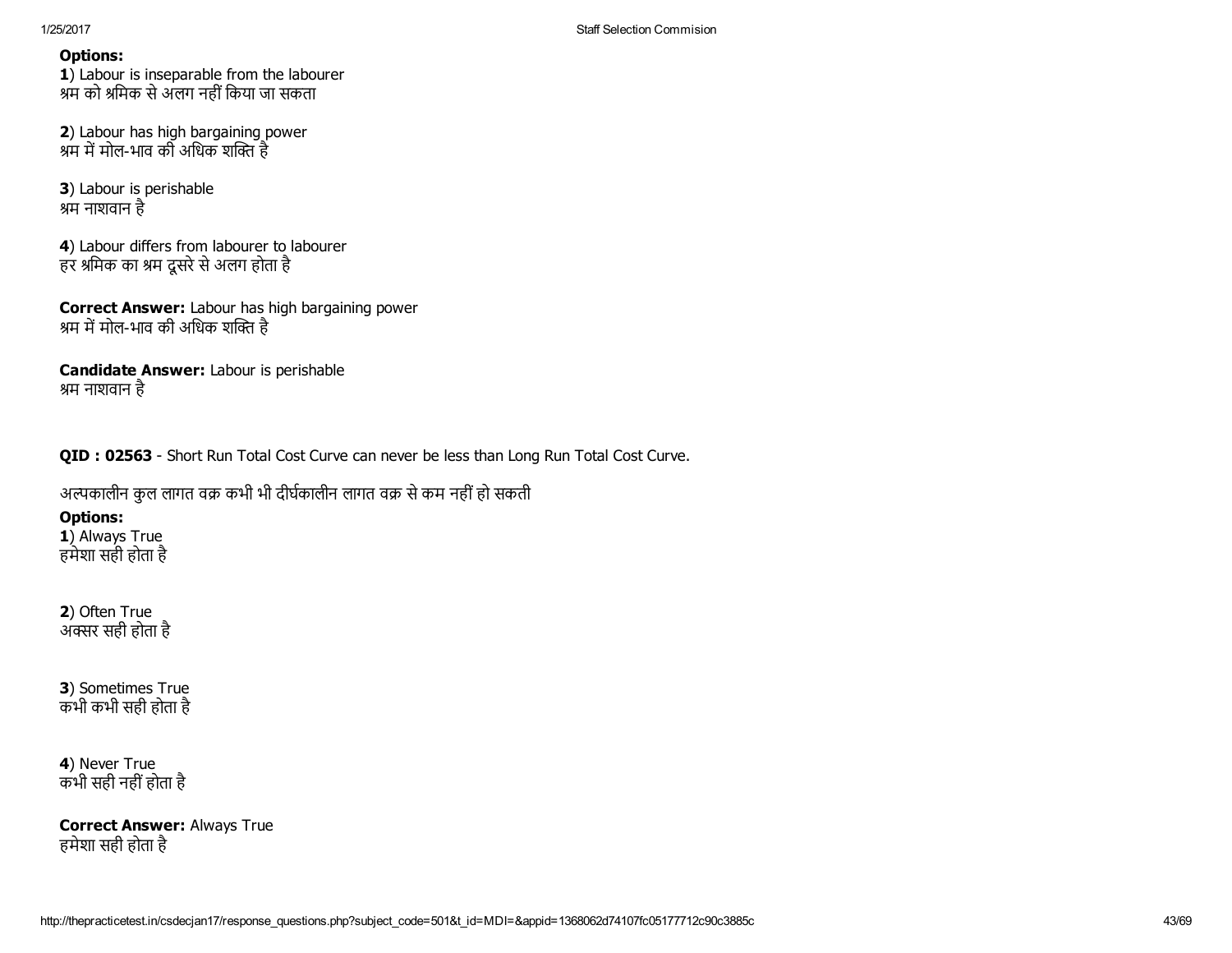**Options:**
**1**) Labour is inseparable from the labourer
श्रम को श्रमिक से अलग नहीं किया जा सकता

**2**) Labour has high bargaining power
श्रम में मोल-भाव की अधिक शक्ति है

**3**) Labour is perishable
श्रम नाशवान है

**4**) Labour differs from labourer to labourer
हर श्रमिक का श्रम दूसरे से अलग होता है

**Correct Answer:** Labour has high bargaining power
श्रम में मोल-भाव की अधिक शक्ति है

**Candidate Answer:** Labour is perishable
श्रम नाशवान है

**QID : 02563** - Short Run Total Cost Curve can never be less than Long Run Total Cost Curve.

अल्पकालीन कुल लागत वक्र कभी भी दीर्घकालीन लागत वक्र से कम नहीं हो सकती

**Options:**
**1**) Always True
हमेशा सही होता है

**2**) Often True
अक्सर सही होता है

**3**) Sometimes True
कभी कभी सही होता है

**4**) Never True
कभी सही नहीं होता है

**Correct Answer:** Always True
हमेशा सही होता है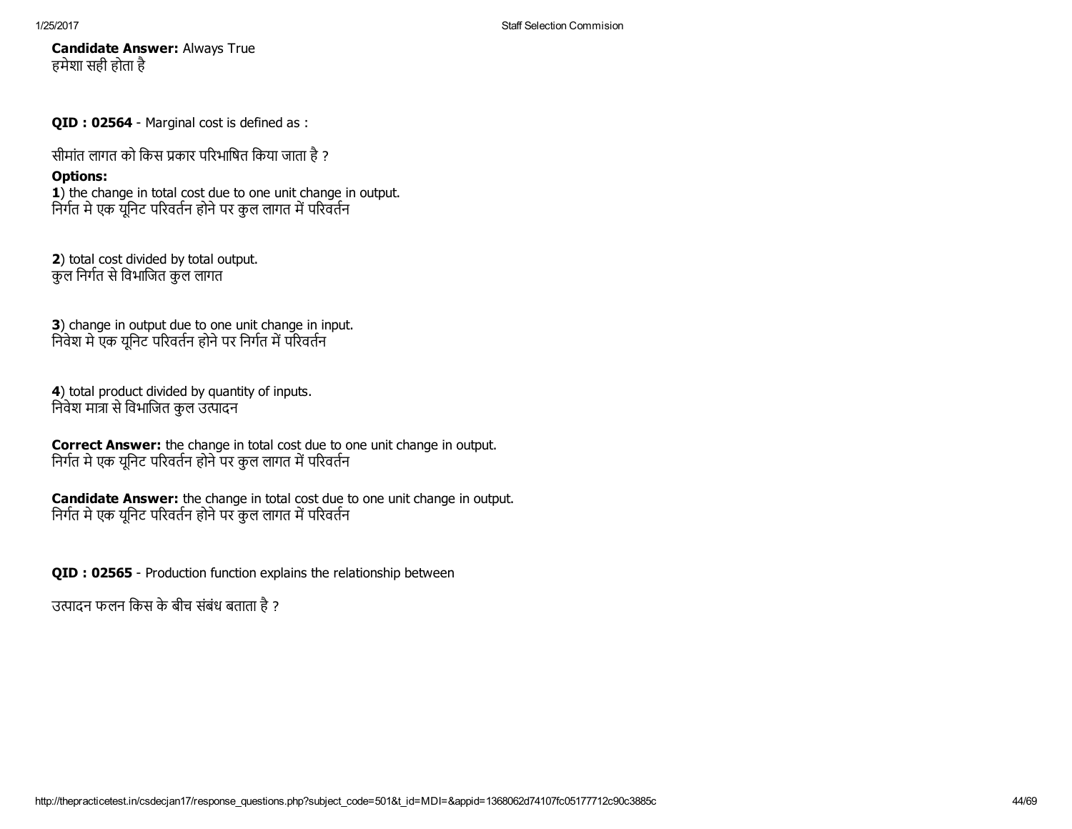**Candidate Answer:** Always True
हमेशा सही होता है

**QID : 02564** - Marginal cost is defined as :

सीमांत लागत को किस प्रकार परिभाषित किया जाता है ?

**Options:**

**1**) the change in total cost due to one unit change in output.
निर्गत मे एक यूनिट परिवर्तन होने पर कुल लागत में परिवर्तन

**2**) total cost divided by total output.
कुल निर्गत से विभाजित कुल लागत

**3**) change in output due to one unit change in input.
निवेश मे एक यूनिट परिवर्तन होने पर निर्गत में परिवर्तन

**4**) total product divided by quantity of inputs.
निवेश मात्रा से विभाजित कुल उत्पादन

**Correct Answer:** the change in total cost due to one unit change in output.
निर्गत मे एक यूनिट परिवर्तन होने पर कुल लागत में परिवर्तन

**Candidate Answer:** the change in total cost due to one unit change in output.
निर्गत मे एक यूनिट परिवर्तन होने पर कुल लागत में परिवर्तन

**QID : 02565** - Production function explains the relationship between

उत्पादन फलन किस के बीच संबंध बताता है ?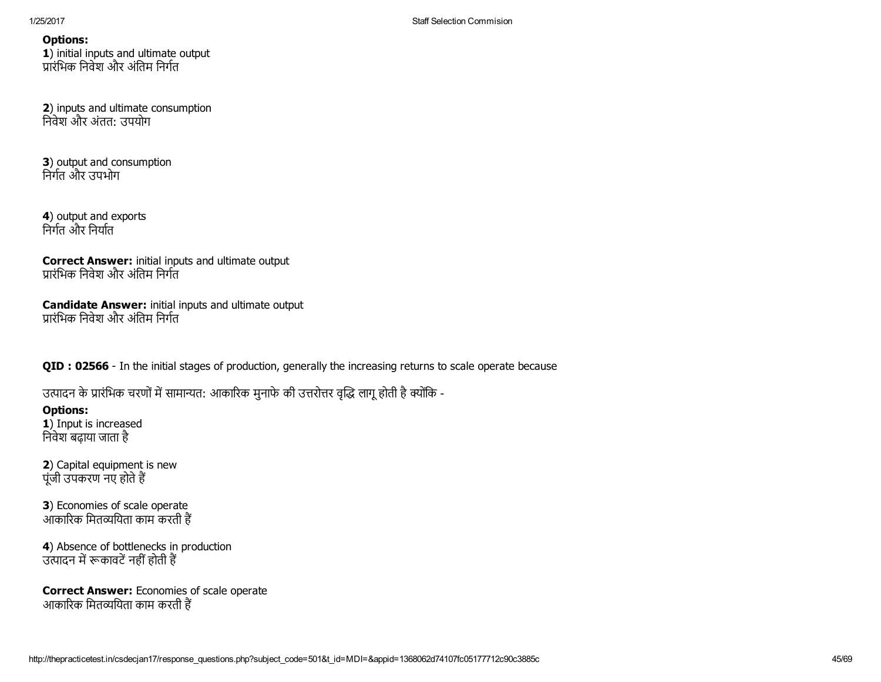**Options:**
**1**) initial inputs and ultimate output
प्रारंभिक निवेश और अंतिम निर्गत

**2**) inputs and ultimate consumption
निवेश और अंततः उपयोग

**3**) output and consumption
निर्गत और उपभोग

**4**) output and exports
निर्गत और निर्यात

**Correct Answer:** initial inputs and ultimate output
प्रारंभिक निवेश और अंतिम निर्गत

**Candidate Answer:** initial inputs and ultimate output
प्रारंभिक निवेश और अंतिम निर्गत

**QID : 02566** - In the initial stages of production, generally the increasing returns to scale operate because

उत्पादन के प्रारंभिक चरणों में सामान्यत: आकारिक मुनाफे की उत्तरोत्तर वृद्धि लागू होती है क्योंकि -

**Options:**
**1**) Input is increased
निवेश बढ़ाया जाता है

**2**) Capital equipment is new
पूंजी उपकरण नए होते हैं

**3**) Economies of scale operate
आकारिक मितव्ययिता काम करती हैं

**4**) Absence of bottlenecks in production
उत्पादन में रूकावटें नहीं होती हैं

**Correct Answer:** Economies of scale operate
आकारिक मितव्ययिता काम करती हैं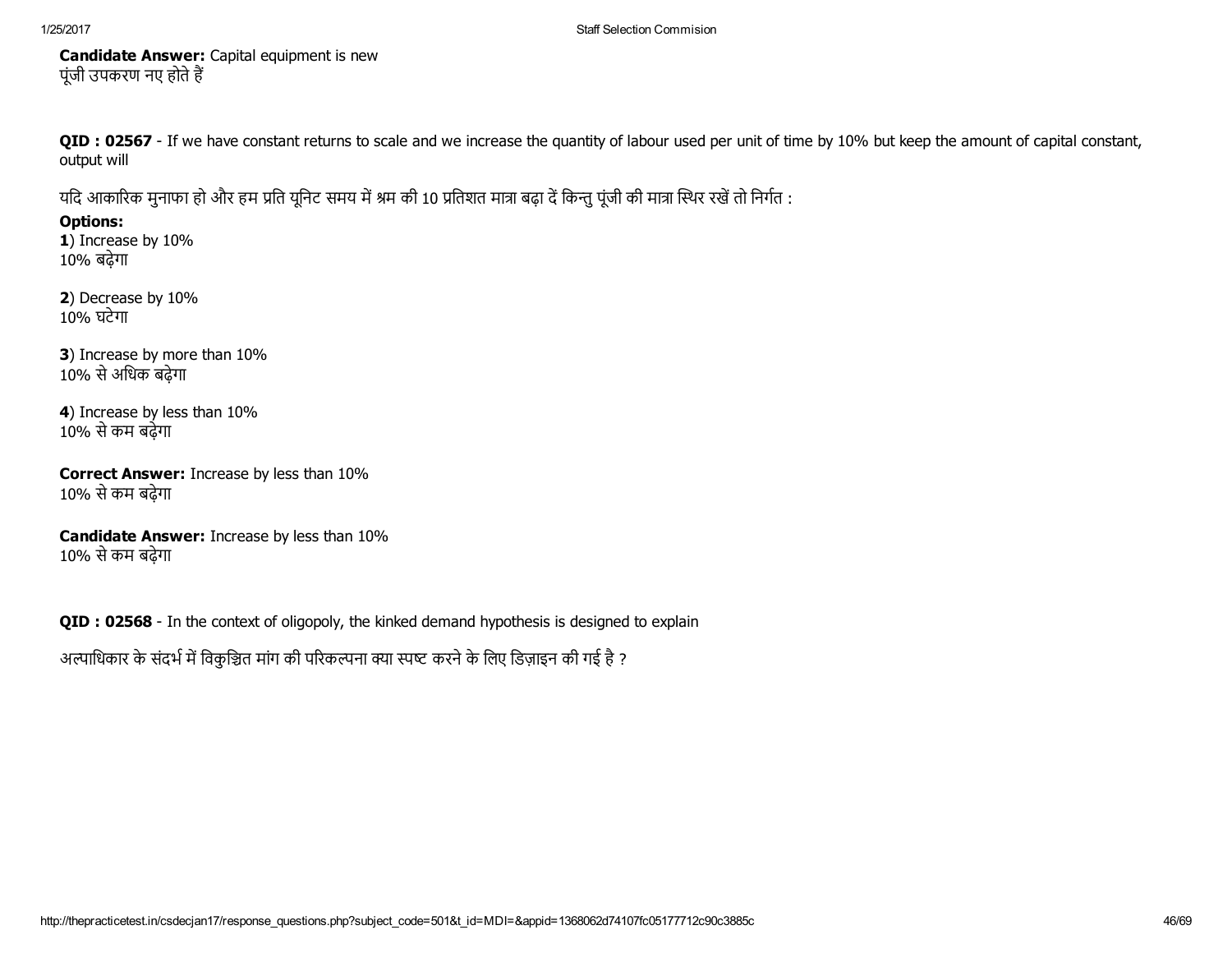**Candidate Answer:** Capital equipment is new
पूंजी उपकरण नए होते हैं

**QID : 02567** - If we have constant returns to scale and we increase the quantity of labour used per unit of time by 10% but keep the amount of capital constant, output will

यदि आकारिक मुनाफा हो और हम प्रति यूनिट समय में श्रम की 10 प्रतिशत मात्रा बढ़ा दें किन्तु पूंजी की मात्रा स्थिर रखें तो निर्गत :

**Options:**
**1**) Increase by 10%
10% बढ़ेगा

**2**) Decrease by 10%
10% घटेगा

**3**) Increase by more than 10%
10% से अधिक बढ़ेगा

**4**) Increase by less than 10%
10% से कम बढ़ेगा

**Correct Answer:** Increase by less than 10%
10% से कम बढ़ेगा

**Candidate Answer:** Increase by less than 10%
10% से कम बढ़ेगा

**QID : 02568** - In the context of oligopoly, the kinked demand hypothesis is designed to explain

अल्पाधिकार के संदर्भ में विकुञ्चित मांग की परिकल्पना क्या स्पष्ट करने के लिए डिज़ाइन की गई है ?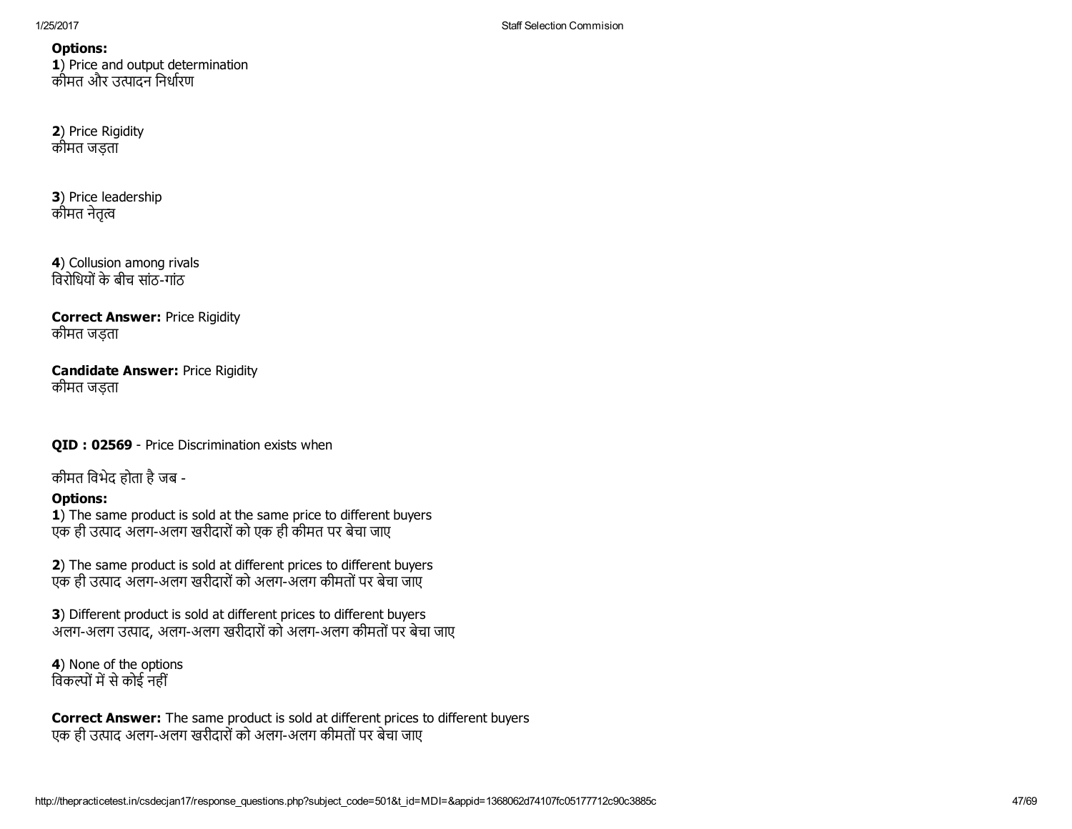**Options:**

**1**) Price and output determination
कीमत और उत्पादन निर्धारण

**2**) Price Rigidity
कीमत जड़ता

**3**) Price leadership
कीमत नेतृत्व

**4**) Collusion among rivals
विरोधियों के बीच सांठ-गांठ

**Correct Answer:** Price Rigidity
कीमत जड़ता

**Candidate Answer:** Price Rigidity
कीमत जड़ता

**QID : 02569** - Price Discrimination exists when

कीमत विभेद होता है जब -

**Options:**

**1**) The same product is sold at the same price to different buyers
एक ही उत्पाद अलग-अलग खरीदारों को एक ही कीमत पर बेचा जाए

**2**) The same product is sold at different prices to different buyers
एक ही उत्पाद अलग-अलग खरीदारों को अलग-अलग कीमतों पर बेचा जाए

**3**) Different product is sold at different prices to different buyers
अलग-अलग उत्पाद, अलग-अलग खरीदारों को अलग-अलग कीमतों पर बेचा जाए

**4**) None of the options
विकल्पों में से कोई नहीं

**Correct Answer:** The same product is sold at different prices to different buyers
एक ही उत्पाद अलग-अलग खरीदारों को अलग-अलग कीमतों पर बेचा जाए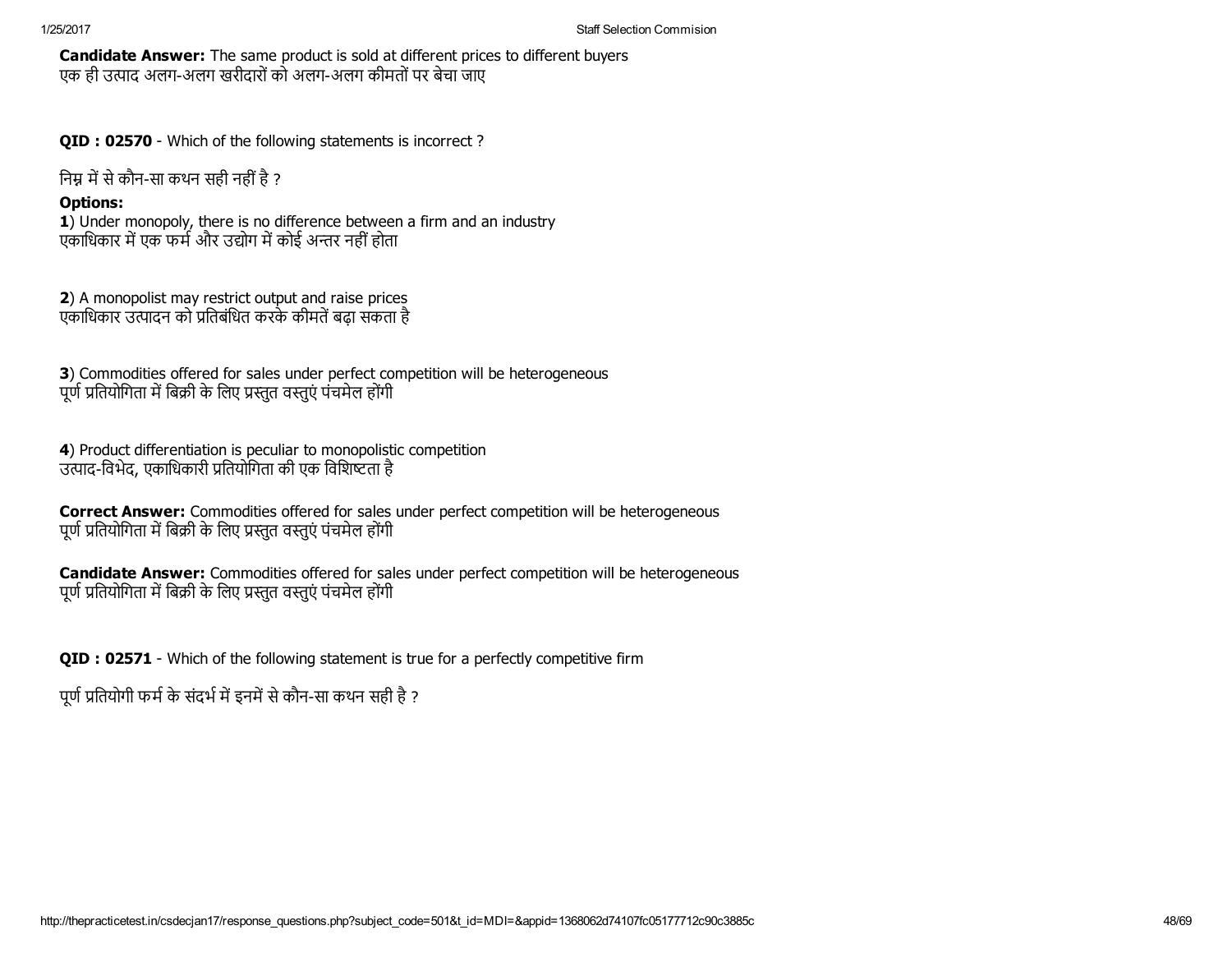**Candidate Answer:** The same product is sold at different prices to different buyers
एक ही उत्पाद अलग-अलग खरीदारों को अलग-अलग कीमतों पर बेचा जाए

**QID : 02570** - Which of the following statements is incorrect ?

निम्न में से कौन-सा कथन सही नहीं है ?

**Options:**

**1**) Under monopoly, there is no difference between a firm and an industry
एकाधिकार में एक फर्म और उद्योग में कोई अन्तर नहीं होता

**2**) A monopolist may restrict output and raise prices
एकाधिकार उत्पादन को प्रतिबंधित करके कीमतें बढ़ा सकता है

**3**) Commodities offered for sales under perfect competition will be heterogeneous
पूर्ण प्रतियोगिता में बिक्री के लिए प्रस्तुत वस्तुएं पंचमेल होंगी

**4**) Product differentiation is peculiar to monopolistic competition
उत्पाद-विभेद, एकाधिकारी प्रतियोगिता की एक विशिष्टता है

**Correct Answer:** Commodities offered for sales under perfect competition will be heterogeneous
पूर्ण प्रतियोगिता में बिक्री के लिए प्रस्तुत वस्तुएं पंचमेल होंगी

**Candidate Answer:** Commodities offered for sales under perfect competition will be heterogeneous
पूर्ण प्रतियोगिता में बिक्री के लिए प्रस्तुत वस्तुएं पंचमेल होंगी

**QID : 02571** - Which of the following statement is true for a perfectly competitive firm

पूर्ण प्रतियोगी फर्म के संदर्भ में इनमें से कौन-सा कथन सही है ?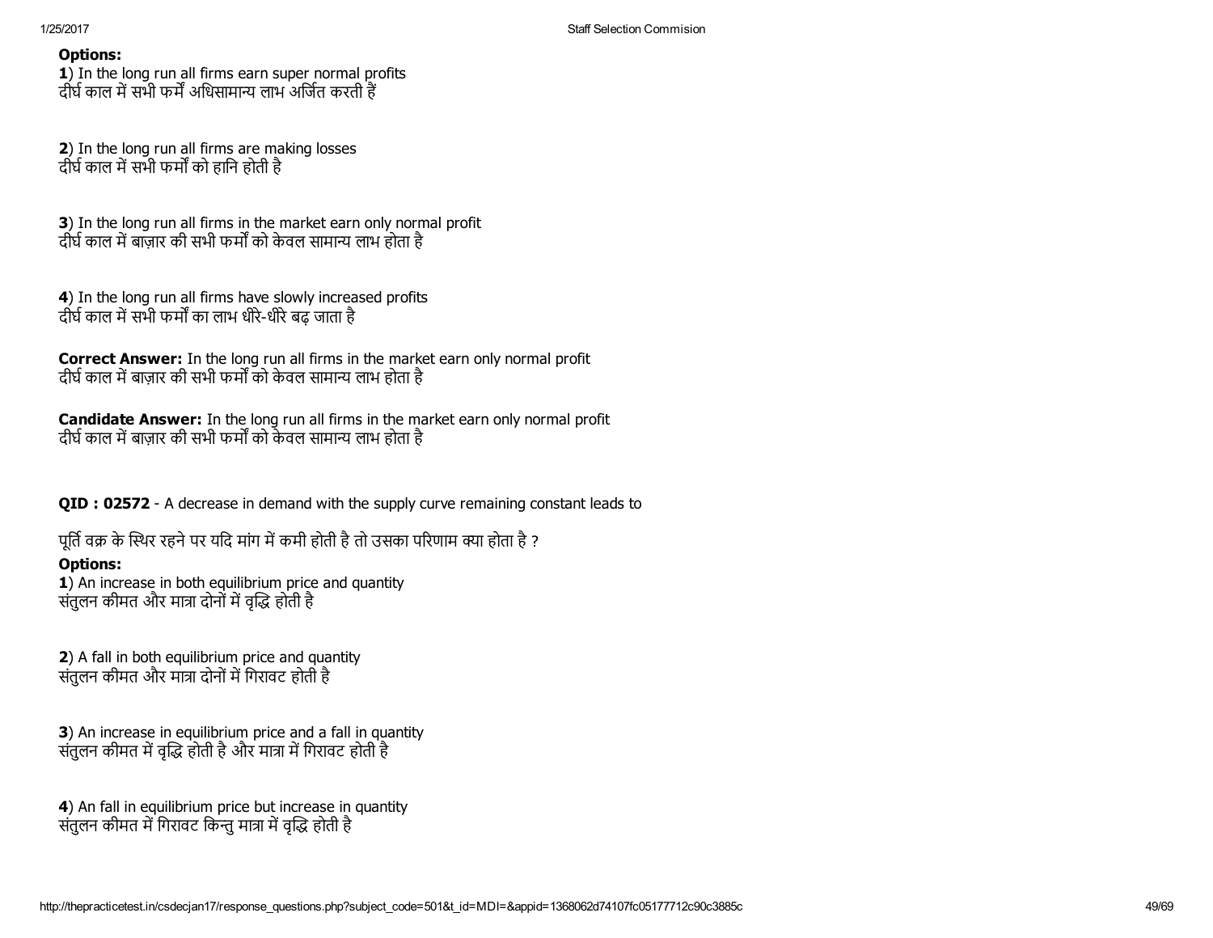**Options:**

**1**) In the long run all firms earn super normal profits
दीर्घ काल में सभी फर्में अधिसामान्य लाभ अर्जित करती हैं

**2**) In the long run all firms are making losses
दीर्घ काल में सभी फर्मों को हानि होती है

**3**) In the long run all firms in the market earn only normal profit
दीर्घ काल में बाज़ार की सभी फर्मों को केवल सामान्य लाभ होता है

**4**) In the long run all firms have slowly increased profits
दीर्घ काल में सभी फर्मों का लाभ धीरे-धीरे बढ़ जाता है

**Correct Answer:** In the long run all firms in the market earn only normal profit
दीर्घ काल में बाज़ार की सभी फर्मों को केवल सामान्य लाभ होता है

**Candidate Answer:** In the long run all firms in the market earn only normal profit
दीर्घ काल में बाज़ार की सभी फर्मों को केवल सामान्य लाभ होता है

**QID : 02572** - A decrease in demand with the supply curve remaining constant leads to

पूर्ति वक्र के स्थिर रहने पर यदि मांग में कमी होती है तो उसका परिणाम क्या होता है ?

**Options:**

**1**) An increase in both equilibrium price and quantity
संतुलन कीमत और मात्रा दोनों में वृद्धि होती है

**2**) A fall in both equilibrium price and quantity
संतुलन कीमत और मात्रा दोनों में गिरावट होती है

**3**) An increase in equilibrium price and a fall in quantity
संतुलन कीमत में वृद्धि होती है और मात्रा में गिरावट होती है

**4**) An fall in equilibrium price but increase in quantity
संतुलन कीमत में गिरावट किन्तु मात्रा में वृद्धि होती है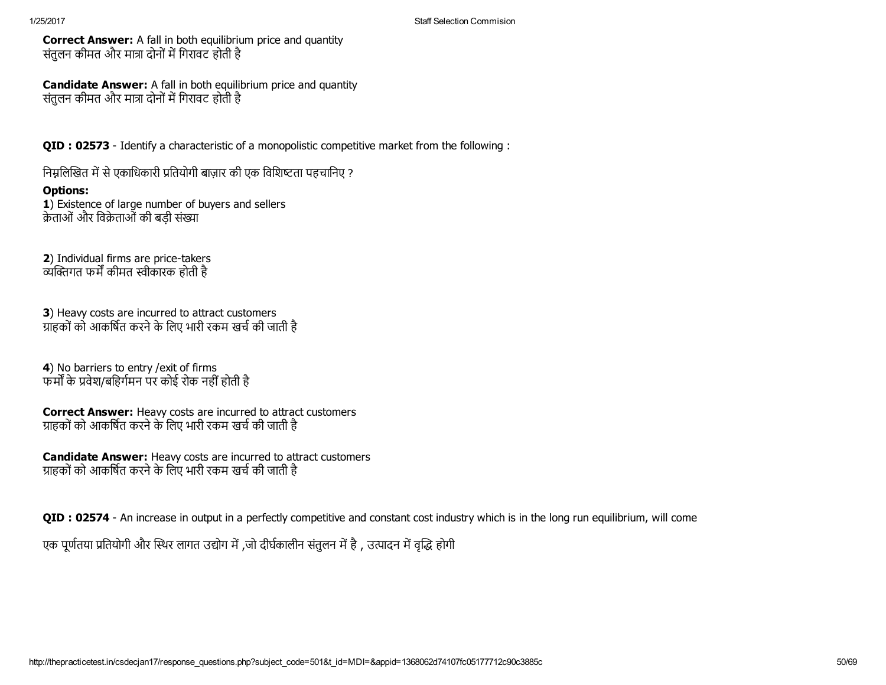**Correct Answer:** A fall in both equilibrium price and quantity
संतुलन कीमत और मात्रा दोनों में गिरावट होती है

**Candidate Answer:** A fall in both equilibrium price and quantity
संतुलन कीमत और मात्रा दोनों में गिरावट होती है

**QID : 02573** - Identify a characteristic of a monopolistic competitive market from the following :

निम्नलिखित में से एकाधिकारी प्रतियोगी बाज़ार की एक विशिष्टता पहचानिए ?

**Options:**

**1**) Existence of large number of buyers and sellers
क्रेताओं और विक्रेताओं की बड़ी संख्या

**2**) Individual firms are price-takers
व्यक्तिगत फर्में कीमत स्वीकारक होती है

**3**) Heavy costs are incurred to attract customers
ग्राहकों को आकर्षित करने के लिए भारी रकम खर्च की जाती है

**4**) No barriers to entry /exit of firms
फर्मों के प्रवेश/बहिर्गमन पर कोई रोक नहीं होती है

**Correct Answer:** Heavy costs are incurred to attract customers
ग्राहकों को आकर्षित करने के लिए भारी रकम खर्च की जाती है

**Candidate Answer:** Heavy costs are incurred to attract customers
ग्राहकों को आकर्षित करने के लिए भारी रकम खर्च की जाती है

**QID : 02574** - An increase in output in a perfectly competitive and constant cost industry which is in the long run equilibrium, will come

एक पूर्णतया प्रतियोगी और स्थिर लागत उद्योग में ,जो दीर्घकालीन संतुलन में है , उत्पादन में वृद्धि होगी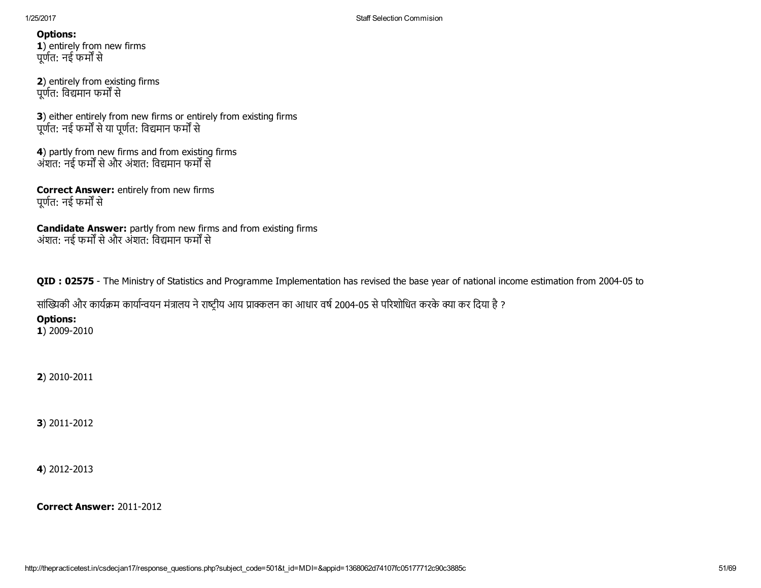**Options:**
**1**) entirely from new firms
पूर्णत: नई फर्मों से

**2**) entirely from existing firms
पूर्णत: विद्यमान फर्मों से

**3**) either entirely from new firms or entirely from existing firms
पूर्णत: नई फर्मों से या पूर्णत: विद्यमान फर्मों से

**4**) partly from new firms and from existing firms
अंशत: नई फर्मों से और अंशत: विद्यमान फर्मों से

**Correct Answer:** entirely from new firms
पूर्णत: नई फर्मों से

**Candidate Answer:** partly from new firms and from existing firms
अंशत: नई फर्मों से और अंशत: विद्यमान फर्मों से

**QID : 02575** - The Ministry of Statistics and Programme Implementation has revised the base year of national income estimation from 2004-05 to

सांख्यिकी और कार्यक्रम कार्यान्वयन मंत्रालय ने राष्ट्रीय आय प्राक्कलन का आधार वर्ष 2004-05 से परिशोधित करके क्या कर दिया है ?

**Options:**
**1**) 2009-2010

**2**) 2010-2011

**3**) 2011-2012

**4**) 2012-2013

**Correct Answer:** 2011-2012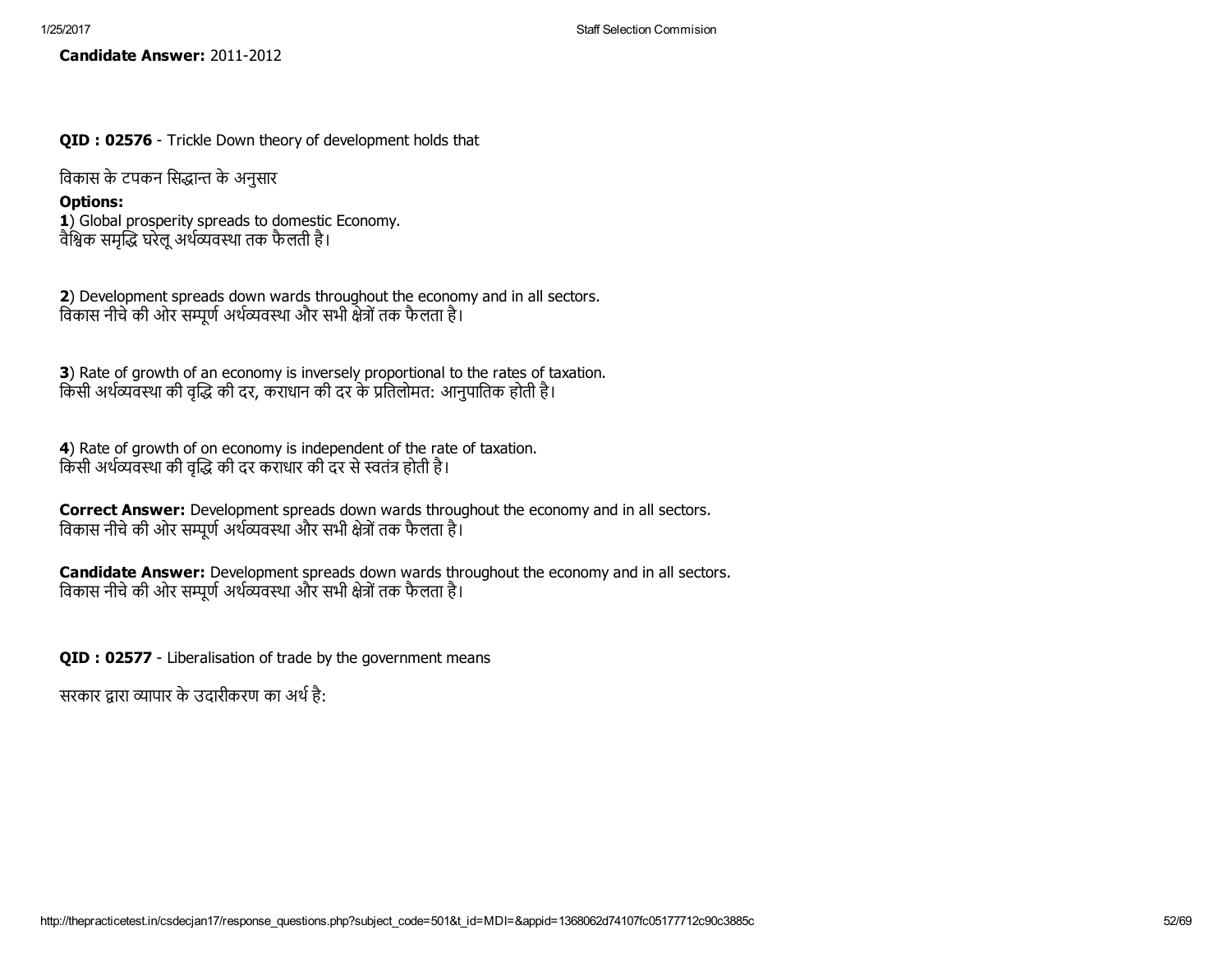**Candidate Answer:** 2011-2012

**QID : 02576** - Trickle Down theory of development holds that

विकास के टपकन सिद्धान्त के अनुसार

**Options:**

**1**) Global prosperity spreads to domestic Economy.
वैश्विक समृद्धि घरेलू अर्थव्यवस्था तक फैलती है।

**2**) Development spreads down wards throughout the economy and in all sectors.
विकास नीचे की ओर सम्पूर्ण अर्थव्यवस्था और सभी क्षेत्रों तक फैलता है।

**3**) Rate of growth of an economy is inversely proportional to the rates of taxation.
किसी अर्थव्यवस्था की वृद्धि की दर, कराधान की दर के प्रतिलोमत: आनुपातिक होती है।

**4**) Rate of growth of on economy is independent of the rate of taxation.
किसी अर्थव्यवस्था की वृद्धि की दर कराधार की दर से स्वतंत्र होती है।

**Correct Answer:** Development spreads down wards throughout the economy and in all sectors.
विकास नीचे की ओर सम्पूर्ण अर्थव्यवस्था और सभी क्षेत्रों तक फैलता है।

**Candidate Answer:** Development spreads down wards throughout the economy and in all sectors.
विकास नीचे की ओर सम्पूर्ण अर्थव्यवस्था और सभी क्षेत्रों तक फैलता है।

**QID : 02577** - Liberalisation of trade by the government means

सरकार द्वारा व्यापार के उदारीकरण का अर्थ है: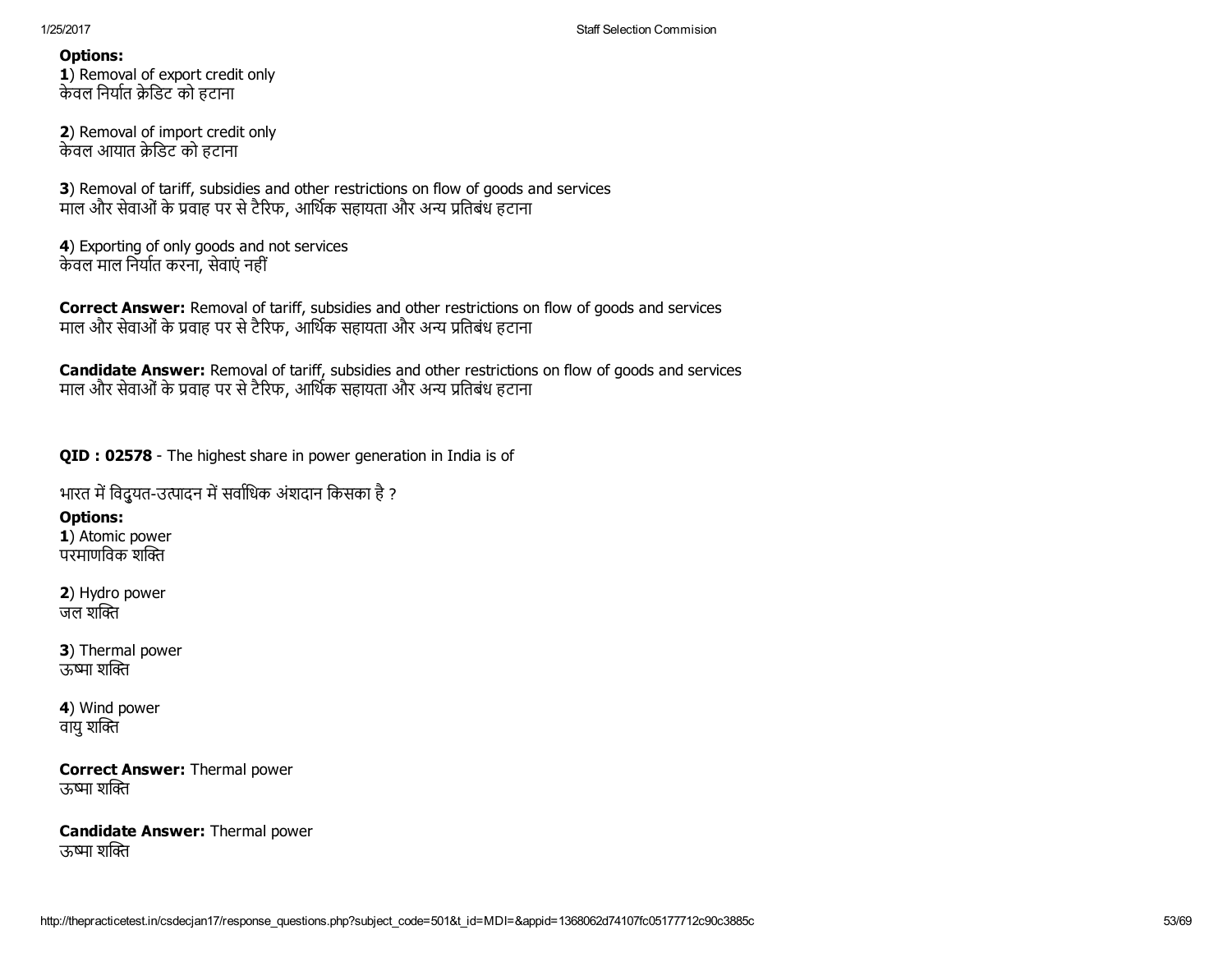**Options:**

**1**) Removal of export credit only
केवल निर्यात क्रेडिट को हटाना

**2**) Removal of import credit only
केवल आयात क्रेडिट को हटाना

**3**) Removal of tariff, subsidies and other restrictions on flow of goods and services
माल और सेवाओं के प्रवाह पर से टैरिफ, आर्थिक सहायता और अन्य प्रतिबंध हटाना

**4**) Exporting of only goods and not services
केवल माल निर्यात करना, सेवाएं नहीं

**Correct Answer:** Removal of tariff, subsidies and other restrictions on flow of goods and services
माल और सेवाओं के प्रवाह पर से टैरिफ, आर्थिक सहायता और अन्य प्रतिबंध हटाना

**Candidate Answer:** Removal of tariff, subsidies and other restrictions on flow of goods and services
माल और सेवाओं के प्रवाह पर से टैरिफ, आर्थिक सहायता और अन्य प्रतिबंध हटाना

**QID : 02578** - The highest share in power generation in India is of

भारत में विद्युत-उत्पादन में सर्वाधिक अंशदान किसका है ?

**Options:**

**1**) Atomic power
परमाणविक शक्ति

**2**) Hydro power
जल शक्ति

**3**) Thermal power
ऊष्मा शक्ति

**4**) Wind power
वायु शक्ति

**Correct Answer:** Thermal power
ऊष्मा शक्ति

**Candidate Answer:** Thermal power
ऊष्मा शक्ति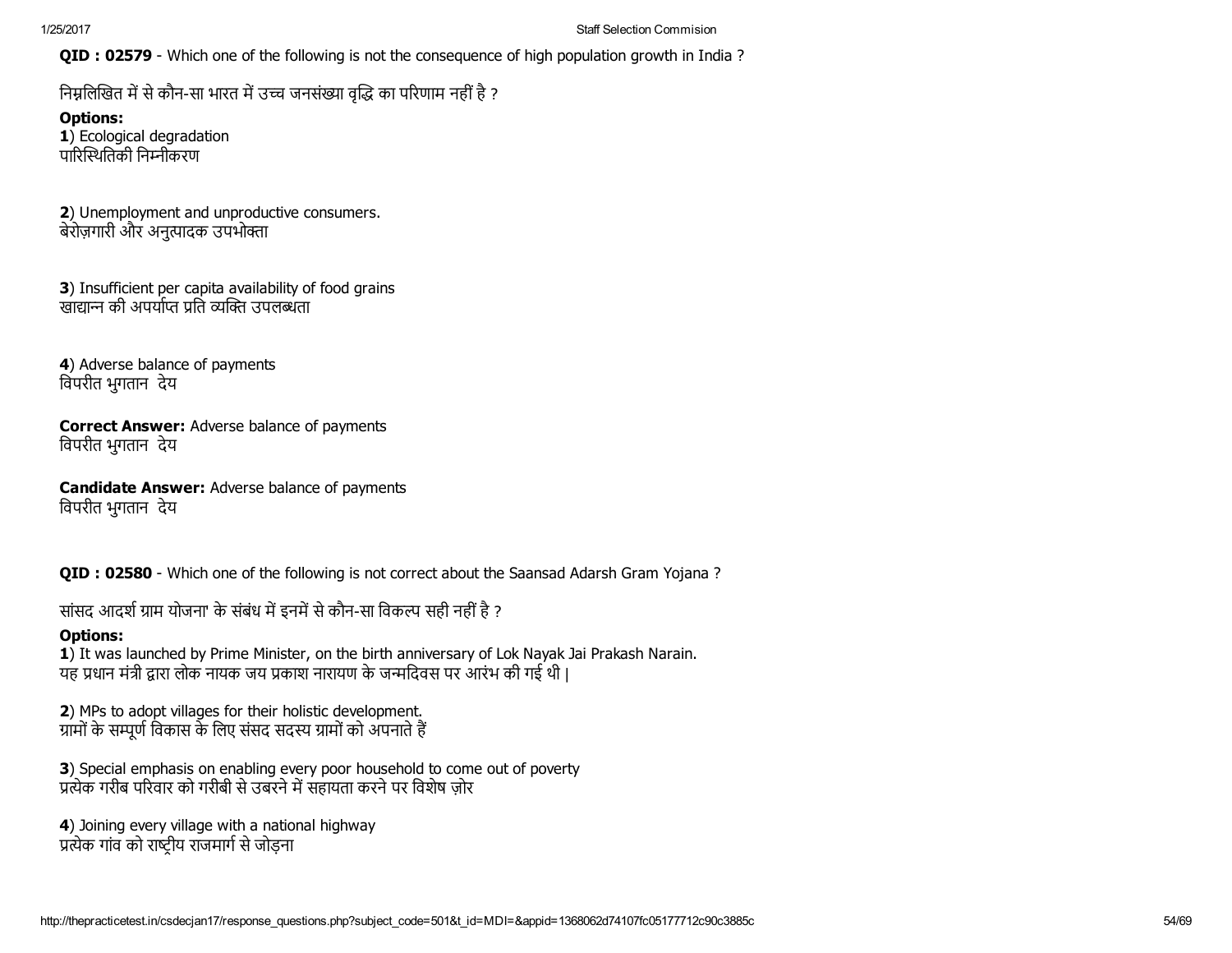**QID : 02579** - Which one of the following is not the consequence of high population growth in India ?

निम्नलिखित में से कौन-सा भारत में उच्च जनसंख्या वृद्धि का परिणाम नहीं है ?

**Options:**

**1**) Ecological degradation
पारिस्थितिकी निम्नीकरण

**2**) Unemployment and unproductive consumers.
बेरोज़गारी और अनुत्पादक उपभोक्ता

**3**) Insufficient per capita availability of food grains
खाद्यान्न की अपर्याप्त प्रति व्यक्ति उपलब्धता

**4**) Adverse balance of payments
विपरीत भुगतान  देय

**Correct Answer:** Adverse balance of payments
विपरीत भुगतान  देय

**Candidate Answer:** Adverse balance of payments
विपरीत भुगतान  देय

**QID : 02580** - Which one of the following is not correct about the Saansad Adarsh Gram Yojana ?

सांसद आदर्श ग्राम योजना' के संबंध में इनमें से कौन-सा विकल्प सही नहीं है ?

**Options:**

**1**) It was launched by Prime Minister, on the birth anniversary of Lok Nayak Jai Prakash Narain.
यह प्रधान मंत्री द्वारा लोक नायक जय प्रकाश नारायण के जन्मदिवस पर आरंभ की गई थी |

**2**) MPs to adopt villages for their holistic development.
ग्रामों के सम्पूर्ण विकास के लिए संसद सदस्य ग्रामों को अपनाते हैं

**3**) Special emphasis on enabling every poor household to come out of poverty
प्रत्येक गरीब परिवार को गरीबी से उबरने में सहायता करने पर विशेष ज़ोर

**4**) Joining every village with a national highway
प्रत्येक गांव को राष्ट्रीय राजमार्ग से जोड़ना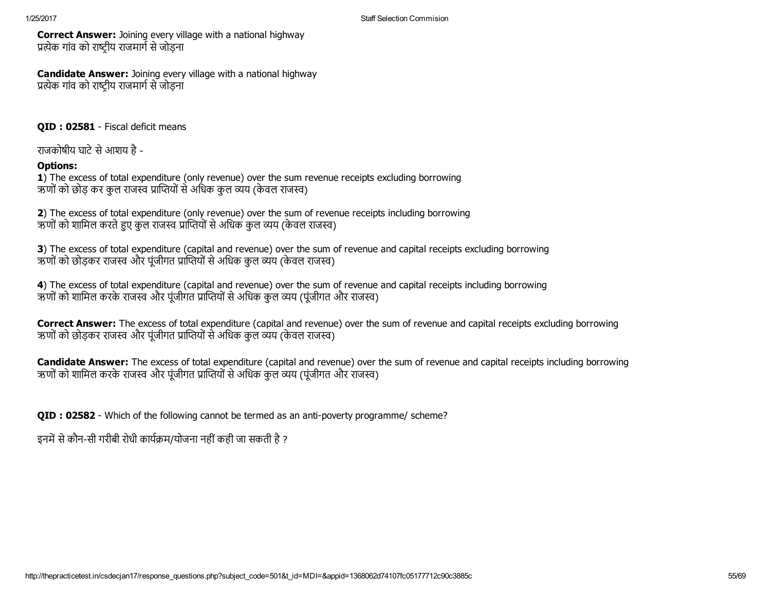**Correct Answer:** Joining every village with a national highway
प्रत्येक गांव को राष्ट्रीय राजमार्ग से जोड़ना

**Candidate Answer:** Joining every village with a national highway
प्रत्येक गांव को राष्ट्रीय राजमार्ग से जोड़ना

**QID : 02581** - Fiscal deficit means

राजकोषीय घाटे से आशय है -

**Options:**

**1**) The excess of total expenditure (only revenue) over the sum revenue receipts excluding borrowing
ऋणों को छोड़ कर कुल राजस्व प्राप्तियों से अधिक कुल व्यय (केवल राजस्व)

**2**) The excess of total expenditure (only revenue) over the sum of revenue receipts including borrowing
ऋणों को शामिल करते हुए कुल राजस्व प्राप्तियों से अधिक कुल व्यय (केवल राजस्व)

**3**) The excess of total expenditure (capital and revenue) over the sum of revenue and capital receipts excluding borrowing
ऋणों को छोड़कर राजस्व और पूंजीगत प्राप्तियों से अधिक कुल व्यय (केवल राजस्व)

**4**) The excess of total expenditure (capital and revenue) over the sum of revenue and capital receipts including borrowing
ऋणों को शामिल करके राजस्व और पूंजीगत प्राप्तियों से अधिक कुल व्यय (पूंजीगत और राजस्व)

**Correct Answer:** The excess of total expenditure (capital and revenue) over the sum of revenue and capital receipts excluding borrowing
ऋणों को छोड़कर राजस्व और पूंजीगत प्राप्तियों से अधिक कुल व्यय (केवल राजस्व)

**Candidate Answer:** The excess of total expenditure (capital and revenue) over the sum of revenue and capital receipts including borrowing
ऋणों को शामिल करके राजस्व और पूंजीगत प्राप्तियों से अधिक कुल व्यय (पूंजीगत और राजस्व)

**QID : 02582** - Which of the following cannot be termed as an anti-poverty programme/ scheme?

इनमें से कौन-सी गरीबी रोधी कार्यक्रम/योजना नहीं कही जा सकती है ?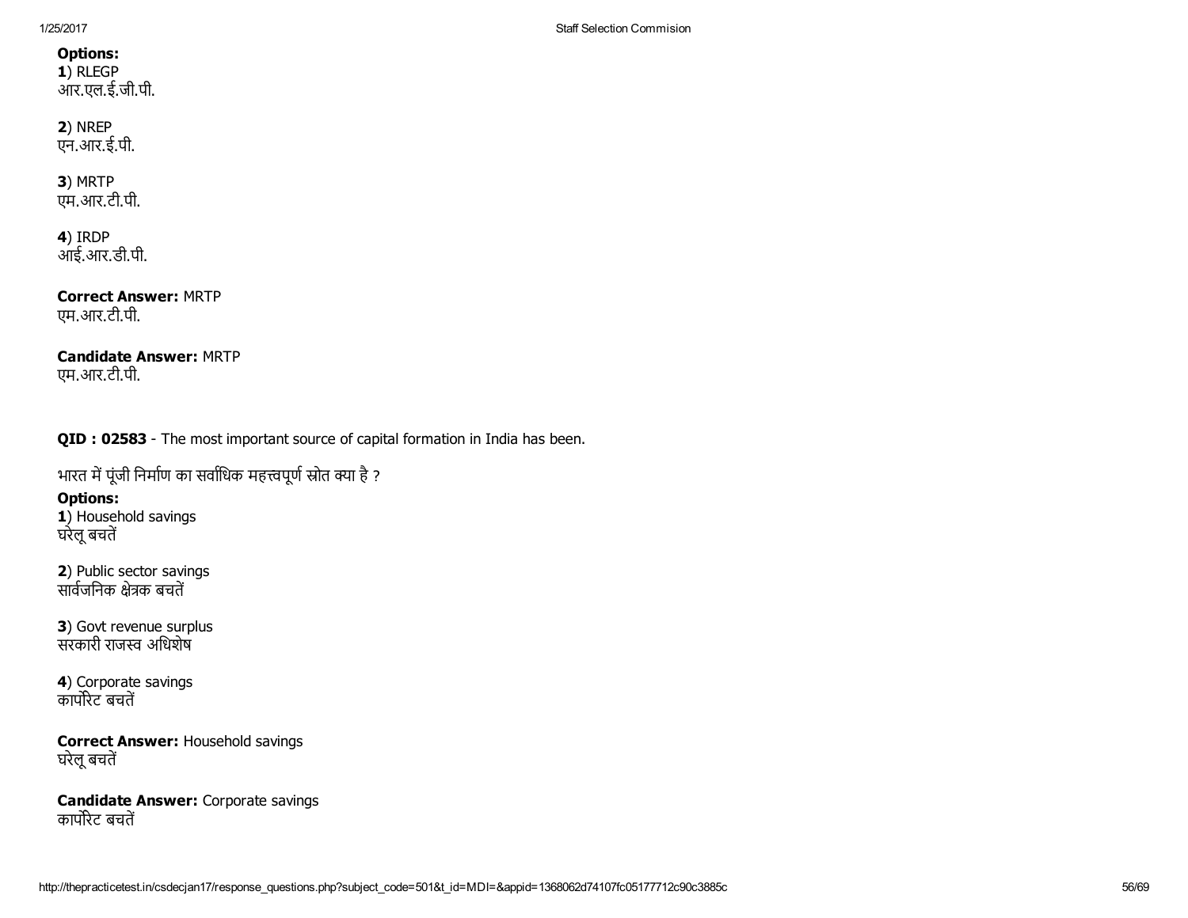**Options:**
**1**) RLEGP
आर.एल.ई.जी.पी.

**2**) NREP
एन.आर.ई.पी.

**3**) MRTP
एम.आर.टी.पी.

**4**) IRDP
आई.आर.डी.पी.

**Correct Answer:** MRTP
एम.आर.टी.पी.

**Candidate Answer:** MRTP
एम.आर.टी.पी.

**QID : 02583** - The most important source of capital formation in India has been.

भारत में पूंजी निर्माण का सर्वाधिक महत्त्वपूर्ण स्रोत क्या है ?

**Options:**
**1**) Household savings
घरेलू बचतें

**2**) Public sector savings
सार्वजनिक क्षेत्रक बचतें

**3**) Govt revenue surplus
सरकारी राजस्व अधिशेष

**4**) Corporate savings
कार्पोरेट बचतें

**Correct Answer:** Household savings
घरेलू बचतें

**Candidate Answer:** Corporate savings
कार्पोरेट बचतें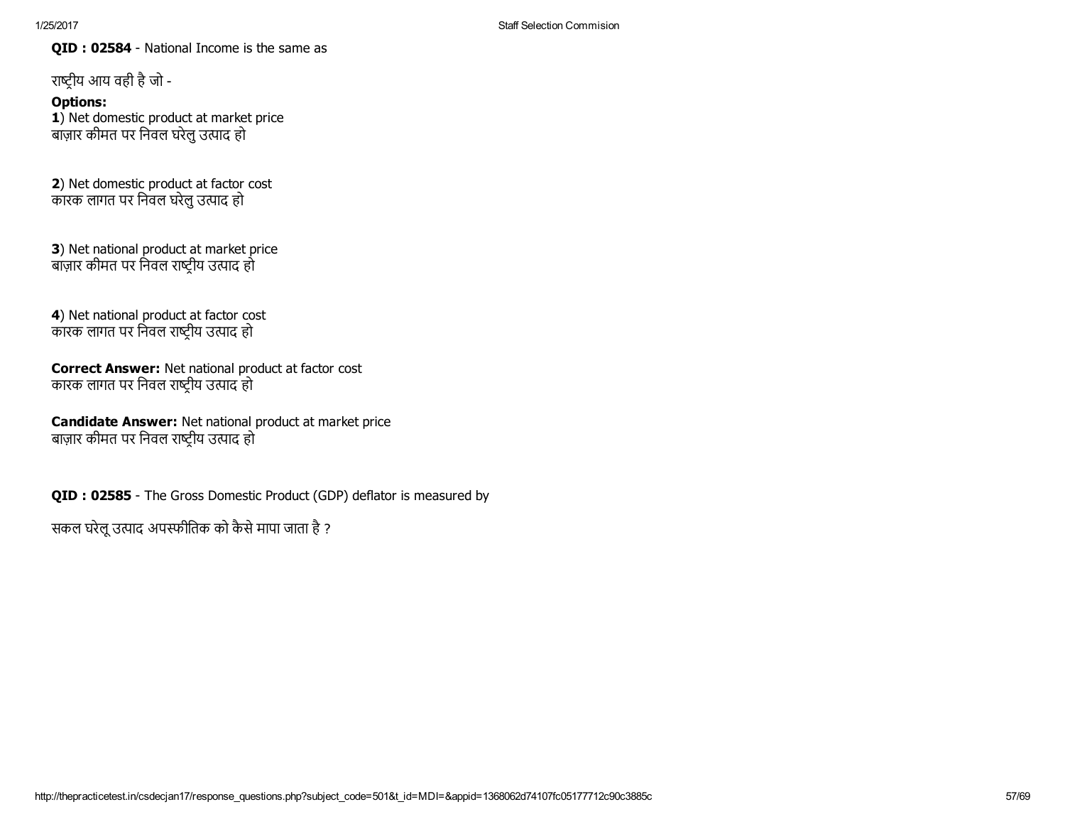**QID : 02584** - National Income is the same as

राष्ट्रीय आय वही है जो -

**Options:**

**1**) Net domestic product at market price
बाज़ार कीमत पर निवल घरेलु उत्पाद हो

**2**) Net domestic product at factor cost
कारक लागत पर निवल घरेलु उत्पाद हो

**3**) Net national product at market price
बाज़ार कीमत पर निवल राष्ट्रीय उत्पाद हो

**4**) Net national product at factor cost
कारक लागत पर निवल राष्ट्रीय उत्पाद हो

**Correct Answer:** Net national product at factor cost
कारक लागत पर निवल राष्ट्रीय उत्पाद हो

**Candidate Answer:** Net national product at market price
बाज़ार कीमत पर निवल राष्ट्रीय उत्पाद हो

**QID : 02585** - The Gross Domestic Product (GDP) deflator is measured by

सकल घरेलू उत्पाद अपस्फीतिक को कैसे मापा जाता है ?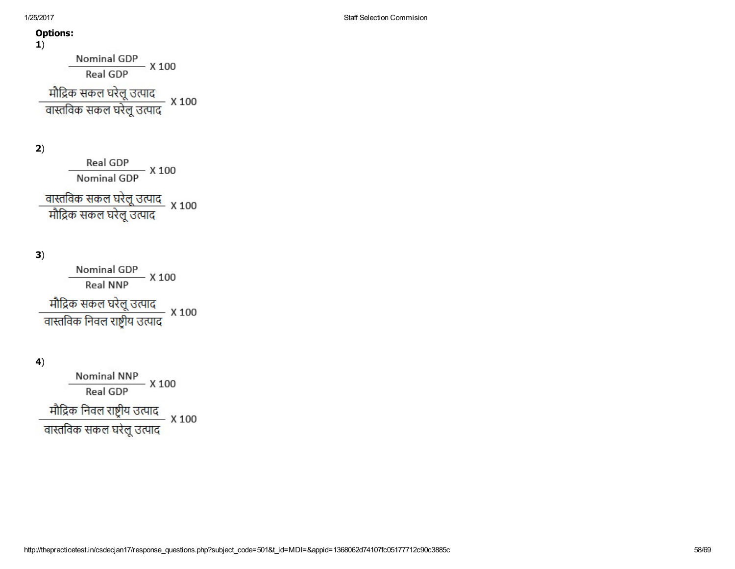**Options:**

**1**)

$$\frac{\text{Nominal GDP}}{\text{Real GDP}} \times 100$$

$$\frac{\text{मौद्रिक सकल घरेलू उत्पाद}}{\text{वास्तविक सकल घरेलू उत्पाद}} \times 100$$

**2**)

$$\frac{\text{Real GDP}}{\text{Nominal GDP}} \times 100$$

$$\frac{\text{वास्तविक सकल घरेलू उत्पाद}}{\text{मौद्रिक सकल घरेलू उत्पाद}} \times 100$$

**3**)

$$\frac{\text{Nominal GDP}}{\text{Real NNP}} \times 100$$

$$\frac{\text{मौद्रिक सकल घरेलू उत्पाद}}{\text{वास्तविक निवल राष्ट्रीय उत्पाद}} \times 100$$

**4**)

$$\frac{\text{Nominal NNP}}{\text{Real GDP}} \times 100$$

$$\frac{\text{मौद्रिक निवल राष्ट्रीय उत्पाद}}{\text{वास्तविक सकल घरेलू उत्पाद}} \times 100$$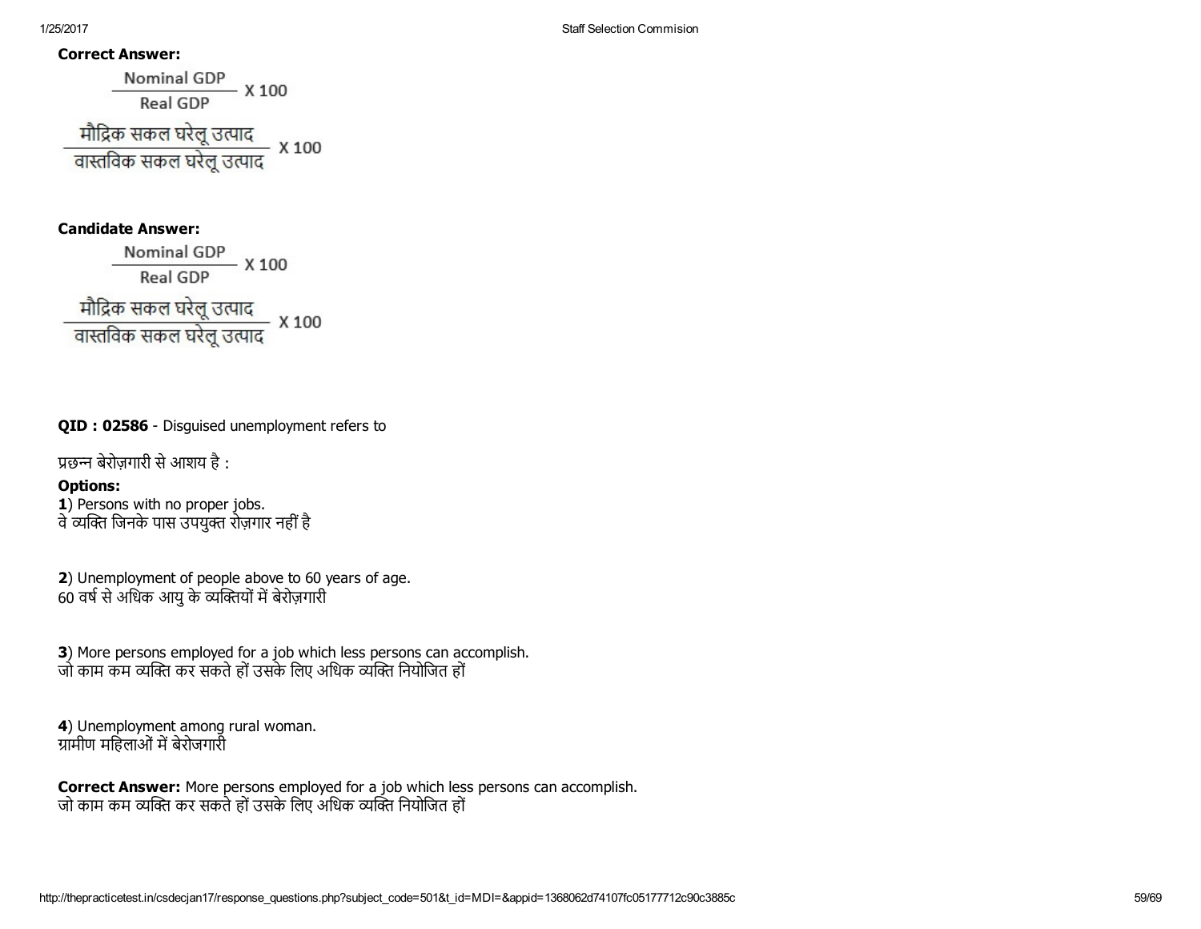**Correct Answer:**

$$\frac{\text{Nominal GDP}}{\text{Real GDP}} \times 100$$

$$\frac{\text{मौद्रिक सकल घरेलू उत्पाद}}{\text{वास्तविक सकल घरेलू उत्पाद}} \times 100$$

**Candidate Answer:**

$$\frac{\text{Nominal GDP}}{\text{Real GDP}} \times 100$$

$$\frac{\text{मौद्रिक सकल घरेलू उत्पाद}}{\text{वास्तविक सकल घरेलू उत्पाद}} \times 100$$

**QID : 02586** - Disguised unemployment refers to

प्रछन्न बेरोज़गारी से आशय है :

**Options:**

**1**) Persons with no proper jobs.
वे व्यक्ति जिनके पास उपयुक्त रोज़गार नहीं है

**2**) Unemployment of people above to 60 years of age.
60 वर्ष से अधिक आयु के व्यक्तियों में बेरोज़गारी

**3**) More persons employed for a job which less persons can accomplish.
जो काम कम व्यक्ति कर सकते हों उसके लिए अधिक व्यक्ति नियोजित हों

**4**) Unemployment among rural woman.
ग्रामीण महिलाओं में बेरोजगारी

**Correct Answer:** More persons employed for a job which less persons can accomplish.
जो काम कम व्यक्ति कर सकते हों उसके लिए अधिक व्यक्ति नियोजित हों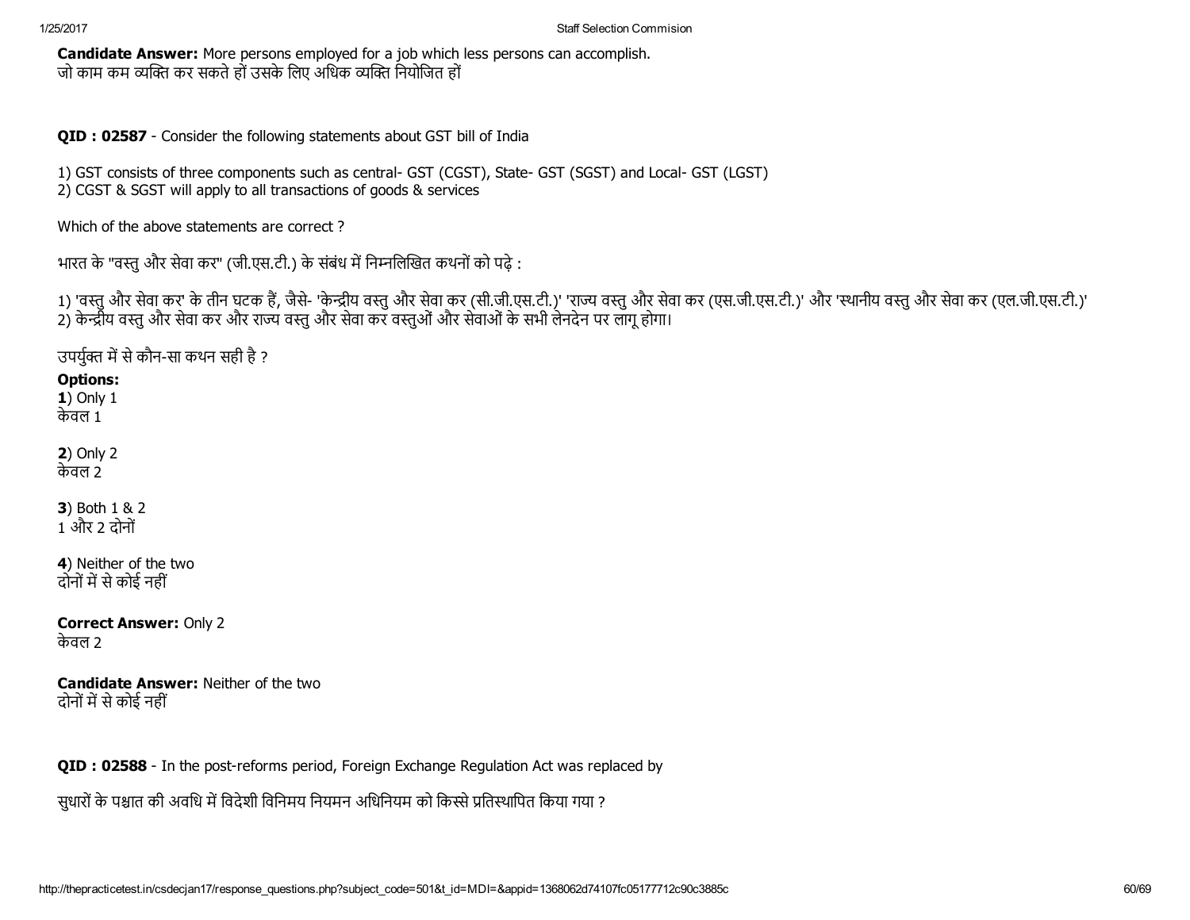**Candidate Answer:** More persons employed for a job which less persons can accomplish.
जो काम कम व्यक्ति कर सकते हों उसके लिए अधिक व्यक्ति नियोजित हों

**QID : 02587** - Consider the following statements about GST bill of India

1) GST consists of three components such as central- GST (CGST), State- GST (SGST) and Local- GST (LGST)
2) CGST & SGST will apply to all transactions of goods & services

Which of the above statements are correct ?

भारत के "वस्तु और सेवा कर" (जी.एस.टी.) के संबंध में निम्नलिखित कथनों को पढ़े :

1) 'वस्तु और सेवा कर' के तीन घटक हैं, जैसे- 'केन्द्रीय वस्तु और सेवा कर (सी.जी.एस.टी.)' 'राज्य वस्तु और सेवा कर (एस.जी.एस.टी.)' और 'स्थानीय वस्तु और सेवा कर (एल.जी.एस.टी.)'
2) केन्द्रीय वस्तु और सेवा कर और राज्य वस्तु और सेवा कर वस्तुओं और सेवाओं के सभी लेनदेन पर लागू होगा।

उपर्युक्त में से कौन-सा कथन सही है ?

**Options:**

**1**) Only 1
केवल 1

**2**) Only 2
केवल 2

**3**) Both 1 & 2
1 और 2 दोनों

**4**) Neither of the two
दोनों में से कोई नहीं

**Correct Answer:** Only 2
केवल 2

**Candidate Answer:** Neither of the two
दोनों में से कोई नहीं

**QID : 02588** - In the post-reforms period, Foreign Exchange Regulation Act was replaced by

सुधारों के पश्चात की अवधि में विदेशी विनिमय नियमन अधिनियम को किस्से प्रतिस्थापित किया गया ?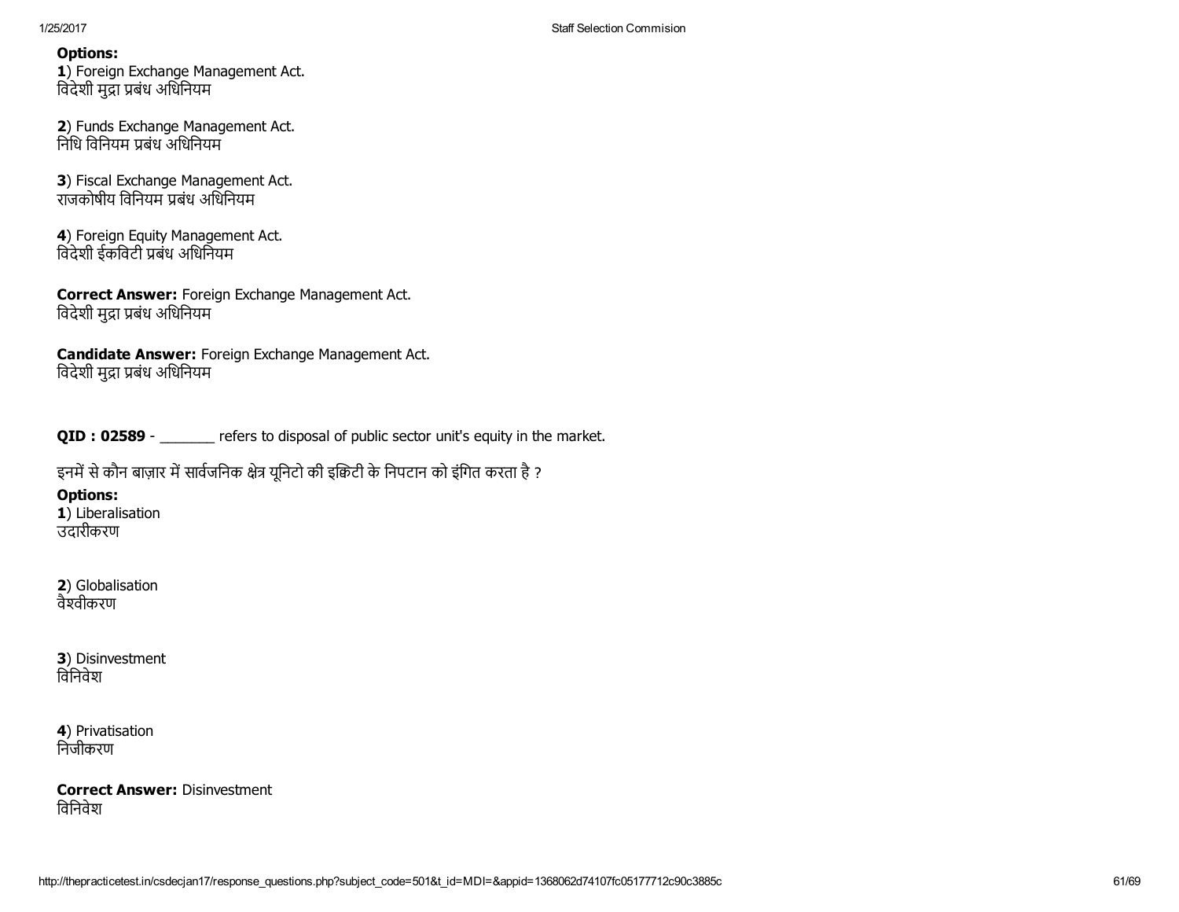**Options:**
**1**) Foreign Exchange Management Act.
विदेशी मुद्रा प्रबंध अधिनियम

**2**) Funds Exchange Management Act.
निधि विनियम प्रबंध अधिनियम

**3**) Fiscal Exchange Management Act.
राजकोषीय विनियम प्रबंध अधिनियम

**4**) Foreign Equity Management Act.
विदेशी ईकविटी प्रबंध अधिनियम

**Correct Answer:** Foreign Exchange Management Act.
विदेशी मुद्रा प्रबंध अधिनियम

**Candidate Answer:** Foreign Exchange Management Act.
विदेशी मुद्रा प्रबंध अधिनियम

**QID : 02589** - _______ refers to disposal of public sector unit's equity in the market.

इनमें से कौन बाज़ार में सार्वजनिक क्षेत्र यूनिटो की इक्विटी के निपटान को इंगित करता है ?

**Options:**
**1**) Liberalisation
उदारीकरण

**2**) Globalisation
वैश्वीकरण

**3**) Disinvestment
विनिवेश

**4**) Privatisation
निजीकरण

**Correct Answer:** Disinvestment
विनिवेश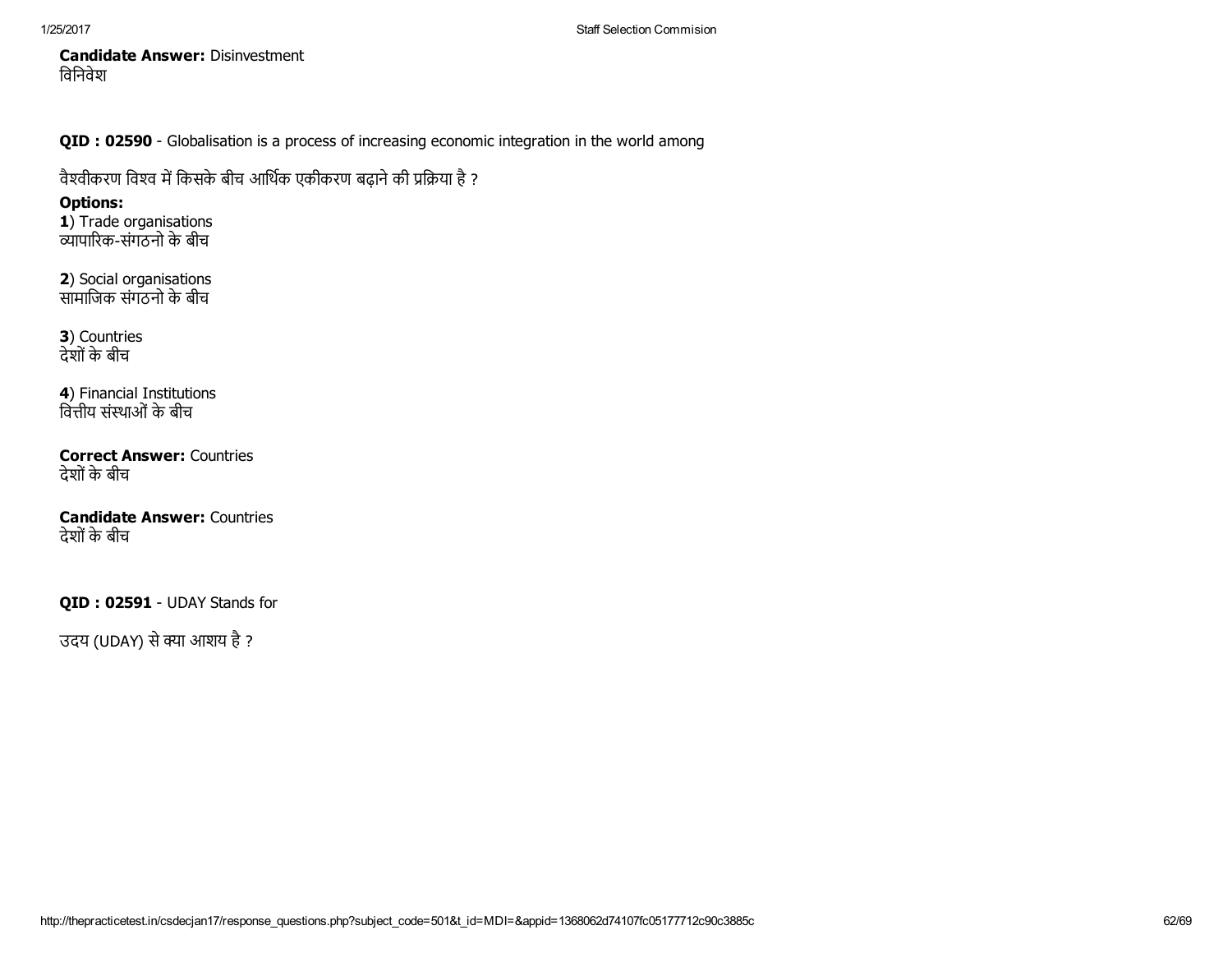**Candidate Answer:** Disinvestment
विनिवेश

**QID : 02590** - Globalisation is a process of increasing economic integration in the world among

वैश्वीकरण विश्व में किसके बीच आर्थिक एकीकरण बढ़ाने की प्रक्रिया है ?

**Options:**

**1**) Trade organisations
व्यापारिक-संगठनो के बीच

**2**) Social organisations
सामाजिक संगठनो के बीच

**3**) Countries
देशों के बीच

**4**) Financial Institutions
वित्तीय संस्थाओं के बीच

**Correct Answer:** Countries
देशों के बीच

**Candidate Answer:** Countries
देशों के बीच

**QID : 02591** - UDAY Stands for

उदय (UDAY) से क्या आशय है ?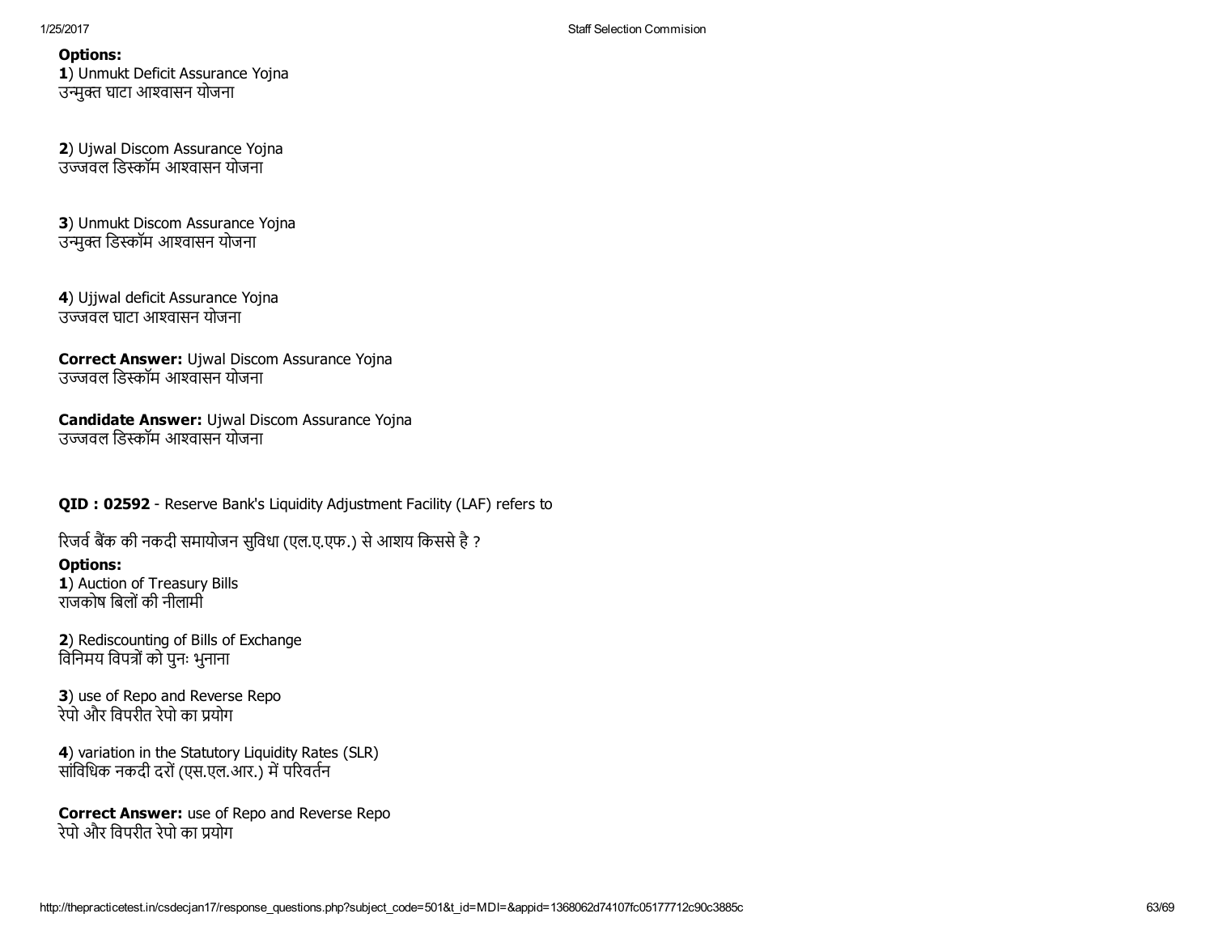**Options:**

**1**) Unmukt Deficit Assurance Yojna
उन्मुक्त घाटा आश्वासन योजना

**2**) Ujwal Discom Assurance Yojna
उज्जवल डिस्कॉम आश्वासन योजना

**3**) Unmukt Discom Assurance Yojna
उन्मुक्त डिस्कॉम आश्वासन योजना

**4**) Ujjwal deficit Assurance Yojna
उज्जवल घाटा आश्वासन योजना

**Correct Answer:** Ujwal Discom Assurance Yojna
उज्जवल डिस्कॉम आश्वासन योजना

**Candidate Answer:** Ujwal Discom Assurance Yojna
उज्जवल डिस्कॉम आश्वासन योजना

**QID : 02592** - Reserve Bank's Liquidity Adjustment Facility (LAF) refers to

रिजर्व बैंक की नकदी समायोजन सुविधा (एल.ए.एफ.) से आशय किससे है ?

**Options:**

**1**) Auction of Treasury Bills
राजकोष बिलों की नीलामी

**2**) Rediscounting of Bills of Exchange
विनिमय विपत्रों को पुनः भुनाना

**3**) use of Repo and Reverse Repo
रेपो और विपरीत रेपो का प्रयोग

**4**) variation in the Statutory Liquidity Rates (SLR)
सांविधिक नकदी दरों (एस.एल.आर.) में परिवर्तन

**Correct Answer:** use of Repo and Reverse Repo
रेपो और विपरीत रेपो का प्रयोग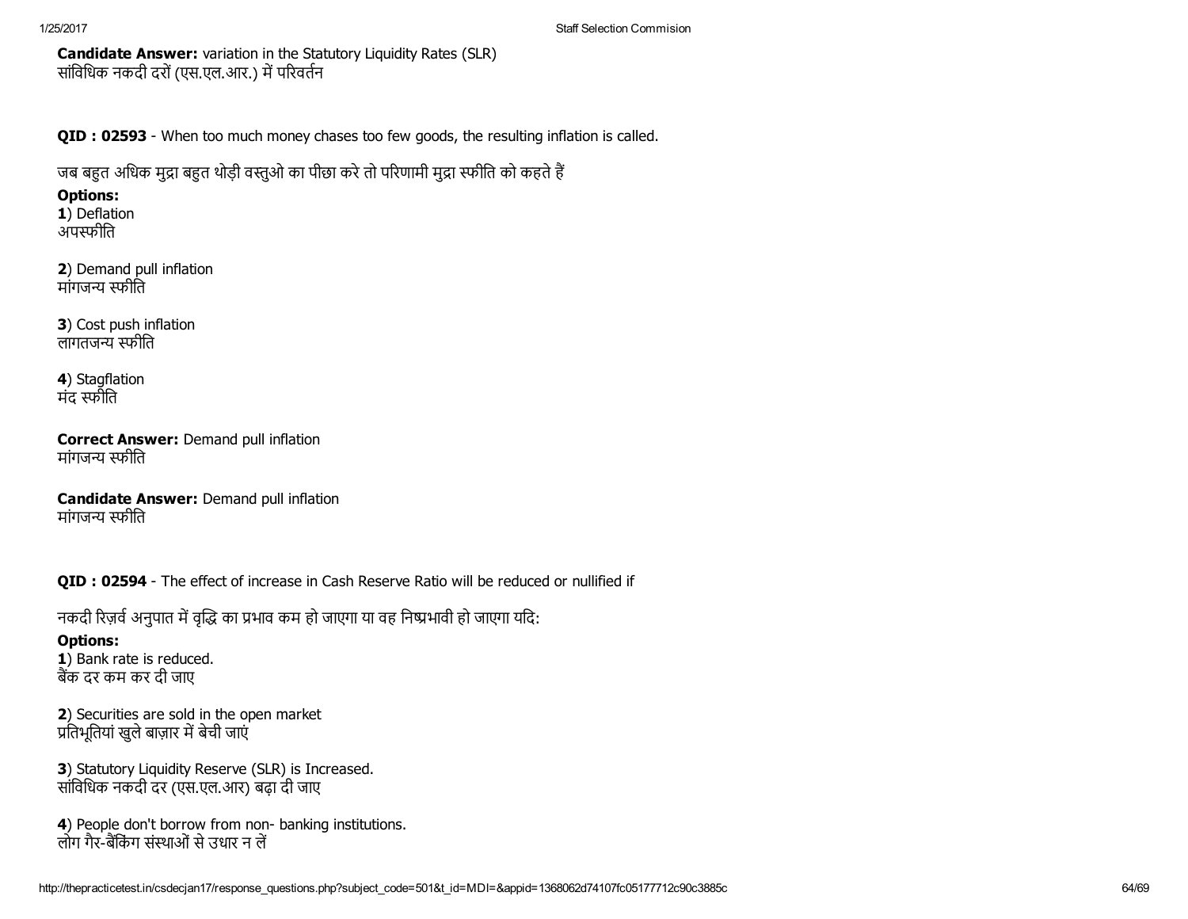**Candidate Answer:** variation in the Statutory Liquidity Rates (SLR)
सांविधिक नकदी दरों (एस.एल.आर.) में परिवर्तन

**QID : 02593** - When too much money chases too few goods, the resulting inflation is called.

जब बहुत अधिक मुद्रा बहुत थोड़ी वस्तुओ का पीछा करे तो परिणामी मुद्रा स्फीति को कहते हैं

**Options:**

**1**) Deflation
अपस्फीति

**2**) Demand pull inflation
मांगजन्य स्फीति

**3**) Cost push inflation
लागतजन्य स्फीति

**4**) Stagflation
मंद स्फीति

**Correct Answer:** Demand pull inflation
मांगजन्य स्फीति

**Candidate Answer:** Demand pull inflation
मांगजन्य स्फीति

**QID : 02594** - The effect of increase in Cash Reserve Ratio will be reduced or nullified if

नकदी रिज़र्व अनुपात में वृद्धि का प्रभाव कम हो जाएगा या वह निष्प्रभावी हो जाएगा यदि:

**Options:**

**1**) Bank rate is reduced.
बैंक दर कम कर दी जाए

**2**) Securities are sold in the open market
प्रतिभूतियां खुले बाज़ार में बेची जाएं

**3**) Statutory Liquidity Reserve (SLR) is Increased.
सांविधिक नकदी दर (एस.एल.आर) बढ़ा दी जाए

**4**) People don't borrow from non- banking institutions.
लोग गैर-बैंकिंग संस्थाओं से उधार न लें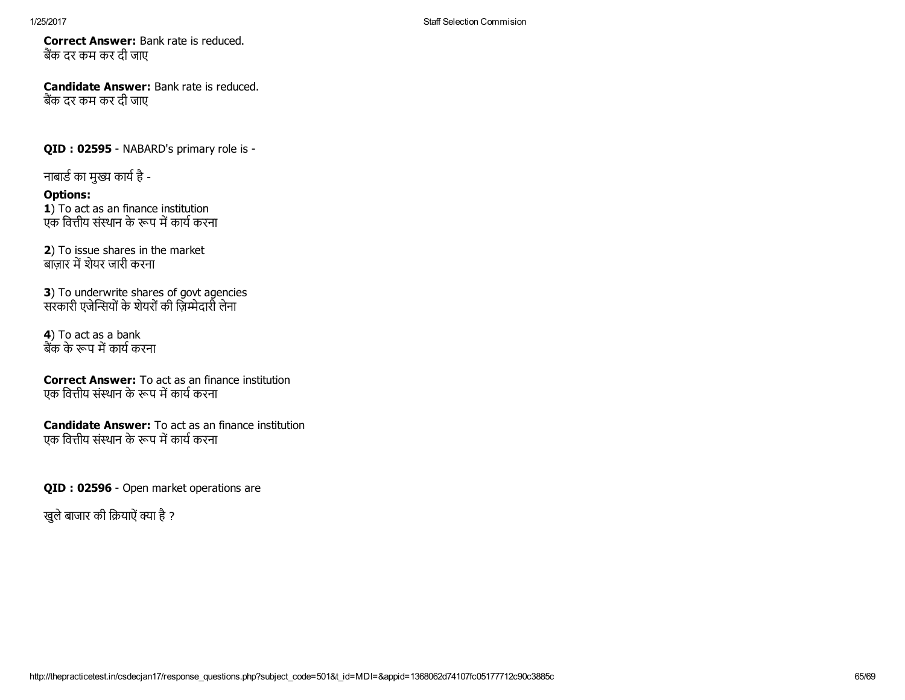**Correct Answer:** Bank rate is reduced.
बैंक दर कम कर दी जाए

**Candidate Answer:** Bank rate is reduced.
बैंक दर कम कर दी जाए

**QID : 02595** - NABARD's primary role is -

नाबार्ड का मुख्य कार्य है -

**Options:**

**1**) To act as an finance institution
एक वित्तीय संस्थान के रूप में कार्य करना

**2**) To issue shares in the market
बाज़ार में शेयर जारी करना

**3**) To underwrite shares of govt agencies
सरकारी एजेन्सियों के शेयरों की ज़िम्मेदारी लेना

**4**) To act as a bank
बैंक के रूप में कार्य करना

**Correct Answer:** To act as an finance institution
एक वित्तीय संस्थान के रूप में कार्य करना

**Candidate Answer:** To act as an finance institution
एक वित्तीय संस्थान के रूप में कार्य करना

**QID : 02596** - Open market operations are

खुले बाजार की क्रियाऐं क्या है ?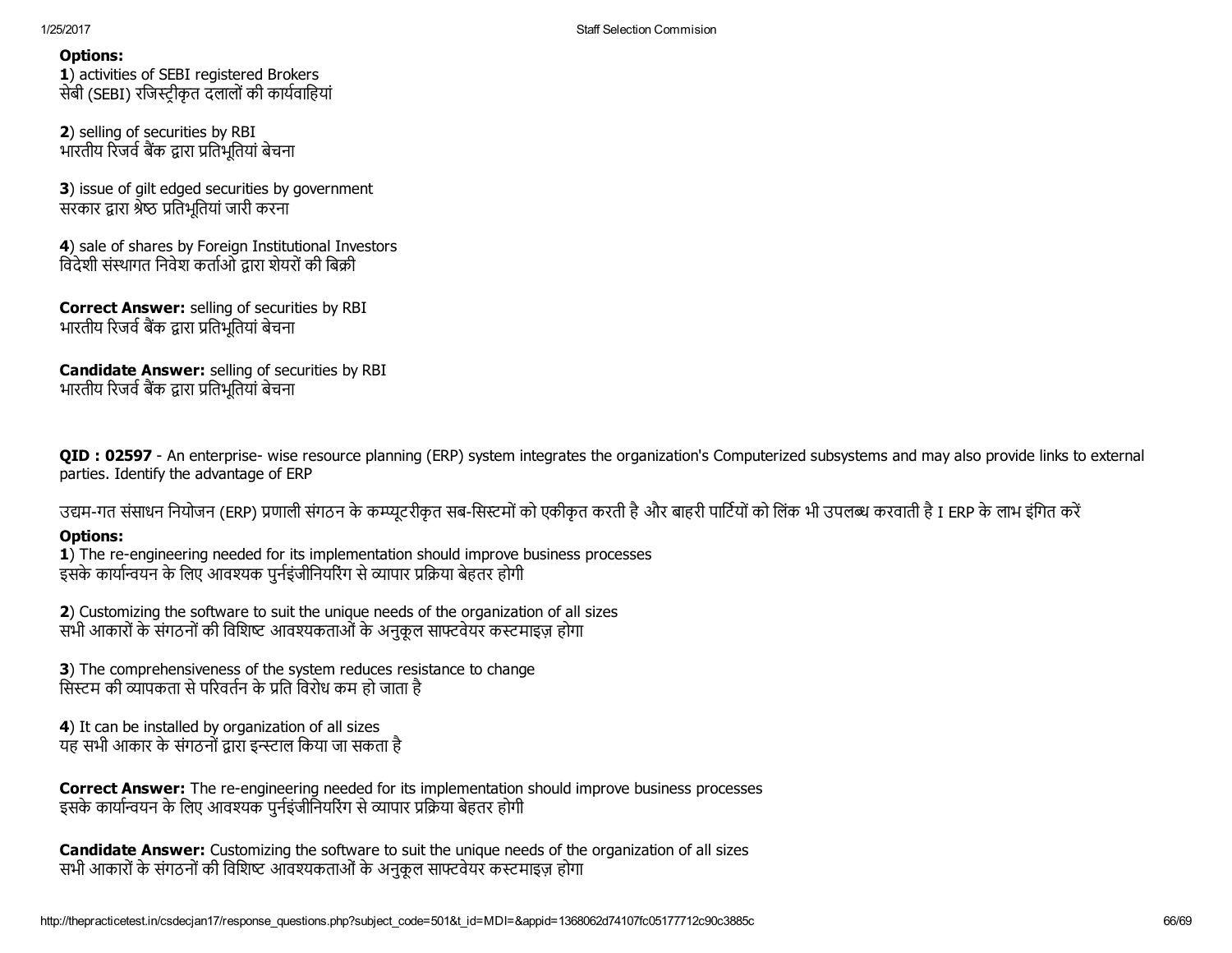**Options:**

**1**) activities of SEBI registered Brokers
सेबी (SEBI) रजिस्ट्रीकृत दलालों की कार्यवाहियां

**2**) selling of securities by RBI
भारतीय रिजर्व बैंक द्वारा प्रतिभूतियां बेचना

**3**) issue of gilt edged securities by government
सरकार द्वारा श्रेष्ठ प्रतिभूतियां जारी करना

**4**) sale of shares by Foreign Institutional Investors
विदेशी संस्थागत निवेश कर्ताओ द्वारा शेयरों की बिक्री

**Correct Answer:** selling of securities by RBI
भारतीय रिजर्व बैंक द्वारा प्रतिभूतियां बेचना

**Candidate Answer:** selling of securities by RBI
भारतीय रिजर्व बैंक द्वारा प्रतिभूतियां बेचना

**QID : 02597** - An enterprise- wise resource planning (ERP) system integrates the organization's Computerized subsystems and may also provide links to external parties. Identify the advantage of ERP

उद्यम-गत संसाधन नियोजन (ERP) प्रणाली संगठन के कम्प्यूटरीकृत सब-सिस्टमों को एकीकृत करती है और बाहरी पार्टियों को लिंक भी उपलब्ध करवाती है I ERP के लाभ इंगित करें

**Options:**

**1**) The re-engineering needed for its implementation should improve business processes
इसके कार्यान्वयन के लिए आवश्यक पुर्नइंजीनियरिंग से व्यापार प्रक्रिया बेहतर होगी

**2**) Customizing the software to suit the unique needs of the organization of all sizes
सभी आकारों के संगठनों की विशिष्ट आवश्यकताओं के अनुकूल साफ्टवेयर कस्टमाइज़ होगा

**3**) The comprehensiveness of the system reduces resistance to change
सिस्टम की व्यापकता से परिवर्तन के प्रति विरोध कम हो जाता है

**4**) It can be installed by organization of all sizes
यह सभी आकार के संगठनों द्वारा इन्स्टाल किया जा सकता है

**Correct Answer:** The re-engineering needed for its implementation should improve business processes
इसके कार्यान्वयन के लिए आवश्यक पुर्नइंजीनियरिंग से व्यापार प्रक्रिया बेहतर होगी

**Candidate Answer:** Customizing the software to suit the unique needs of the organization of all sizes
सभी आकारों के संगठनों की विशिष्ट आवश्यकताओं के अनुकूल साफ्टवेयर कस्टमाइज़ होगा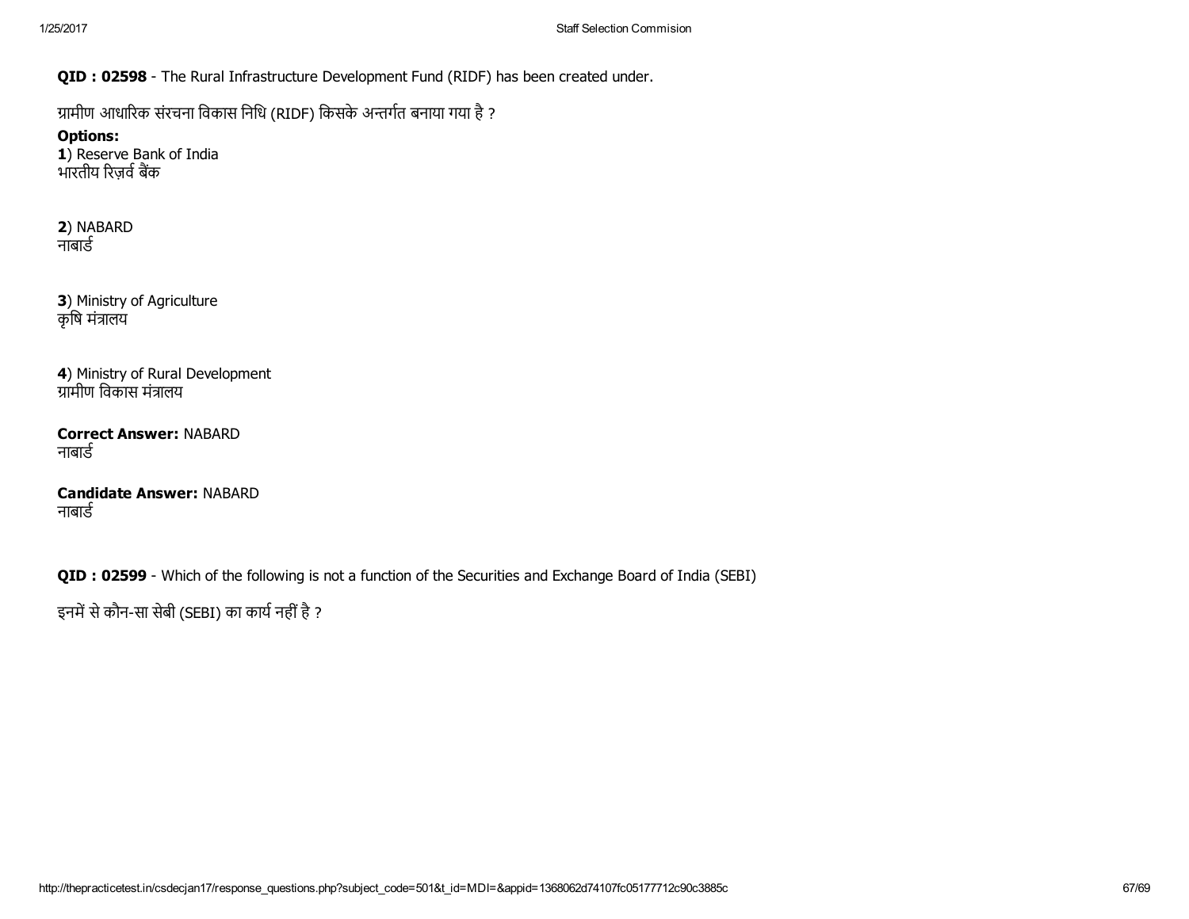**QID : 02598** - The Rural Infrastructure Development Fund (RIDF) has been created under.

ग्रामीण आधारिक संरचना विकास निधि (RIDF) किसके अन्तर्गत बनाया गया है ?

**Options:**

**1**) Reserve Bank of India
भारतीय रिज़र्व बैंक

**2**) NABARD
नाबार्ड

**3**) Ministry of Agriculture
कृषि मंत्रालय

**4**) Ministry of Rural Development
ग्रामीण विकास मंत्रालय

**Correct Answer:** NABARD
नाबार्ड

**Candidate Answer:** NABARD
नाबार्ड

**QID : 02599** - Which of the following is not a function of the Securities and Exchange Board of India (SEBI)

इनमें से कौन-सा सेबी (SEBI) का कार्य नहीं है ?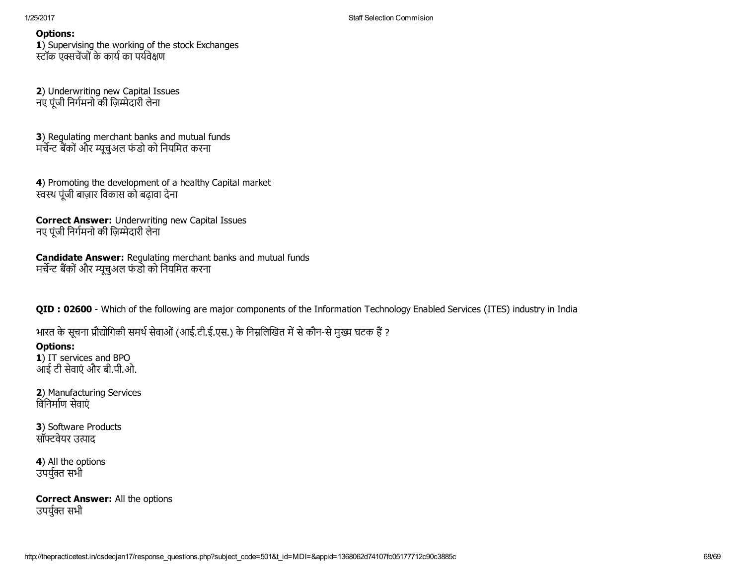**Options:**

**1**) Supervising the working of the stock Exchanges
स्टॉक एक्सचेंजों के कार्य का पर्यवेक्षण

**2**) Underwriting new Capital Issues
नए पूंजी निर्गमनो की ज़िम्मेदारी लेना

**3**) Regulating merchant banks and mutual funds
मर्चेन्ट बैंकों और म्यूचुअल फंडो को नियमित करना

**4**) Promoting the development of a healthy Capital market
स्वस्थ पूंजी बाज़ार विकास को बढ़ावा देना

**Correct Answer:** Underwriting new Capital Issues
नए पूंजी निर्गमनो की ज़िम्मेदारी लेना

**Candidate Answer:** Regulating merchant banks and mutual funds
मर्चेन्ट बैंकों और म्यूचुअल फंडो को नियमित करना

**QID : 02600** - Which of the following are major components of the Information Technology Enabled Services (ITES) industry in India

भारत के सूचना प्रौद्योगिकी समर्थ सेवाओं (आई.टी.ई.एस.) के निम्नलिखित में से कौन-से मुख्य घटक हैं ?

**Options:**

**1**) IT services and BPO
आई टी सेवाएं और बी.पी.ओ.

**2**) Manufacturing Services
विनिर्माण सेवाएं

**3**) Software Products
सॉफ्टवेयर उत्पाद

**4**) All the options
उपर्युक्त सभी

**Correct Answer:** All the options
उपर्युक्त सभी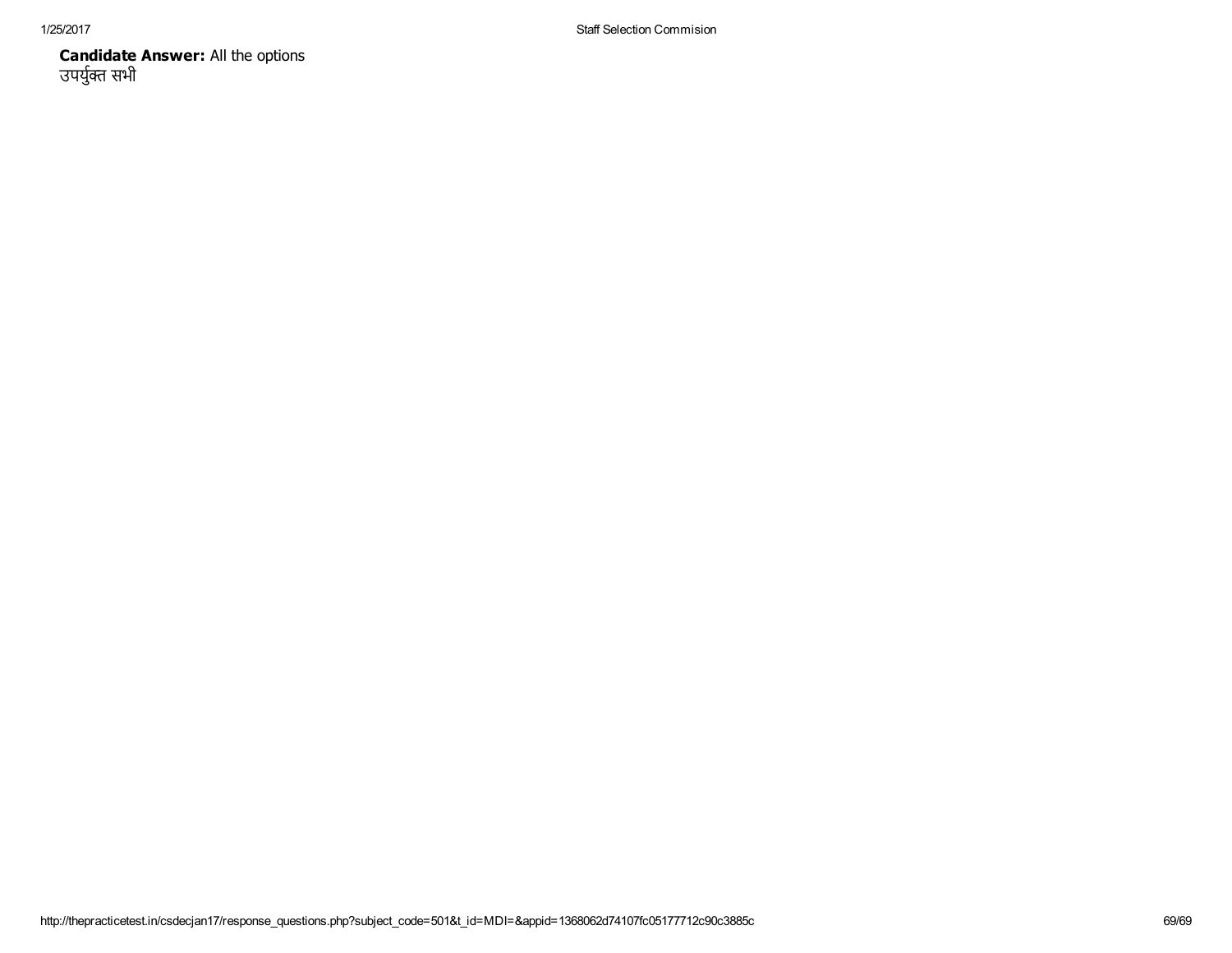**Candidate Answer:** All the options
उपर्युक्त सभी